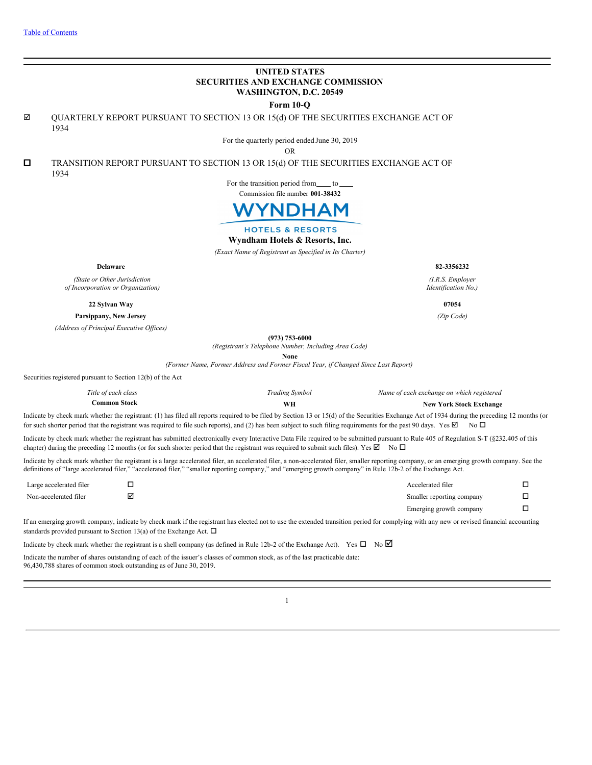[Table of Contents]

# UNITED STATES
# SECURITIES AND EXCHANGE COMMISSION
# WASHINGTON, D.C. 20549

## Form 10-Q

☑ QUARTERLY REPORT PURSUANT TO SECTION 13 OR 15(d) OF THE SECURITIES EXCHANGE ACT OF 1934

For the quarterly period ended June 30, 2019

OR

☐ TRANSITION REPORT PURSUANT TO SECTION 13 OR 15(d) OF THE SECURITIES EXCHANGE ACT OF 1934

For the transition period from____ to ____

Commission file number **001-38432**

WYNDHAM HOTELS & RESORTS

**Wyndham Hotels & Resorts, Inc.**

*(Exact Name of Registrant as Specified in Its Charter)*

| | |
|---|---|
| **Delaware** | **82-3356232** |
| *(State or Other Jurisdiction of Incorporation or Organization)* | *(I.R.S. Employer Identification No.)* |
| **22 Sylvan Way** | **07054** |
| **Parsippany, New Jersey** | *(Zip Code)* |
| *(Address of Principal Executive Offices)* | |

**(973) 753-6000**

*(Registrant's Telephone Number, Including Area Code)*

**None**

*(Former Name, Former Address and Former Fiscal Year, if Changed Since Last Report)*

Securities registered pursuant to Section 12(b) of the Act

| *Title of each class* | *Trading Symbol* | *Name of each exchange on which registered* |
|---|---|---|
| **Common Stock** | **WH** | **New York Stock Exchange** |

Indicate by check mark whether the registrant: (1) has filed all reports required to be filed by Section 13 or 15(d) of the Securities Exchange Act of 1934 during the preceding 12 months (or for such shorter period that the registrant was required to file such reports), and (2) has been subject to such filing requirements for the past 90 days. Yes ☑ No ☐

Indicate by check mark whether the registrant has submitted electronically every Interactive Data File required to be submitted pursuant to Rule 405 of Regulation S-T (§232.405 of this chapter) during the preceding 12 months (or for such shorter period that the registrant was required to submit such files). Yes ☑ No ☐

Indicate by check mark whether the registrant is a large accelerated filer, an accelerated filer, a non-accelerated filer, smaller reporting company, or an emerging growth company. See the definitions of "large accelerated filer," "accelerated filer," "smaller reporting company," and "emerging growth company" in Rule 12b-2 of the Exchange Act.

| | | | |
|---|---|---|---|
| Large accelerated filer | ☐ | Accelerated filer | ☐ |
| Non-accelerated filer | ☑ | Smaller reporting company | ☐ |
| | | Emerging growth company | ☐ |

If an emerging growth company, indicate by check mark if the registrant has elected not to use the extended transition period for complying with any new or revised financial accounting standards provided pursuant to Section 13(a) of the Exchange Act. ☐

Indicate by check mark whether the registrant is a shell company (as defined in Rule 12b-2 of the Exchange Act). Yes ☐ No ☑

Indicate the number of shares outstanding of each of the issuer's classes of common stock, as of the last practicable date:
96,430,788 shares of common stock outstanding as of June 30, 2019.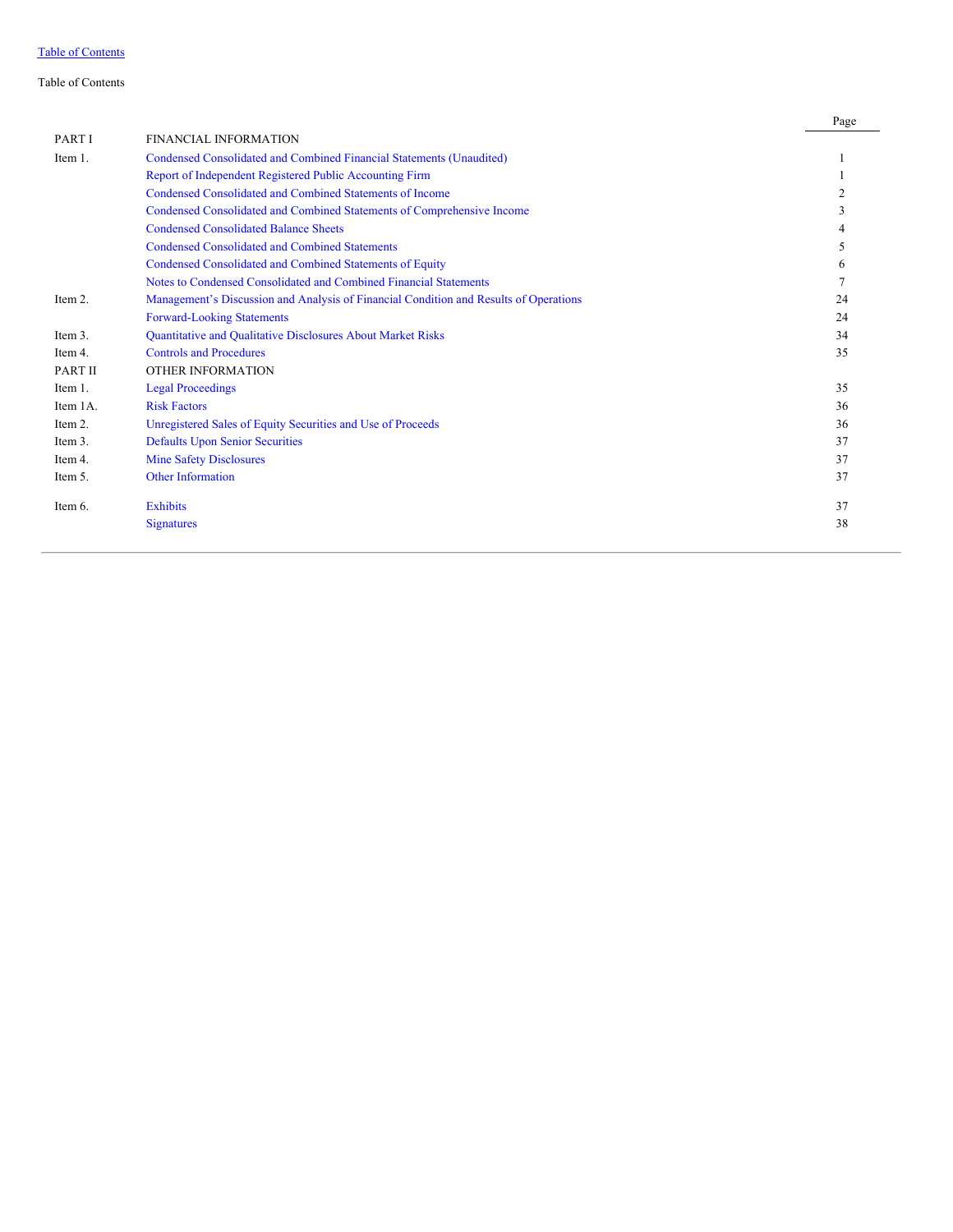Table of Contents

Table of Contents

| | | Page |
|---|---|---|
| PART I | FINANCIAL INFORMATION | |
| Item 1. | Condensed Consolidated and Combined Financial Statements (Unaudited) | 1 |
| | Report of Independent Registered Public Accounting Firm | 1 |
| | Condensed Consolidated and Combined Statements of Income | 2 |
| | Condensed Consolidated and Combined Statements of Comprehensive Income | 3 |
| | Condensed Consolidated Balance Sheets | 4 |
| | Condensed Consolidated and Combined Statements | 5 |
| | Condensed Consolidated and Combined Statements of Equity | 6 |
| | Notes to Condensed Consolidated and Combined Financial Statements | 7 |
| Item 2. | Management's Discussion and Analysis of Financial Condition and Results of Operations | 24 |
| | Forward-Looking Statements | 24 |
| Item 3. | Quantitative and Qualitative Disclosures About Market Risks | 34 |
| Item 4. | Controls and Procedures | 35 |
| PART II | OTHER INFORMATION | |
| Item 1. | Legal Proceedings | 35 |
| Item 1A. | Risk Factors | 36 |
| Item 2. | Unregistered Sales of Equity Securities and Use of Proceeds | 36 |
| Item 3. | Defaults Upon Senior Securities | 37 |
| Item 4. | Mine Safety Disclosures | 37 |
| Item 5. | Other Information | 37 |
| Item 6. | Exhibits | 37 |
| | Signatures | 38 |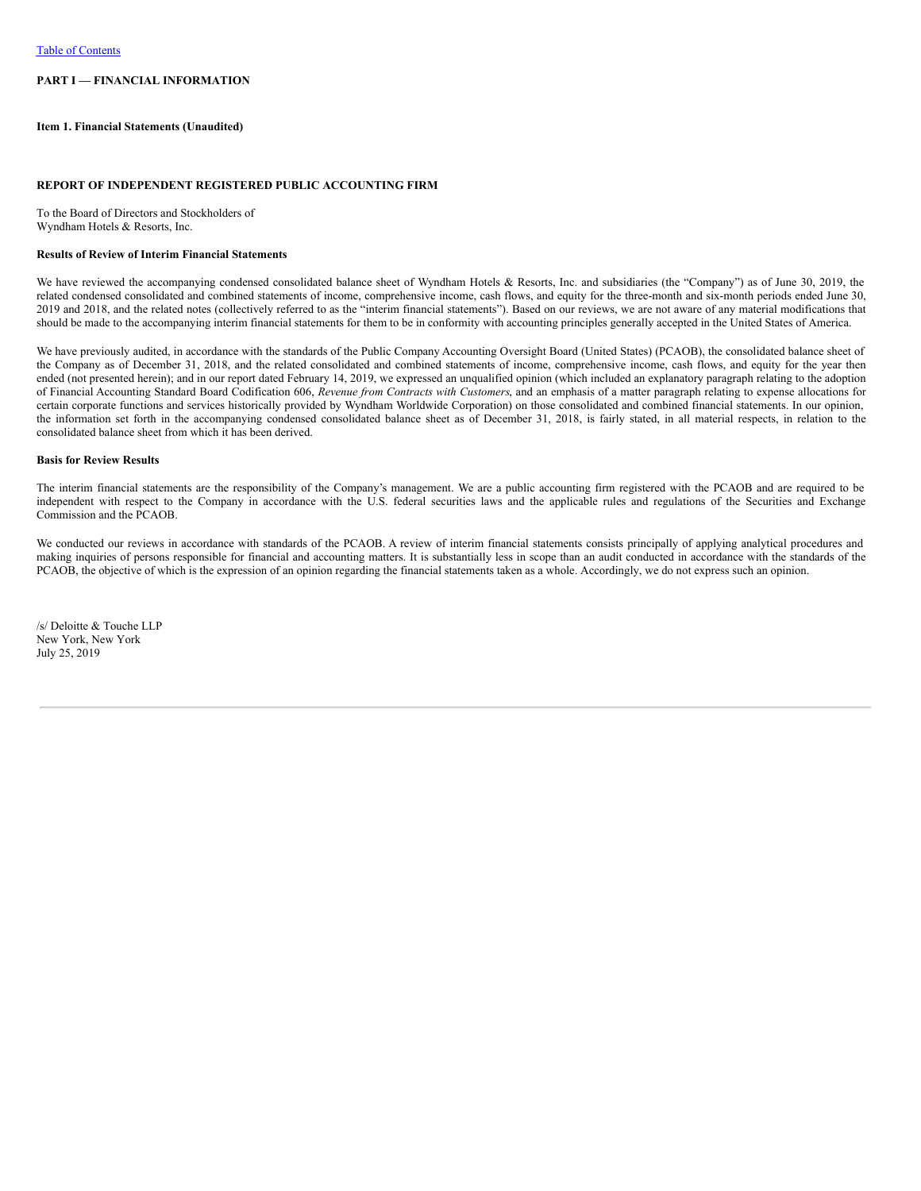[Table of Contents](#)

**PART I — FINANCIAL INFORMATION**

**Item 1. Financial Statements (Unaudited)**

## REPORT OF INDEPENDENT REGISTERED PUBLIC ACCOUNTING FIRM

To the Board of Directors and Stockholders of
Wyndham Hotels & Resorts, Inc.

**Results of Review of Interim Financial Statements**

We have reviewed the accompanying condensed consolidated balance sheet of Wyndham Hotels & Resorts, Inc. and subsidiaries (the "Company") as of June 30, 2019, the related condensed consolidated and combined statements of income, comprehensive income, cash flows, and equity for the three-month and six-month periods ended June 30, 2019 and 2018, and the related notes (collectively referred to as the "interim financial statements"). Based on our reviews, we are not aware of any material modifications that should be made to the accompanying interim financial statements for them to be in conformity with accounting principles generally accepted in the United States of America.

We have previously audited, in accordance with the standards of the Public Company Accounting Oversight Board (United States) (PCAOB), the consolidated balance sheet of the Company as of December 31, 2018, and the related consolidated and combined statements of income, comprehensive income, cash flows, and equity for the year then ended (not presented herein); and in our report dated February 14, 2019, we expressed an unqualified opinion (which included an explanatory paragraph relating to the adoption of Financial Accounting Standard Board Codification 606, *Revenue from Contracts with Customers*, and an emphasis of a matter paragraph relating to expense allocations for certain corporate functions and services historically provided by Wyndham Worldwide Corporation) on those consolidated and combined financial statements. In our opinion, the information set forth in the accompanying condensed consolidated balance sheet as of December 31, 2018, is fairly stated, in all material respects, in relation to the consolidated balance sheet from which it has been derived.

**Basis for Review Results**

The interim financial statements are the responsibility of the Company's management. We are a public accounting firm registered with the PCAOB and are required to be independent with respect to the Company in accordance with the U.S. federal securities laws and the applicable rules and regulations of the Securities and Exchange Commission and the PCAOB.

We conducted our reviews in accordance with standards of the PCAOB. A review of interim financial statements consists principally of applying analytical procedures and making inquiries of persons responsible for financial and accounting matters. It is substantially less in scope than an audit conducted in accordance with the standards of the PCAOB, the objective of which is the expression of an opinion regarding the financial statements taken as a whole. Accordingly, we do not express such an opinion.

/s/ Deloitte & Touche LLP
New York, New York
July 25, 2019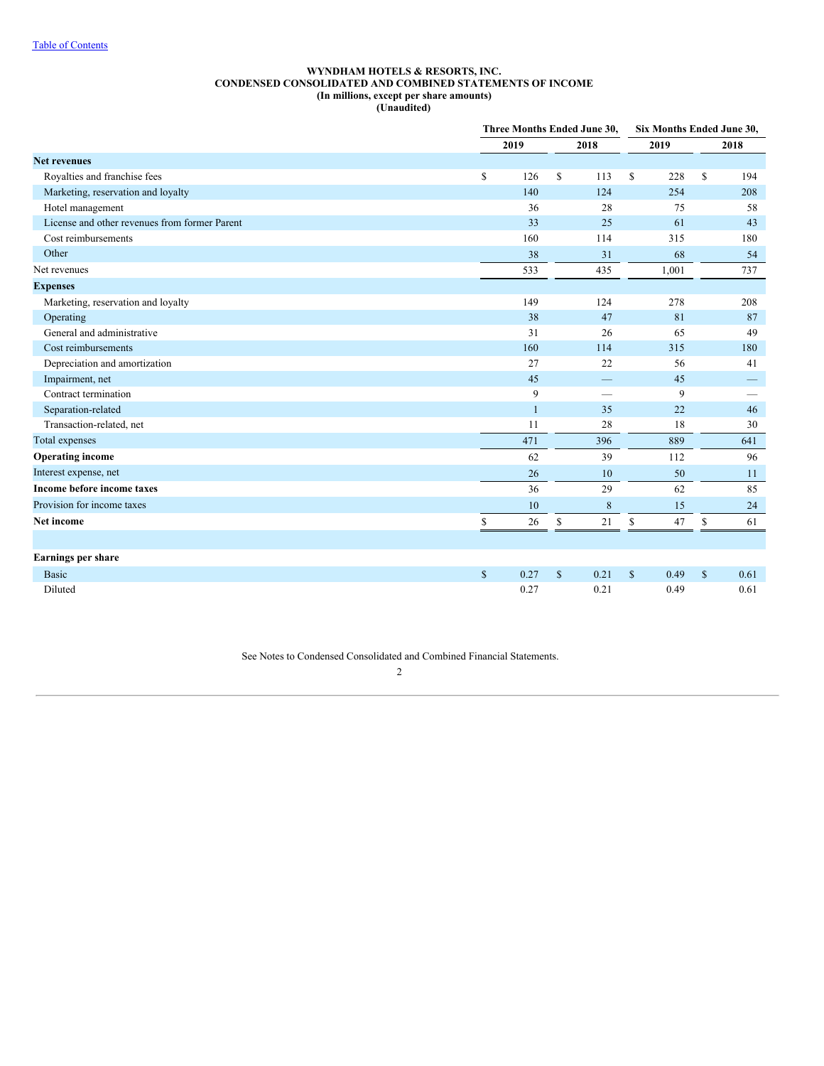[Table of Contents](#)

**WYNDHAM HOTELS & RESORTS, INC.**
**CONDENSED CONSOLIDATED AND COMBINED STATEMENTS OF INCOME**
**(In millions, except per share amounts)**
**(Unaudited)**

| | Three Months Ended June 30, | | Six Months Ended June 30, | |
|---|---|---|---|---|
| | 2019 | 2018 | 2019 | 2018 |
| **Net revenues** | | | | |
| Royalties and franchise fees | $ 126 | $ 113 | $ 228 | $ 194 |
| Marketing, reservation and loyalty | 140 | 124 | 254 | 208 |
| Hotel management | 36 | 28 | 75 | 58 |
| License and other revenues from former Parent | 33 | 25 | 61 | 43 |
| Cost reimbursements | 160 | 114 | 315 | 180 |
| Other | 38 | 31 | 68 | 54 |
| Net revenues | 533 | 435 | 1,001 | 737 |
| **Expenses** | | | | |
| Marketing, reservation and loyalty | 149 | 124 | 278 | 208 |
| Operating | 38 | 47 | 81 | 87 |
| General and administrative | 31 | 26 | 65 | 49 |
| Cost reimbursements | 160 | 114 | 315 | 180 |
| Depreciation and amortization | 27 | 22 | 56 | 41 |
| Impairment, net | 45 | — | 45 | — |
| Contract termination | 9 | — | 9 | — |
| Separation-related | 1 | 35 | 22 | 46 |
| Transaction-related, net | 11 | 28 | 18 | 30 |
| Total expenses | 471 | 396 | 889 | 641 |
| **Operating income** | 62 | 39 | 112 | 96 |
| Interest expense, net | 26 | 10 | 50 | 11 |
| **Income before income taxes** | 36 | 29 | 62 | 85 |
| Provision for income taxes | 10 | 8 | 15 | 24 |
| **Net income** | $ 26 | $ 21 | $ 47 | $ 61 |
| | | | | |
| **Earnings per share** | | | | |
| Basic | $ 0.27 | $ 0.21 | $ 0.49 | $ 0.61 |
| Diluted | 0.27 | 0.21 | 0.49 | 0.61 |

See Notes to Condensed Consolidated and Combined Financial Statements.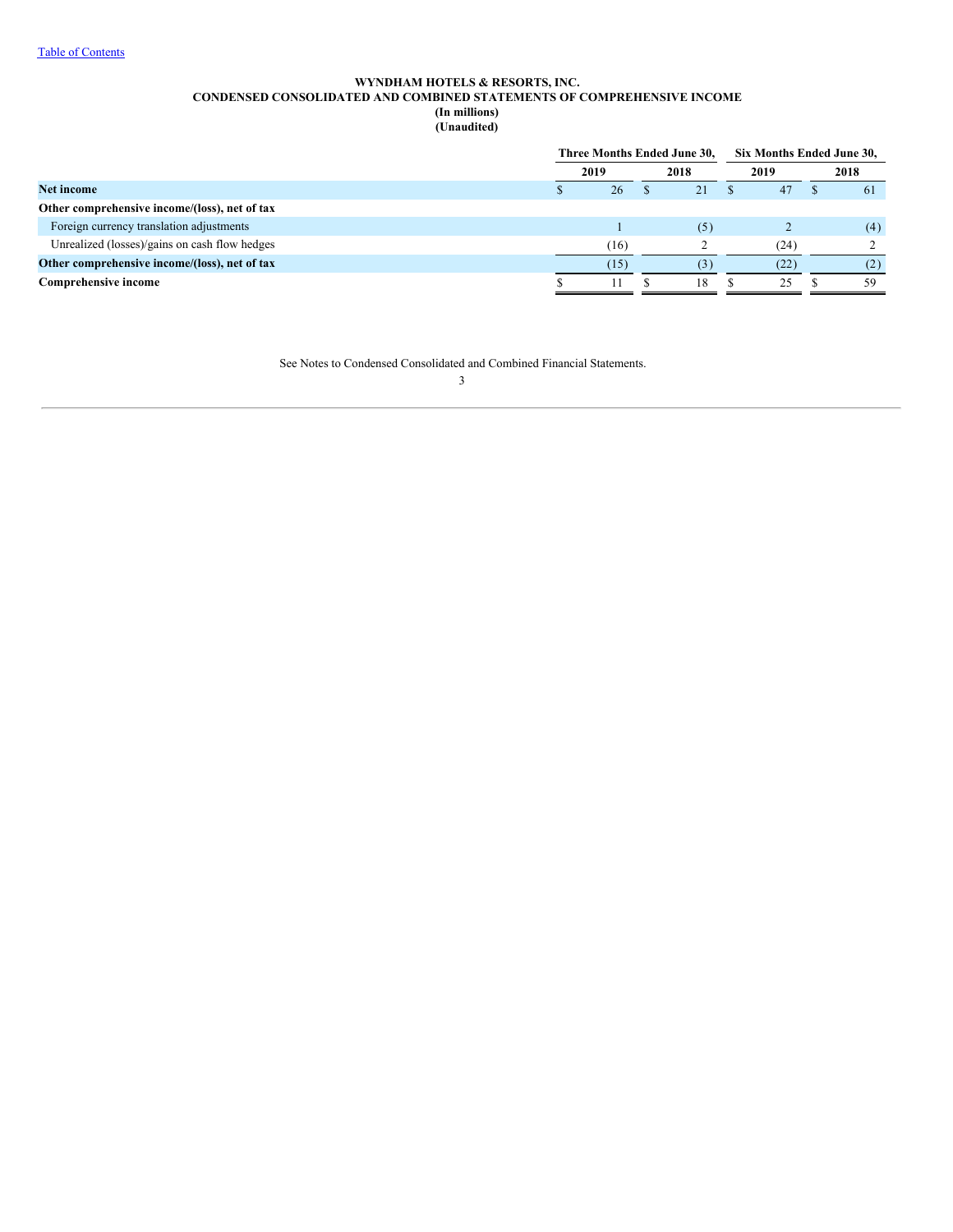[Table of Contents](#)

**WYNDHAM HOTELS & RESORTS, INC.**
**CONDENSED CONSOLIDATED AND COMBINED STATEMENTS OF COMPREHENSIVE INCOME**
**(In millions)**
**(Unaudited)**

| | Three Months Ended June 30, | | Six Months Ended June 30, | |
|---|---|---|---|---|
| | 2019 | 2018 | 2019 | 2018 |
| **Net income** | $ 26 | $ 21 | $ 47 | $ 61 |
| **Other comprehensive income/(loss), net of tax** | | | | |
| Foreign currency translation adjustments | 1 | (5) | 2 | (4) |
| Unrealized (losses)/gains on cash flow hedges | (16) | 2 | (24) | 2 |
| **Other comprehensive income/(loss), net of tax** | (15) | (3) | (22) | (2) |
| **Comprehensive income** | $ 11 | $ 18 | $ 25 | $ 59 |

See Notes to Condensed Consolidated and Combined Financial Statements.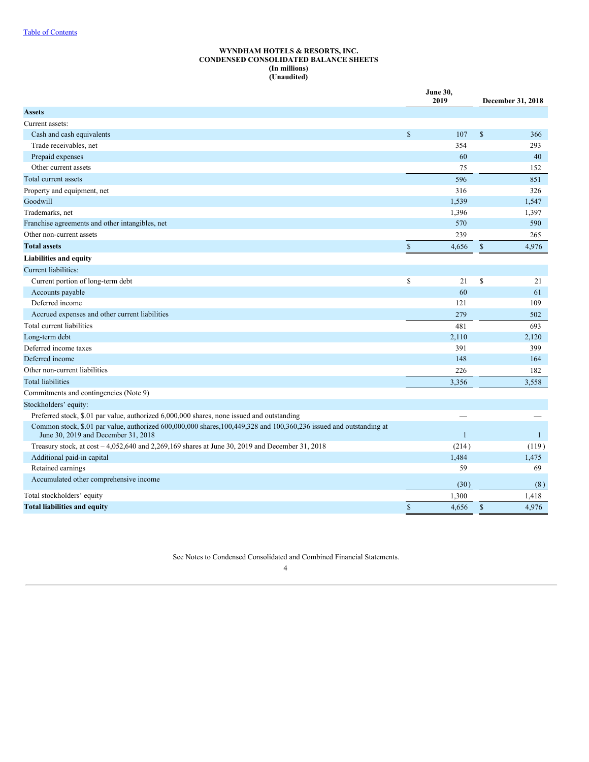[Table of Contents](#)

**WYNDHAM HOTELS & RESORTS, INC.**
**CONDENSED CONSOLIDATED BALANCE SHEETS**
**(In millions)**
**(Unaudited)**

| | June 30, 2019 | December 31, 2018 |
|---|---|---|
| **Assets** | | |
| Current assets: | | |
| Cash and cash equivalents | $ 107 | $ 366 |
| Trade receivables, net | 354 | 293 |
| Prepaid expenses | 60 | 40 |
| Other current assets | 75 | 152 |
| Total current assets | 596 | 851 |
| Property and equipment, net | 316 | 326 |
| Goodwill | 1,539 | 1,547 |
| Trademarks, net | 1,396 | 1,397 |
| Franchise agreements and other intangibles, net | 570 | 590 |
| Other non-current assets | 239 | 265 |
| **Total assets** | $ 4,656 | $ 4,976 |
| **Liabilities and equity** | | |
| Current liabilities: | | |
| Current portion of long-term debt | $ 21 | $ 21 |
| Accounts payable | 60 | 61 |
| Deferred income | 121 | 109 |
| Accrued expenses and other current liabilities | 279 | 502 |
| Total current liabilities | 481 | 693 |
| Long-term debt | 2,110 | 2,120 |
| Deferred income taxes | 391 | 399 |
| Deferred income | 148 | 164 |
| Other non-current liabilities | 226 | 182 |
| Total liabilities | 3,356 | 3,558 |
| Commitments and contingencies (Note 9) | | |
| Stockholders' equity: | | |
| Preferred stock, $.01 par value, authorized 6,000,000 shares, none issued and outstanding | — | — |
| Common stock, $.01 par value, authorized 600,000,000 shares,100,449,328 and 100,360,236 issued and outstanding at June 30, 2019 and December 31, 2018 | 1 | 1 |
| Treasury stock, at cost – 4,052,640 and 2,269,169 shares at June 30, 2019 and December 31, 2018 | (214) | (119) |
| Additional paid-in capital | 1,484 | 1,475 |
| Retained earnings | 59 | 69 |
| Accumulated other comprehensive income | (30) | (8) |
| Total stockholders' equity | 1,300 | 1,418 |
| **Total liabilities and equity** | $ 4,656 | $ 4,976 |

See Notes to Condensed Consolidated and Combined Financial Statements.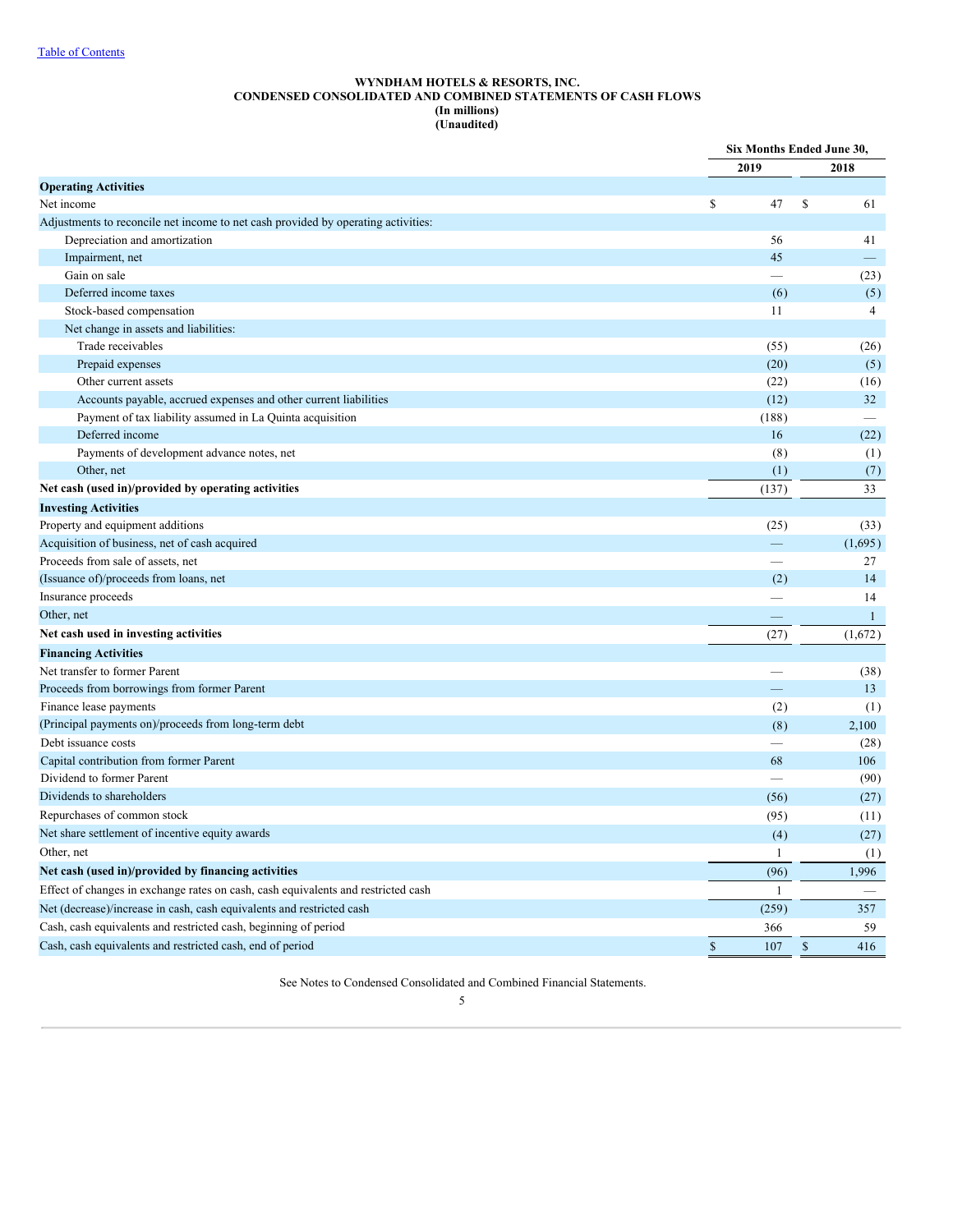# WYNDHAM HOTELS & RESORTS, INC.
## CONDENSED CONSOLIDATED AND COMBINED STATEMENTS OF CASH FLOWS
**(In millions)**
**(Unaudited)**

| | Six Months Ended June 30, | |
|---|---|---|
| | 2019 | 2018 |
| **Operating Activities** | | |
| Net income | $ 47 | $ 61 |
| Adjustments to reconcile net income to net cash provided by operating activities: | | |
| Depreciation and amortization | 56 | 41 |
| Impairment, net | 45 | — |
| Gain on sale | — | (23) |
| Deferred income taxes | (6) | (5) |
| Stock-based compensation | 11 | 4 |
| Net change in assets and liabilities: | | |
| Trade receivables | (55) | (26) |
| Prepaid expenses | (20) | (5) |
| Other current assets | (22) | (16) |
| Accounts payable, accrued expenses and other current liabilities | (12) | 32 |
| Payment of tax liability assumed in La Quinta acquisition | (188) | — |
| Deferred income | 16 | (22) |
| Payments of development advance notes, net | (8) | (1) |
| Other, net | (1) | (7) |
| **Net cash (used in)/provided by operating activities** | (137) | 33 |
| **Investing Activities** | | |
| Property and equipment additions | (25) | (33) |
| Acquisition of business, net of cash acquired | — | (1,695) |
| Proceeds from sale of assets, net | — | 27 |
| (Issuance of)/proceeds from loans, net | (2) | 14 |
| Insurance proceeds | — | 14 |
| Other, net | — | 1 |
| **Net cash used in investing activities** | (27) | (1,672) |
| **Financing Activities** | | |
| Net transfer to former Parent | — | (38) |
| Proceeds from borrowings from former Parent | — | 13 |
| Finance lease payments | (2) | (1) |
| (Principal payments on)/proceeds from long-term debt | (8) | 2,100 |
| Debt issuance costs | — | (28) |
| Capital contribution from former Parent | 68 | 106 |
| Dividend to former Parent | — | (90) |
| Dividends to shareholders | (56) | (27) |
| Repurchases of common stock | (95) | (11) |
| Net share settlement of incentive equity awards | (4) | (27) |
| Other, net | 1 | (1) |
| **Net cash (used in)/provided by financing activities** | (96) | 1,996 |
| Effect of changes in exchange rates on cash, cash equivalents and restricted cash | 1 | — |
| Net (decrease)/increase in cash, cash equivalents and restricted cash | (259) | 357 |
| Cash, cash equivalents and restricted cash, beginning of period | 366 | 59 |
| Cash, cash equivalents and restricted cash, end of period | $ 107 | $ 416 |

See Notes to Condensed Consolidated and Combined Financial Statements.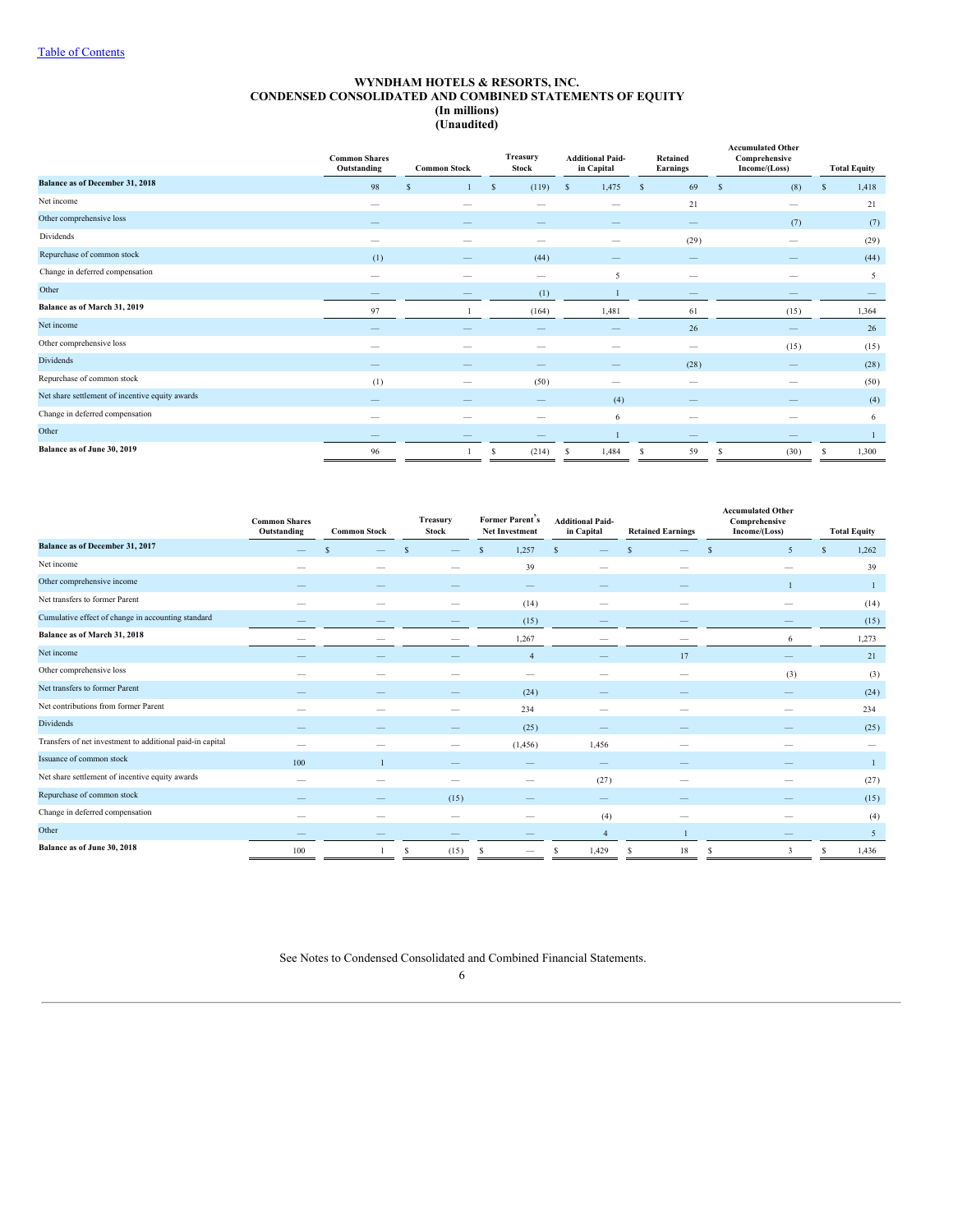# WYNDHAM HOTELS & RESORTS, INC.
## CONDENSED CONSOLIDATED AND COMBINED STATEMENTS OF EQUITY
### (In millions)
### (Unaudited)

| | Common Shares Outstanding | Common Stock | Treasury Stock | Additional Paid-in Capital | Retained Earnings | Accumulated Other Comprehensive Income/(Loss) | Total Equity |
|---|---|---|---|---|---|---|---|
| **Balance as of December 31, 2018** | 98 | $ 1 | $ (119) | $ 1,475 | $ 69 | $ (8) | $ 1,418 |
| Net income | — | — | — | — | 21 | — | 21 |
| Other comprehensive loss | — | — | — | — | — | (7) | (7) |
| Dividends | — | — | — | — | (29) | — | (29) |
| Repurchase of common stock | (1) | — | (44) | — | — | — | (44) |
| Change in deferred compensation | — | — | — | 5 | — | — | 5 |
| Other | — | — | (1) | 1 | — | — | — |
| **Balance as of March 31, 2019** | 97 | 1 | (164) | 1,481 | 61 | (15) | 1,364 |
| Net income | — | — | — | — | 26 | — | 26 |
| Other comprehensive loss | — | — | — | — | — | (15) | (15) |
| Dividends | — | — | — | — | (28) | — | (28) |
| Repurchase of common stock | (1) | — | (50) | — | — | — | (50) |
| Net share settlement of incentive equity awards | — | — | — | (4) | — | — | (4) |
| Change in deferred compensation | — | — | — | 6 | — | — | 6 |
| Other | — | — | — | 1 | — | — | 1 |
| **Balance as of June 30, 2019** | 96 | 1 | $ (214) | $ 1,484 | $ 59 | $ (30) | $ 1,300 |

| | Common Shares Outstanding | Common Stock | Treasury Stock | Former Parent's Net Investment | Additional Paid-in Capital | Retained Earnings | Accumulated Other Comprehensive Income/(Loss) | Total Equity |
|---|---|---|---|---|---|---|---|---|
| **Balance as of December 31, 2017** | — | $ — | $ — | $ 1,257 | $ — | $ — | $ 5 | $ 1,262 |
| Net income | — | — | — | 39 | — | — | — | 39 |
| Other comprehensive income | — | — | — | — | — | — | 1 | 1 |
| Net transfers to former Parent | — | — | — | (14) | — | — | — | (14) |
| Cumulative effect of change in accounting standard | — | — | — | (15) | — | — | — | (15) |
| **Balance as of March 31, 2018** | — | — | — | 1,267 | — | — | 6 | 1,273 |
| Net income | — | — | — | 4 | — | 17 | — | 21 |
| Other comprehensive loss | — | — | — | — | — | — | (3) | (3) |
| Net transfers to former Parent | — | — | — | (24) | — | — | — | (24) |
| Net contributions from former Parent | — | — | — | 234 | — | — | — | 234 |
| Dividends | — | — | — | (25) | — | — | — | (25) |
| Transfers of net investment to additional paid-in capital | — | — | — | (1,456) | 1,456 | — | — | — |
| Issuance of common stock | 100 | 1 | — | — | — | — | — | 1 |
| Net share settlement of incentive equity awards | — | — | — | — | (27) | — | — | (27) |
| Repurchase of common stock | — | — | (15) | — | — | — | — | (15) |
| Change in deferred compensation | — | — | — | — | (4) | — | — | (4) |
| Other | — | — | — | — | 4 | 1 | — | 5 |
| **Balance as of June 30, 2018** | 100 | 1 | $ (15) | $ — | $ 1,429 | $ 18 | $ 3 | $ 1,436 |

See Notes to Condensed Consolidated and Combined Financial Statements.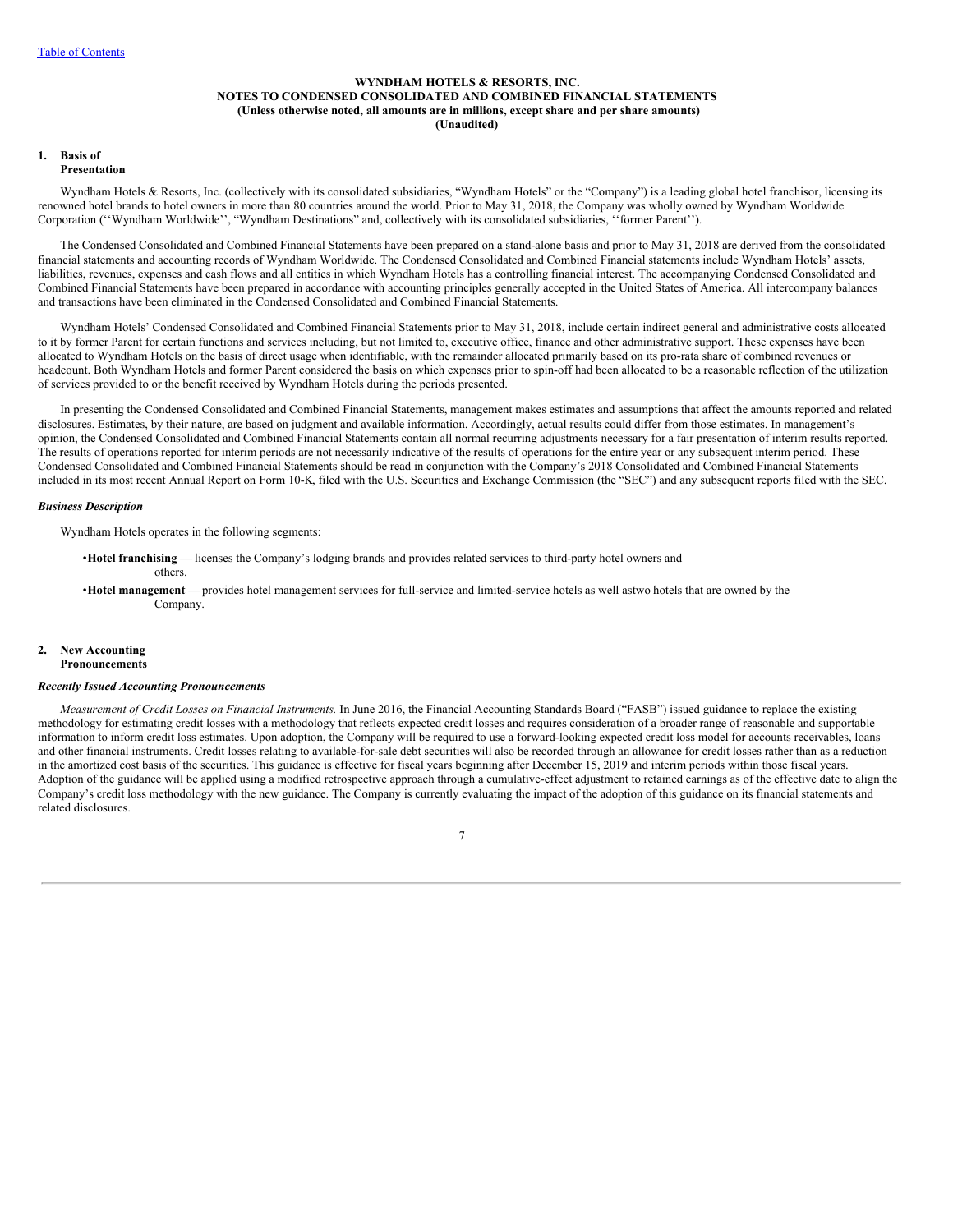**WYNDHAM HOTELS & RESORTS, INC.**
**NOTES TO CONDENSED CONSOLIDATED AND COMBINED FINANCIAL STATEMENTS**
**(Unless otherwise noted, all amounts are in millions, except share and per share amounts)**
**(Unaudited)**

## 1. Basis of Presentation

Wyndham Hotels & Resorts, Inc. (collectively with its consolidated subsidiaries, "Wyndham Hotels" or the "Company") is a leading global hotel franchisor, licensing its renowned hotel brands to hotel owners in more than 80 countries around the world. Prior to May 31, 2018, the Company was wholly owned by Wyndham Worldwide Corporation (''Wyndham Worldwide'', "Wyndham Destinations" and, collectively with its consolidated subsidiaries, ''former Parent'').

The Condensed Consolidated and Combined Financial Statements have been prepared on a stand-alone basis and prior to May 31, 2018 are derived from the consolidated financial statements and accounting records of Wyndham Worldwide. The Condensed Consolidated and Combined Financial statements include Wyndham Hotels' assets, liabilities, revenues, expenses and cash flows and all entities in which Wyndham Hotels has a controlling financial interest. The accompanying Condensed Consolidated and Combined Financial Statements have been prepared in accordance with accounting principles generally accepted in the United States of America. All intercompany balances and transactions have been eliminated in the Condensed Consolidated and Combined Financial Statements.

Wyndham Hotels' Condensed Consolidated and Combined Financial Statements prior to May 31, 2018, include certain indirect general and administrative costs allocated to it by former Parent for certain functions and services including, but not limited to, executive office, finance and other administrative support. These expenses have been allocated to Wyndham Hotels on the basis of direct usage when identifiable, with the remainder allocated primarily based on its pro-rata share of combined revenues or headcount. Both Wyndham Hotels and former Parent considered the basis on which expenses prior to spin-off had been allocated to be a reasonable reflection of the utilization of services provided to or the benefit received by Wyndham Hotels during the periods presented.

In presenting the Condensed Consolidated and Combined Financial Statements, management makes estimates and assumptions that affect the amounts reported and related disclosures. Estimates, by their nature, are based on judgment and available information. Accordingly, actual results could differ from those estimates. In management's opinion, the Condensed Consolidated and Combined Financial Statements contain all normal recurring adjustments necessary for a fair presentation of interim results reported. The results of operations reported for interim periods are not necessarily indicative of the results of operations for the entire year or any subsequent interim period. These Condensed Consolidated and Combined Financial Statements should be read in conjunction with the Company's 2018 Consolidated and Combined Financial Statements included in its most recent Annual Report on Form 10-K, filed with the U.S. Securities and Exchange Commission (the "SEC") and any subsequent reports filed with the SEC.

### *Business Description*

Wyndham Hotels operates in the following segments:

- **Hotel franchising —** licenses the Company's lodging brands and provides related services to third-party hotel owners and others.
- **Hotel management —** provides hotel management services for full-service and limited-service hotels as well as two hotels that are owned by the Company.

## 2. New Accounting Pronouncements

### *Recently Issued Accounting Pronouncements*

*Measurement of Credit Losses on Financial Instruments.* In June 2016, the Financial Accounting Standards Board ("FASB") issued guidance to replace the existing methodology for estimating credit losses with a methodology that reflects expected credit losses and requires consideration of a broader range of reasonable and supportable information to inform credit loss estimates. Upon adoption, the Company will be required to use a forward-looking expected credit loss model for accounts receivables, loans and other financial instruments. Credit losses relating to available-for-sale debt securities will also be recorded through an allowance for credit losses rather than as a reduction in the amortized cost basis of the securities. This guidance is effective for fiscal years beginning after December 15, 2019 and interim periods within those fiscal years. Adoption of the guidance will be applied using a modified retrospective approach through a cumulative-effect adjustment to retained earnings as of the effective date to align the Company's credit loss methodology with the new guidance. The Company is currently evaluating the impact of the adoption of this guidance on its financial statements and related disclosures.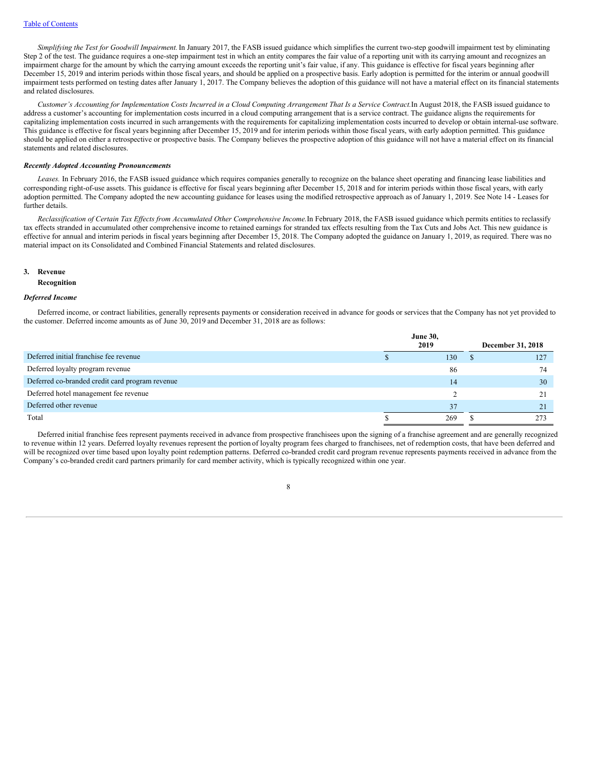*Simplifying the Test for Goodwill Impairment.* In January 2017, the FASB issued guidance which simplifies the current two-step goodwill impairment test by eliminating Step 2 of the test. The guidance requires a one-step impairment test in which an entity compares the fair value of a reporting unit with its carrying amount and recognizes an impairment charge for the amount by which the carrying amount exceeds the reporting unit's fair value, if any. This guidance is effective for fiscal years beginning after December 15, 2019 and interim periods within those fiscal years, and should be applied on a prospective basis. Early adoption is permitted for the interim or annual goodwill impairment tests performed on testing dates after January 1, 2017. The Company believes the adoption of this guidance will not have a material effect on its financial statements and related disclosures.

*Customer's Accounting for Implementation Costs Incurred in a Cloud Computing Arrangement That Is a Service Contract.* In August 2018, the FASB issued guidance to address a customer's accounting for implementation costs incurred in a cloud computing arrangement that is a service contract. The guidance aligns the requirements for capitalizing implementation costs incurred in such arrangements with the requirements for capitalizing implementation costs incurred to develop or obtain internal-use software. This guidance is effective for fiscal years beginning after December 15, 2019 and for interim periods within those fiscal years, with early adoption permitted. This guidance should be applied on either a retrospective or prospective basis. The Company believes the prospective adoption of this guidance will not have a material effect on its financial statements and related disclosures.

***Recently Adopted Accounting Pronouncements***

*Leases.* In February 2016, the FASB issued guidance which requires companies generally to recognize on the balance sheet operating and financing lease liabilities and corresponding right-of-use assets. This guidance is effective for fiscal years beginning after December 15, 2018 and for interim periods within those fiscal years, with early adoption permitted. The Company adopted the new accounting guidance for leases using the modified retrospective approach as of January 1, 2019. See Note 14 - Leases for further details.

*Reclassification of Certain Tax Effects from Accumulated Other Comprehensive Income.* In February 2018, the FASB issued guidance which permits entities to reclassify tax effects stranded in accumulated other comprehensive income to retained earnings for stranded tax effects resulting from the Tax Cuts and Jobs Act. This new guidance is effective for annual and interim periods in fiscal years beginning after December 15, 2018. The Company adopted the guidance on January 1, 2019, as required. There was no material impact on its Consolidated and Combined Financial Statements and related disclosures.

## 3. Revenue

**Recognition**

***Deferred Income***

Deferred income, or contract liabilities, generally represents payments or consideration received in advance for goods or services that the Company has not yet provided to the customer. Deferred income amounts as of June 30, 2019 and December 31, 2018 are as follows:

| | June 30, 2019 | December 31, 2018 |
|---|---|---|
| Deferred initial franchise fee revenue | $ 130 | $ 127 |
| Deferred loyalty program revenue | 86 | 74 |
| Deferred co-branded credit card program revenue | 14 | 30 |
| Deferred hotel management fee revenue | 2 | 21 |
| Deferred other revenue | 37 | 21 |
| Total | $ 269 | $ 273 |

Deferred initial franchise fees represent payments received in advance from prospective franchisees upon the signing of a franchise agreement and are generally recognized to revenue within 12 years. Deferred loyalty revenues represent the portion of loyalty program fees charged to franchisees, net of redemption costs, that have been deferred and will be recognized over time based upon loyalty point redemption patterns. Deferred co-branded credit card program revenue represents payments received in advance from the Company's co-branded credit card partners primarily for card member activity, which is typically recognized within one year.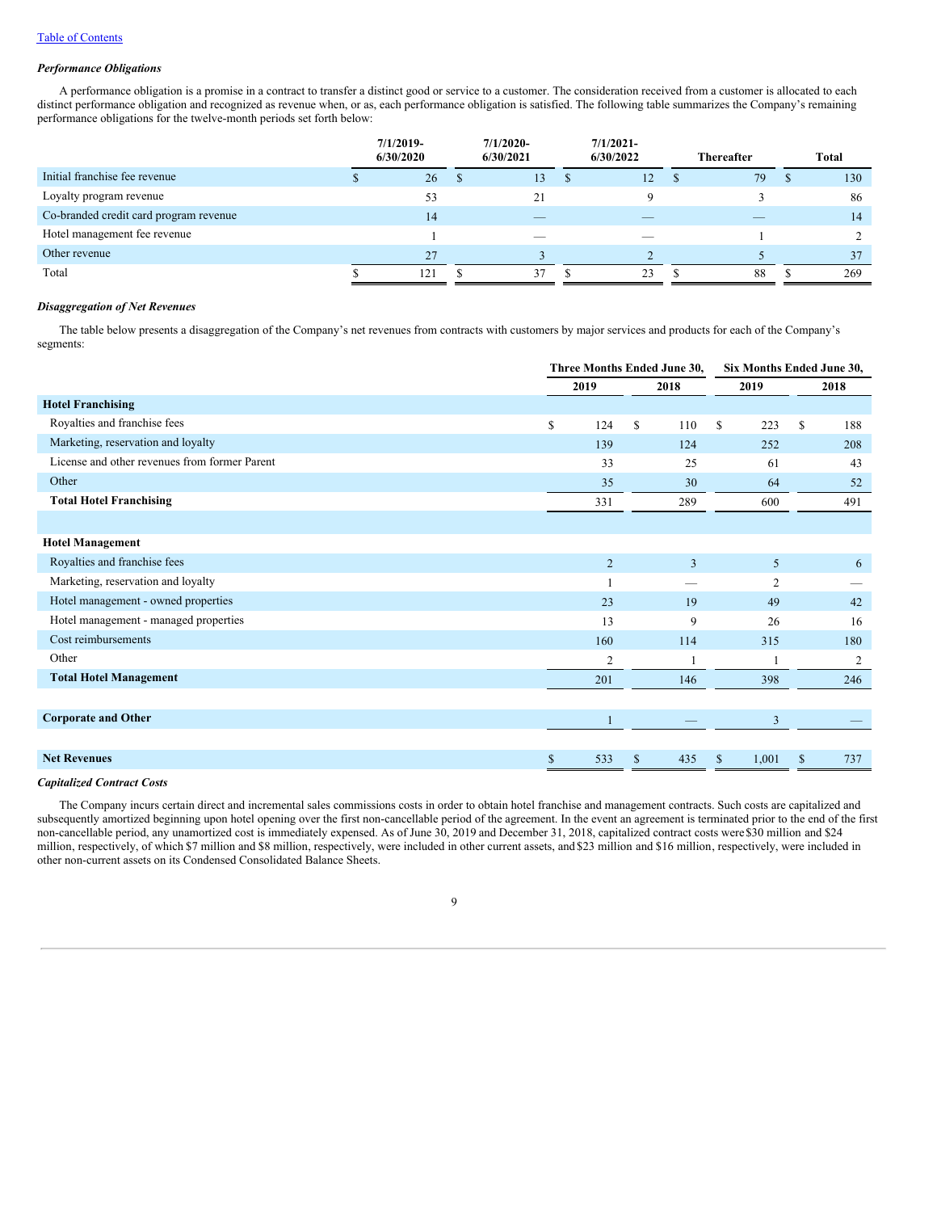*Performance Obligations*

A performance obligation is a promise in a contract to transfer a distinct good or service to a customer. The consideration received from a customer is allocated to each distinct performance obligation and recognized as revenue when, or as, each performance obligation is satisfied. The following table summarizes the Company's remaining performance obligations for the twelve-month periods set forth below:

| | 7/1/2019-6/30/2020 | 7/1/2020-6/30/2021 | 7/1/2021-6/30/2022 | Thereafter | Total |
|---|---|---|---|---|---|
| Initial franchise fee revenue | $ 26 | $ 13 | $ 12 | $ 79 | $ 130 |
| Loyalty program revenue | 53 | 21 | 9 | 3 | 86 |
| Co-branded credit card program revenue | 14 | — | — | — | 14 |
| Hotel management fee revenue | 1 | — | — | 1 | 2 |
| Other revenue | 27 | 3 | 2 | 5 | 37 |
| Total | $ 121 | $ 37 | $ 23 | $ 88 | $ 269 |

*Disaggregation of Net Revenues*

The table below presents a disaggregation of the Company's net revenues from contracts with customers by major services and products for each of the Company's segments:

| | Three Months Ended June 30, | | Six Months Ended June 30, | |
|---|---|---|---|---|
| | 2019 | 2018 | 2019 | 2018 |
| **Hotel Franchising** | | | | |
| Royalties and franchise fees | $ 124 | $ 110 | $ 223 | $ 188 |
| Marketing, reservation and loyalty | 139 | 124 | 252 | 208 |
| License and other revenues from former Parent | 33 | 25 | 61 | 43 |
| Other | 35 | 30 | 64 | 52 |
| **Total Hotel Franchising** | 331 | 289 | 600 | 491 |
| | | | | |
| **Hotel Management** | | | | |
| Royalties and franchise fees | 2 | 3 | 5 | 6 |
| Marketing, reservation and loyalty | 1 | — | 2 | — |
| Hotel management - owned properties | 23 | 19 | 49 | 42 |
| Hotel management - managed properties | 13 | 9 | 26 | 16 |
| Cost reimbursements | 160 | 114 | 315 | 180 |
| Other | 2 | 1 | 1 | 2 |
| **Total Hotel Management** | 201 | 146 | 398 | 246 |
| | | | | |
| **Corporate and Other** | 1 | — | 3 | — |
| | | | | |
| **Net Revenues** | $ 533 | $ 435 | $ 1,001 | $ 737 |

*Capitalized Contract Costs*

The Company incurs certain direct and incremental sales commissions costs in order to obtain hotel franchise and management contracts. Such costs are capitalized and subsequently amortized beginning upon hotel opening over the first non-cancellable period of the agreement. In the event an agreement is terminated prior to the end of the first non-cancellable period, any unamortized cost is immediately expensed. As of June 30, 2019 and December 31, 2018, capitalized contract costs were $30 million and $24 million, respectively, of which $7 million and $8 million, respectively, were included in other current assets, and $23 million and $16 million, respectively, were included in other non-current assets on its Condensed Consolidated Balance Sheets.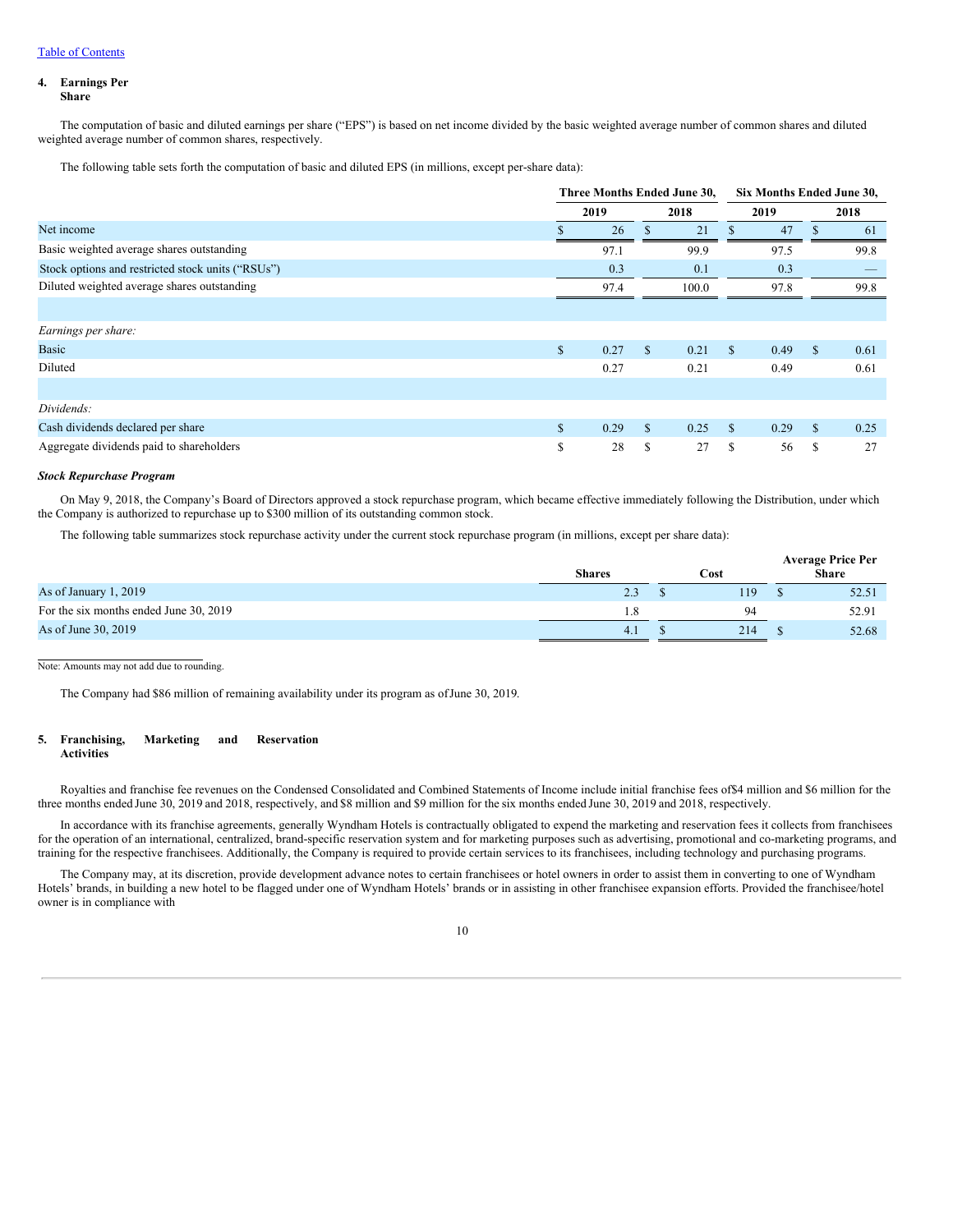[Table of Contents](#)

## 4. Earnings Per Share

The computation of basic and diluted earnings per share ("EPS") is based on net income divided by the basic weighted average number of common shares and diluted weighted average number of common shares, respectively.

The following table sets forth the computation of basic and diluted EPS (in millions, except per-share data):

| | Three Months Ended June 30, | | Six Months Ended June 30, | |
|---|---|---|---|---|
| | 2019 | 2018 | 2019 | 2018 |
| Net income | $ 26 | $ 21 | $ 47 | $ 61 |
| Basic weighted average shares outstanding | 97.1 | 99.9 | 97.5 | 99.8 |
| Stock options and restricted stock units ("RSUs") | 0.3 | 0.1 | 0.3 | — |
| Diluted weighted average shares outstanding | 97.4 | 100.0 | 97.8 | 99.8 |
| | | | | |
| *Earnings per share:* | | | | |
| Basic | $ 0.27 | $ 0.21 | $ 0.49 | $ 0.61 |
| Diluted | 0.27 | 0.21 | 0.49 | 0.61 |
| | | | | |
| *Dividends:* | | | | |
| Cash dividends declared per share | $ 0.29 | $ 0.25 | $ 0.29 | $ 0.25 |
| Aggregate dividends paid to shareholders | $ 28 | $ 27 | $ 56 | $ 27 |

***Stock Repurchase Program***

On May 9, 2018, the Company's Board of Directors approved a stock repurchase program, which became effective immediately following the Distribution, under which the Company is authorized to repurchase up to $300 million of its outstanding common stock.

The following table summarizes stock repurchase activity under the current stock repurchase program (in millions, except per share data):

| | Shares | Cost | Average Price Per Share |
|---|---|---|---|
| As of January 1, 2019 | 2.3 | $ 119 | $ 52.51 |
| For the six months ended June 30, 2019 | 1.8 | 94 | 52.91 |
| As of June 30, 2019 | 4.1 | $ 214 | $ 52.68 |

Note: Amounts may not add due to rounding.

The Company had $86 million of remaining availability under its program as of June 30, 2019.

## 5. Franchising, Marketing and Reservation Activities

Royalties and franchise fee revenues on the Condensed Consolidated and Combined Statements of Income include initial franchise fees of $4 million and $6 million for the three months ended June 30, 2019 and 2018, respectively, and $8 million and $9 million for the six months ended June 30, 2019 and 2018, respectively.

In accordance with its franchise agreements, generally Wyndham Hotels is contractually obligated to expend the marketing and reservation fees it collects from franchisees for the operation of an international, centralized, brand-specific reservation system and for marketing purposes such as advertising, promotional and co-marketing programs, and training for the respective franchisees. Additionally, the Company is required to provide certain services to its franchisees, including technology and purchasing programs.

The Company may, at its discretion, provide development advance notes to certain franchisees or hotel owners in order to assist them in converting to one of Wyndham Hotels' brands, in building a new hotel to be flagged under one of Wyndham Hotels' brands or in assisting in other franchisee expansion efforts. Provided the franchisee/hotel owner is in compliance with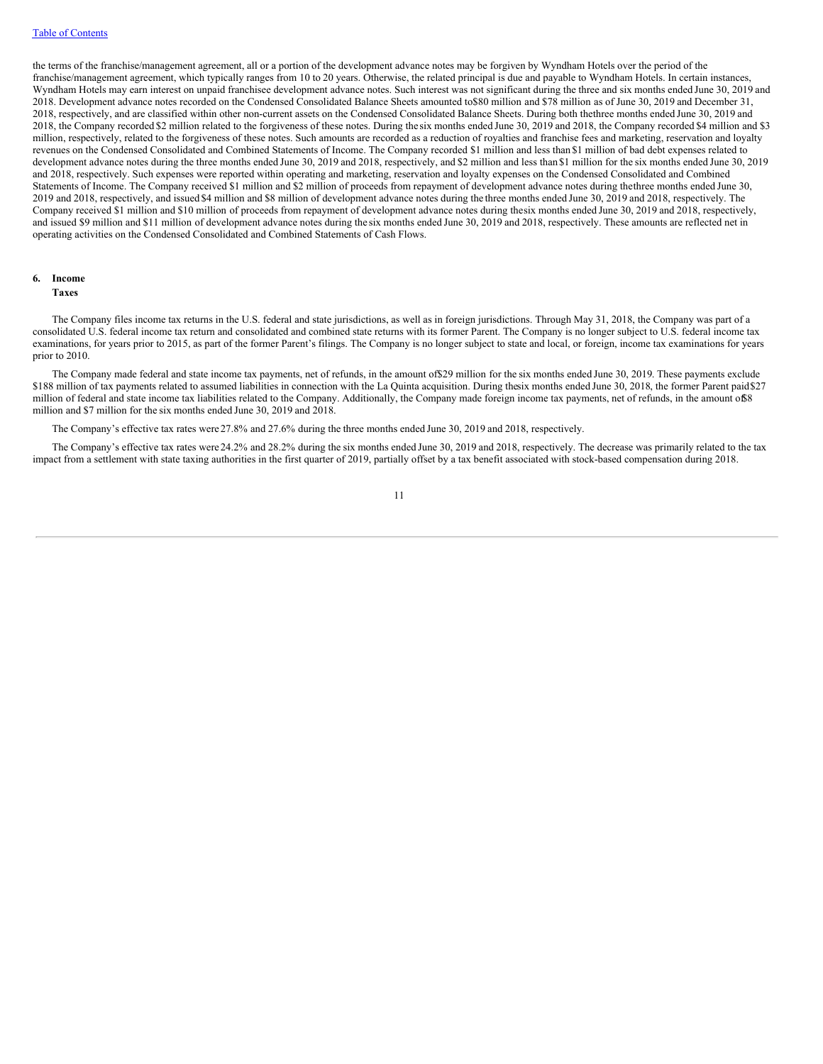the terms of the franchise/management agreement, all or a portion of the development advance notes may be forgiven by Wyndham Hotels over the period of the franchise/management agreement, which typically ranges from 10 to 20 years. Otherwise, the related principal is due and payable to Wyndham Hotels. In certain instances, Wyndham Hotels may earn interest on unpaid franchisee development advance notes. Such interest was not significant during the three and six months ended June 30, 2019 and 2018. Development advance notes recorded on the Condensed Consolidated Balance Sheets amounted to $80 million and $78 million as of June 30, 2019 and December 31, 2018, respectively, and are classified within other non-current assets on the Condensed Consolidated Balance Sheets. During both the three months ended June 30, 2019 and 2018, the Company recorded $2 million related to the forgiveness of these notes. During the six months ended June 30, 2019 and 2018, the Company recorded $4 million and $3 million, respectively, related to the forgiveness of these notes. Such amounts are recorded as a reduction of royalties and franchise fees and marketing, reservation and loyalty revenues on the Condensed Consolidated and Combined Statements of Income. The Company recorded $1 million and less than $1 million of bad debt expenses related to development advance notes during the three months ended June 30, 2019 and 2018, respectively, and $2 million and less than $1 million for the six months ended June 30, 2019 and 2018, respectively. Such expenses were reported within operating and marketing, reservation and loyalty expenses on the Condensed Consolidated and Combined Statements of Income. The Company received $1 million and $2 million of proceeds from repayment of development advance notes during the three months ended June 30, 2019 and 2018, respectively, and issued $4 million and $8 million of development advance notes during the three months ended June 30, 2019 and 2018, respectively. The Company received $1 million and $10 million of proceeds from repayment of development advance notes during the six months ended June 30, 2019 and 2018, respectively, and issued $9 million and $11 million of development advance notes during the six months ended June 30, 2019 and 2018, respectively. These amounts are reflected net in operating activities on the Condensed Consolidated and Combined Statements of Cash Flows.

## 6. Income Taxes

The Company files income tax returns in the U.S. federal and state jurisdictions, as well as in foreign jurisdictions. Through May 31, 2018, the Company was part of a consolidated U.S. federal income tax return and consolidated and combined state returns with its former Parent. The Company is no longer subject to U.S. federal income tax examinations, for years prior to 2015, as part of the former Parent's filings. The Company is no longer subject to state and local, or foreign, income tax examinations for years prior to 2010.

The Company made federal and state income tax payments, net of refunds, in the amount of $29 million for the six months ended June 30, 2019. These payments exclude $188 million of tax payments related to assumed liabilities in connection with the La Quinta acquisition. During the six months ended June 30, 2018, the former Parent paid $27 million of federal and state income tax liabilities related to the Company. Additionally, the Company made foreign income tax payments, net of refunds, in the amount of $8 million and $7 million for the six months ended June 30, 2019 and 2018.

The Company's effective tax rates were 27.8% and 27.6% during the three months ended June 30, 2019 and 2018, respectively.

The Company's effective tax rates were 24.2% and 28.2% during the six months ended June 30, 2019 and 2018, respectively. The decrease was primarily related to the tax impact from a settlement with state taxing authorities in the first quarter of 2019, partially offset by a tax benefit associated with stock-based compensation during 2018.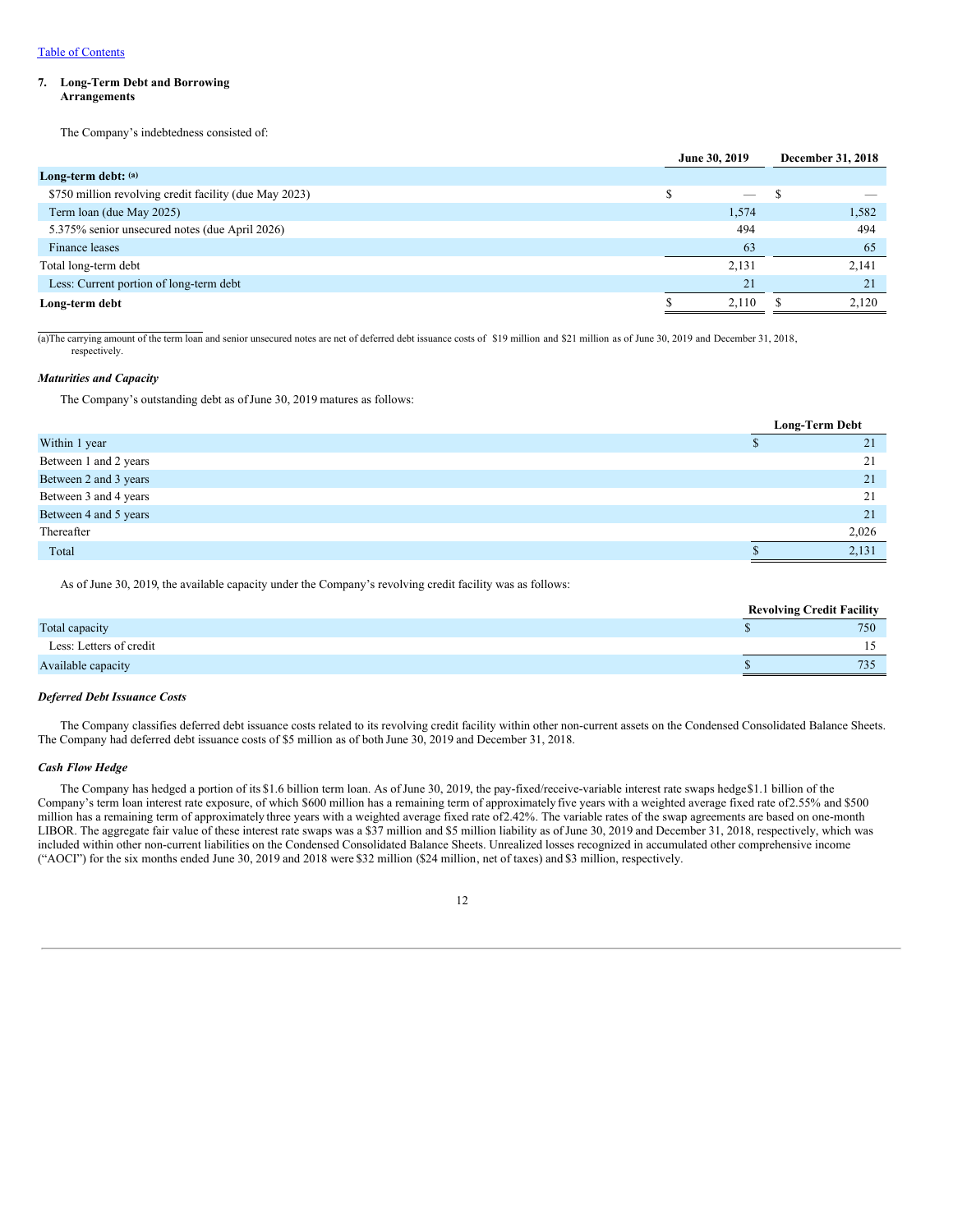[Table of Contents](#)

## 7. Long-Term Debt and Borrowing Arrangements

The Company's indebtedness consisted of:

| | June 30, 2019 | December 31, 2018 |
|---|---|---|
| **Long-term debt:** [(a)] | | |
| $750 million revolving credit facility (due May 2023) | $ — | $ — |
| Term loan (due May 2025) | 1,574 | 1,582 |
| 5.375% senior unsecured notes (due April 2026) | 494 | 494 |
| Finance leases | 63 | 65 |
| Total long-term debt | 2,131 | 2,141 |
| Less: Current portion of long-term debt | 21 | 21 |
| **Long-term debt** | $ 2,110 | $ 2,120 |

(a)The carrying amount of the term loan and senior unsecured notes are net of deferred debt issuance costs of $19 million and $21 million as of June 30, 2019 and December 31, 2018, respectively.

### *Maturities and Capacity*

The Company's outstanding debt as of June 30, 2019 matures as follows:

| | Long-Term Debt |
|---|---|
| Within 1 year | $ 21 |
| Between 1 and 2 years | 21 |
| Between 2 and 3 years | 21 |
| Between 3 and 4 years | 21 |
| Between 4 and 5 years | 21 |
| Thereafter | 2,026 |
| Total | $ 2,131 |

As of June 30, 2019, the available capacity under the Company's revolving credit facility was as follows:

| | Revolving Credit Facility |
|---|---|
| Total capacity | $ 750 |
| Less: Letters of credit | 15 |
| Available capacity | $ 735 |

### *Deferred Debt Issuance Costs*

The Company classifies deferred debt issuance costs related to its revolving credit facility within other non-current assets on the Condensed Consolidated Balance Sheets. The Company had deferred debt issuance costs of $5 million as of both June 30, 2019 and December 31, 2018.

### *Cash Flow Hedge*

The Company has hedged a portion of its $1.6 billion term loan. As of June 30, 2019, the pay-fixed/receive-variable interest rate swaps hedge $1.1 billion of the Company's term loan interest rate exposure, of which $600 million has a remaining term of approximately five years with a weighted average fixed rate of 2.55% and $500 million has a remaining term of approximately three years with a weighted average fixed rate of 2.42%. The variable rates of the swap agreements are based on one-month LIBOR. The aggregate fair value of these interest rate swaps was a $37 million and $5 million liability as of June 30, 2019 and December 31, 2018, respectively, which was included within other non-current liabilities on the Condensed Consolidated Balance Sheets. Unrealized losses recognized in accumulated other comprehensive income ("AOCI") for the six months ended June 30, 2019 and 2018 were $32 million ($24 million, net of taxes) and $3 million, respectively.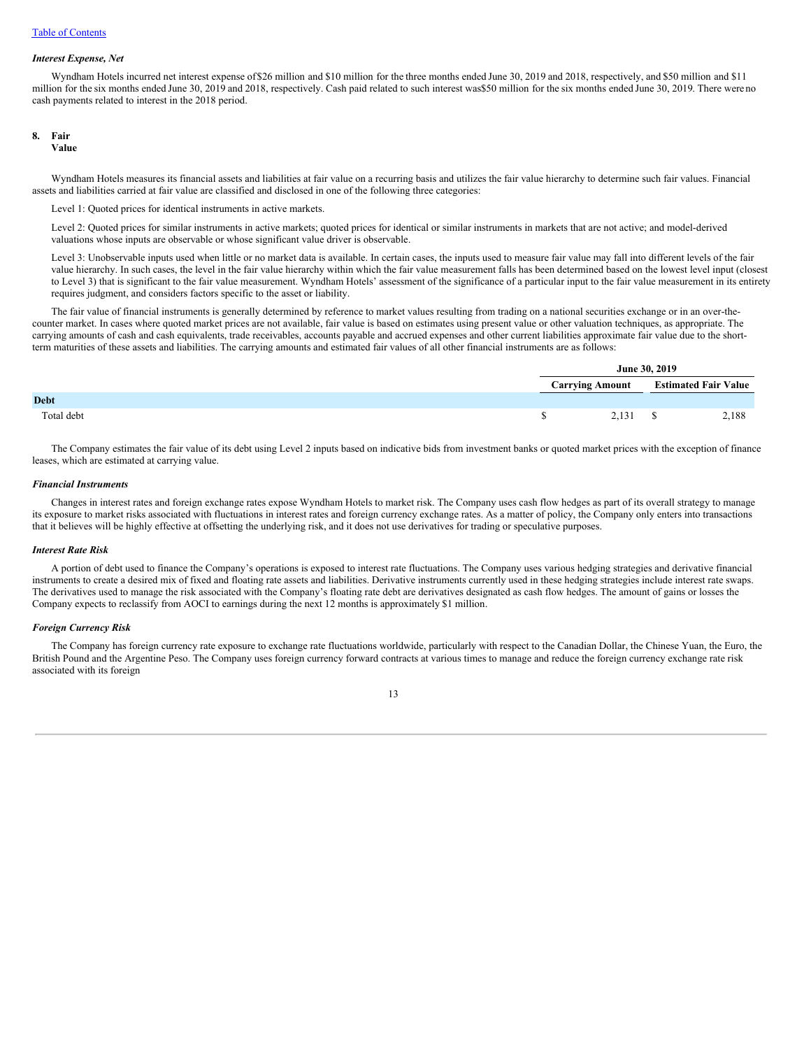### *Interest Expense, Net*

Wyndham Hotels incurred net interest expense of $26 million and $10 million for the three months ended June 30, 2019 and 2018, respectively, and $50 million and $11 million for the six months ended June 30, 2019 and 2018, respectively. Cash paid related to such interest was $50 million for the six months ended June 30, 2019. There were no cash payments related to interest in the 2018 period.

## 8. Fair Value

Wyndham Hotels measures its financial assets and liabilities at fair value on a recurring basis and utilizes the fair value hierarchy to determine such fair values. Financial assets and liabilities carried at fair value are classified and disclosed in one of the following three categories:

Level 1: Quoted prices for identical instruments in active markets.

Level 2: Quoted prices for similar instruments in active markets; quoted prices for identical or similar instruments in markets that are not active; and model-derived valuations whose inputs are observable or whose significant value driver is observable.

Level 3: Unobservable inputs used when little or no market data is available. In certain cases, the inputs used to measure fair value may fall into different levels of the fair value hierarchy. In such cases, the level in the fair value hierarchy within which the fair value measurement falls has been determined based on the lowest level input (closest to Level 3) that is significant to the fair value measurement. Wyndham Hotels' assessment of the significance of a particular input to the fair value measurement in its entirety requires judgment, and considers factors specific to the asset or liability.

The fair value of financial instruments is generally determined by reference to market values resulting from trading on a national securities exchange or in an over-the-counter market. In cases where quoted market prices are not available, fair value is based on estimates using present value or other valuation techniques, as appropriate. The carrying amounts of cash and cash equivalents, trade receivables, accounts payable and accrued expenses and other current liabilities approximate fair value due to the short-term maturities of these assets and liabilities. The carrying amounts and estimated fair values of all other financial instruments are as follows:

| | June 30, 2019 | |
|---|---|---|
| | Carrying Amount | Estimated Fair Value |
| **Debt** | | |
| Total debt | $ 2,131 | $ 2,188 |

The Company estimates the fair value of its debt using Level 2 inputs based on indicative bids from investment banks or quoted market prices with the exception of finance leases, which are estimated at carrying value.

### *Financial Instruments*

Changes in interest rates and foreign exchange rates expose Wyndham Hotels to market risk. The Company uses cash flow hedges as part of its overall strategy to manage its exposure to market risks associated with fluctuations in interest rates and foreign currency exchange rates. As a matter of policy, the Company only enters into transactions that it believes will be highly effective at offsetting the underlying risk, and it does not use derivatives for trading or speculative purposes.

### *Interest Rate Risk*

A portion of debt used to finance the Company's operations is exposed to interest rate fluctuations. The Company uses various hedging strategies and derivative financial instruments to create a desired mix of fixed and floating rate assets and liabilities. Derivative instruments currently used in these hedging strategies include interest rate swaps. The derivatives used to manage the risk associated with the Company's floating rate debt are derivatives designated as cash flow hedges. The amount of gains or losses the Company expects to reclassify from AOCI to earnings during the next 12 months is approximately $1 million.

### *Foreign Currency Risk*

The Company has foreign currency rate exposure to exchange rate fluctuations worldwide, particularly with respect to the Canadian Dollar, the Chinese Yuan, the Euro, the British Pound and the Argentine Peso. The Company uses foreign currency forward contracts at various times to manage and reduce the foreign currency exchange rate risk associated with its foreign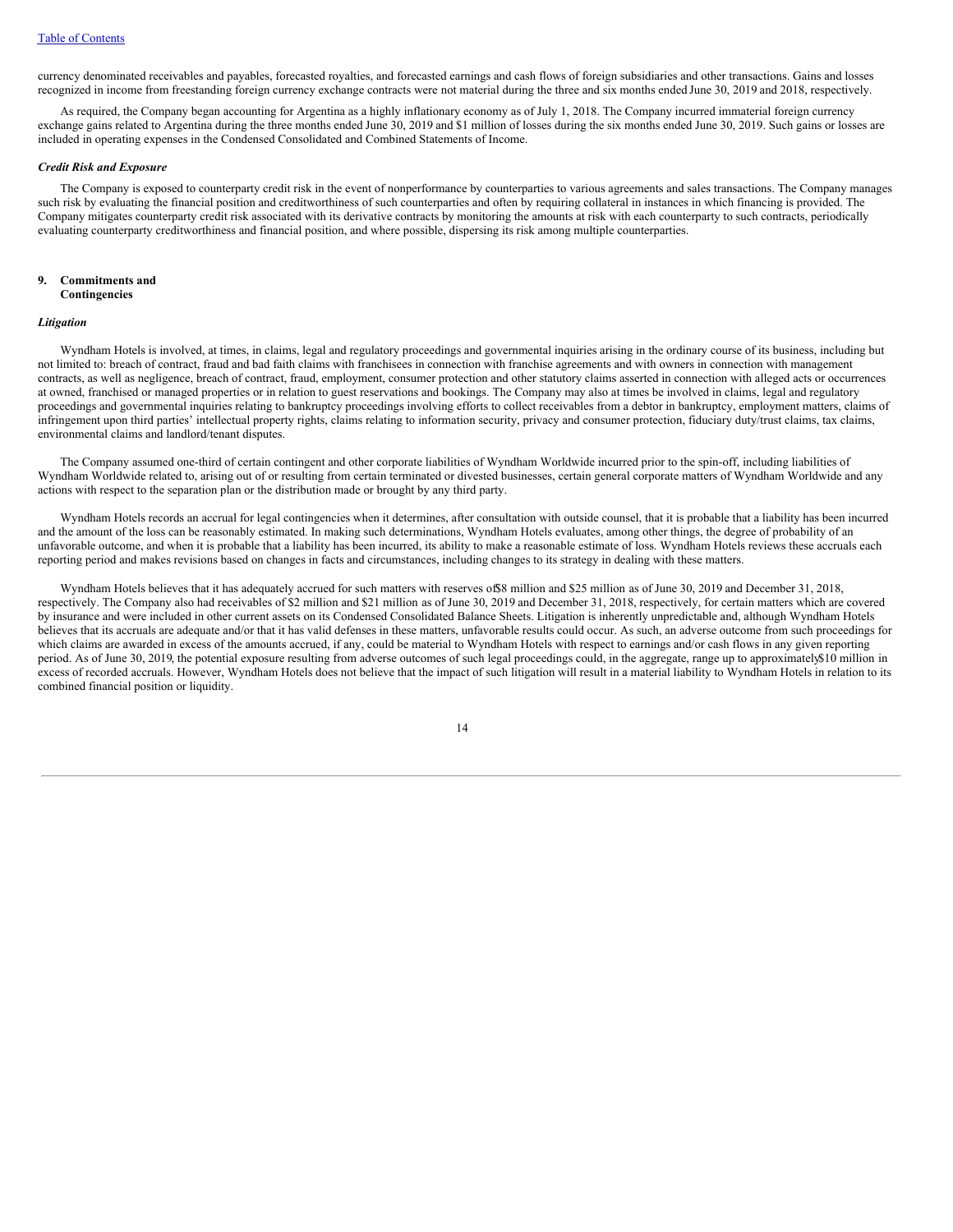currency denominated receivables and payables, forecasted royalties, and forecasted earnings and cash flows of foreign subsidiaries and other transactions. Gains and losses recognized in income from freestanding foreign currency exchange contracts were not material during the three and six months ended June 30, 2019 and 2018, respectively.

As required, the Company began accounting for Argentina as a highly inflationary economy as of July 1, 2018. The Company incurred immaterial foreign currency exchange gains related to Argentina during the three months ended June 30, 2019 and $1 million of losses during the six months ended June 30, 2019. Such gains or losses are included in operating expenses in the Condensed Consolidated and Combined Statements of Income.

***Credit Risk and Exposure***

The Company is exposed to counterparty credit risk in the event of nonperformance by counterparties to various agreements and sales transactions. The Company manages such risk by evaluating the financial position and creditworthiness of such counterparties and often by requiring collateral in instances in which financing is provided. The Company mitigates counterparty credit risk associated with its derivative contracts by monitoring the amounts at risk with each counterparty to such contracts, periodically evaluating counterparty creditworthiness and financial position, and where possible, dispersing its risk among multiple counterparties.

## 9. Commitments and Contingencies

***Litigation***

Wyndham Hotels is involved, at times, in claims, legal and regulatory proceedings and governmental inquiries arising in the ordinary course of its business, including but not limited to: breach of contract, fraud and bad faith claims with franchisees in connection with franchise agreements and with owners in connection with management contracts, as well as negligence, breach of contract, fraud, employment, consumer protection and other statutory claims asserted in connection with alleged acts or occurrences at owned, franchised or managed properties or in relation to guest reservations and bookings. The Company may also at times be involved in claims, legal and regulatory proceedings and governmental inquiries relating to bankruptcy proceedings involving efforts to collect receivables from a debtor in bankruptcy, employment matters, claims of infringement upon third parties' intellectual property rights, claims relating to information security, privacy and consumer protection, fiduciary duty/trust claims, tax claims, environmental claims and landlord/tenant disputes.

The Company assumed one-third of certain contingent and other corporate liabilities of Wyndham Worldwide incurred prior to the spin-off, including liabilities of Wyndham Worldwide related to, arising out of or resulting from certain terminated or divested businesses, certain general corporate matters of Wyndham Worldwide and any actions with respect to the separation plan or the distribution made or brought by any third party.

Wyndham Hotels records an accrual for legal contingencies when it determines, after consultation with outside counsel, that it is probable that a liability has been incurred and the amount of the loss can be reasonably estimated. In making such determinations, Wyndham Hotels evaluates, among other things, the degree of probability of an unfavorable outcome, and when it is probable that a liability has been incurred, its ability to make a reasonable estimate of loss. Wyndham Hotels reviews these accruals each reporting period and makes revisions based on changes in facts and circumstances, including changes to its strategy in dealing with these matters.

Wyndham Hotels believes that it has adequately accrued for such matters with reserves of $8 million and $25 million as of June 30, 2019 and December 31, 2018, respectively. The Company also had receivables of $2 million and $21 million as of June 30, 2019 and December 31, 2018, respectively, for certain matters which are covered by insurance and were included in other current assets on its Condensed Consolidated Balance Sheets. Litigation is inherently unpredictable and, although Wyndham Hotels believes that its accruals are adequate and/or that it has valid defenses in these matters, unfavorable results could occur. As such, an adverse outcome from such proceedings for which claims are awarded in excess of the amounts accrued, if any, could be material to Wyndham Hotels with respect to earnings and/or cash flows in any given reporting period. As of June 30, 2019, the potential exposure resulting from adverse outcomes of such legal proceedings could, in the aggregate, range up to approximately $10 million in excess of recorded accruals. However, Wyndham Hotels does not believe that the impact of such litigation will result in a material liability to Wyndham Hotels in relation to its combined financial position or liquidity.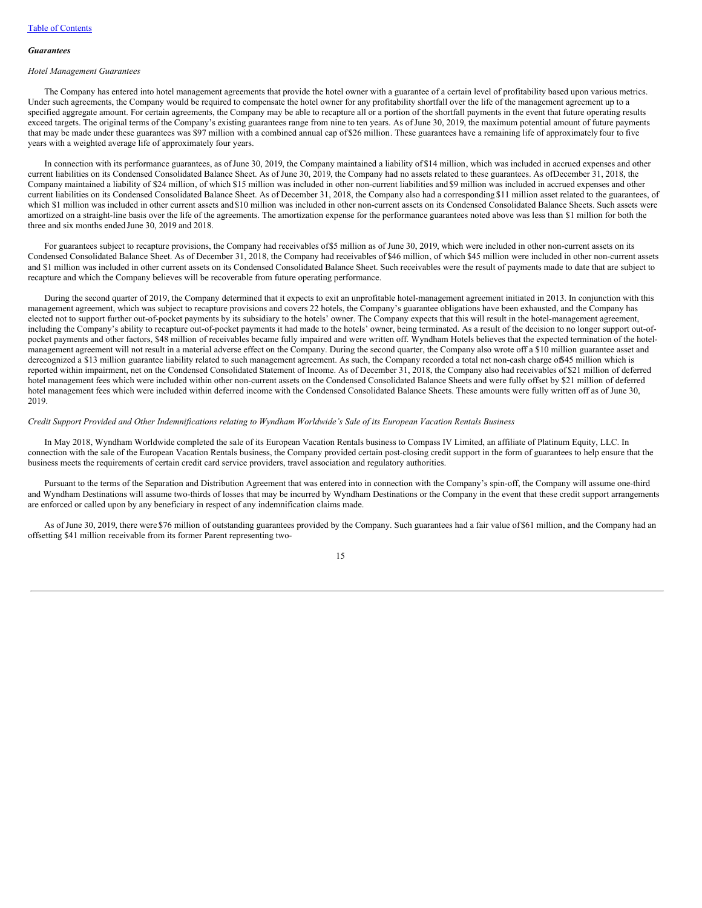*Guarantees*

*Hotel Management Guarantees*

The Company has entered into hotel management agreements that provide the hotel owner with a guarantee of a certain level of profitability based upon various metrics. Under such agreements, the Company would be required to compensate the hotel owner for any profitability shortfall over the life of the management agreement up to a specified aggregate amount. For certain agreements, the Company may be able to recapture all or a portion of the shortfall payments in the event that future operating results exceed targets. The original terms of the Company's existing guarantees range from nine to ten years. As of June 30, 2019, the maximum potential amount of future payments that may be made under these guarantees was $97 million with a combined annual cap of $26 million. These guarantees have a remaining life of approximately four to five years with a weighted average life of approximately four years.

In connection with its performance guarantees, as of June 30, 2019, the Company maintained a liability of $14 million, which was included in accrued expenses and other current liabilities on its Condensed Consolidated Balance Sheet. As of June 30, 2019, the Company had no assets related to these guarantees. As of December 31, 2018, the Company maintained a liability of $24 million, of which $15 million was included in other non-current liabilities and $9 million was included in accrued expenses and other current liabilities on its Condensed Consolidated Balance Sheet. As of December 31, 2018, the Company also had a corresponding $11 million asset related to the guarantees, of which $1 million was included in other current assets and $10 million was included in other non-current assets on its Condensed Consolidated Balance Sheets. Such assets were amortized on a straight-line basis over the life of the agreements. The amortization expense for the performance guarantees noted above was less than $1 million for both the three and six months ended June 30, 2019 and 2018.

For guarantees subject to recapture provisions, the Company had receivables of $5 million as of June 30, 2019, which were included in other non-current assets on its Condensed Consolidated Balance Sheet. As of December 31, 2018, the Company had receivables of $46 million, of which $45 million were included in other non-current assets and $1 million was included in other current assets on its Condensed Consolidated Balance Sheet. Such receivables were the result of payments made to date that are subject to recapture and which the Company believes will be recoverable from future operating performance.

During the second quarter of 2019, the Company determined that it expects to exit an unprofitable hotel-management agreement initiated in 2013. In conjunction with this management agreement, which was subject to recapture provisions and covers 22 hotels, the Company's guarantee obligations have been exhausted, and the Company has elected not to support further out-of-pocket payments by its subsidiary to the hotels' owner. The Company expects that this will result in the hotel-management agreement, including the Company's ability to recapture out-of-pocket payments it had made to the hotels' owner, being terminated. As a result of the decision to no longer support out-of-pocket payments and other factors, $48 million of receivables became fully impaired and were written off. Wyndham Hotels believes that the expected termination of the hotel-management agreement will not result in a material adverse effect on the Company. During the second quarter, the Company also wrote off a $10 million guarantee asset and derecognized a $13 million guarantee liability related to such management agreement. As such, the Company recorded a total net non-cash charge of $45 million which is reported within impairment, net on the Condensed Consolidated Statement of Income. As of December 31, 2018, the Company also had receivables of $21 million of deferred hotel management fees which were included within other non-current assets on the Condensed Consolidated Balance Sheets and were fully offset by $21 million of deferred hotel management fees which were included within deferred income with the Condensed Consolidated Balance Sheets. These amounts were fully written off as of June 30, 2019.

*Credit Support Provided and Other Indemnifications relating to Wyndham Worldwide's Sale of its European Vacation Rentals Business*

In May 2018, Wyndham Worldwide completed the sale of its European Vacation Rentals business to Compass IV Limited, an affiliate of Platinum Equity, LLC. In connection with the sale of the European Vacation Rentals business, the Company provided certain post-closing credit support in the form of guarantees to help ensure that the business meets the requirements of certain credit card service providers, travel association and regulatory authorities.

Pursuant to the terms of the Separation and Distribution Agreement that was entered into in connection with the Company's spin-off, the Company will assume one-third and Wyndham Destinations will assume two-thirds of losses that may be incurred by Wyndham Destinations or the Company in the event that these credit support arrangements are enforced or called upon by any beneficiary in respect of any indemnification claims made.

As of June 30, 2019, there were $76 million of outstanding guarantees provided by the Company. Such guarantees had a fair value of $61 million, and the Company had an offsetting $41 million receivable from its former Parent representing two-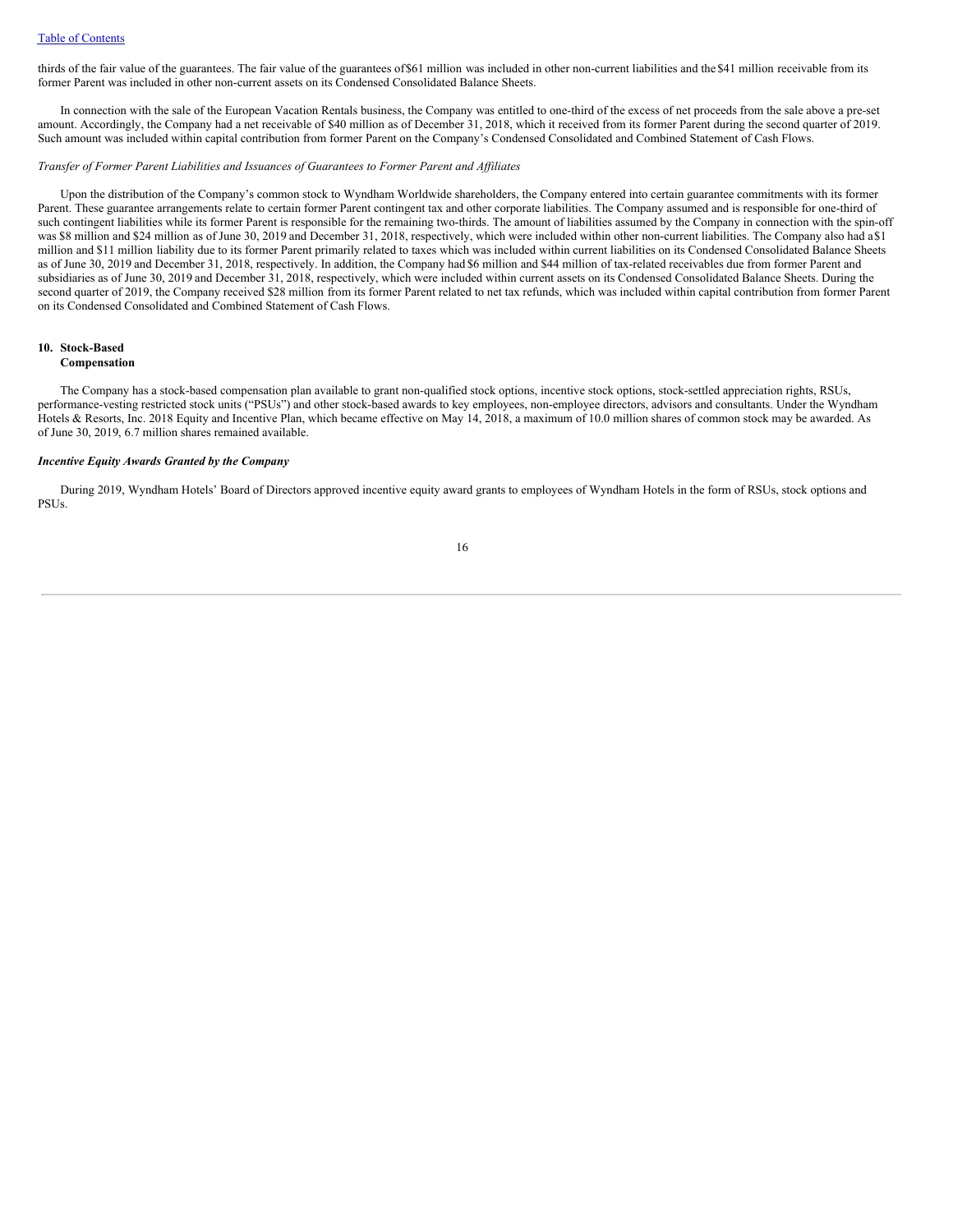thirds of the fair value of the guarantees. The fair value of the guarantees of $61 million was included in other non-current liabilities and the $41 million receivable from its former Parent was included in other non-current assets on its Condensed Consolidated Balance Sheets.

In connection with the sale of the European Vacation Rentals business, the Company was entitled to one-third of the excess of net proceeds from the sale above a pre-set amount. Accordingly, the Company had a net receivable of $40 million as of December 31, 2018, which it received from its former Parent during the second quarter of 2019. Such amount was included within capital contribution from former Parent on the Company's Condensed Consolidated and Combined Statement of Cash Flows.

*Transfer of Former Parent Liabilities and Issuances of Guarantees to Former Parent and Affiliates*

Upon the distribution of the Company's common stock to Wyndham Worldwide shareholders, the Company entered into certain guarantee commitments with its former Parent. These guarantee arrangements relate to certain former Parent contingent tax and other corporate liabilities. The Company assumed and is responsible for one-third of such contingent liabilities while its former Parent is responsible for the remaining two-thirds. The amount of liabilities assumed by the Company in connection with the spin-off was $8 million and $24 million as of June 30, 2019 and December 31, 2018, respectively, which were included within other non-current liabilities. The Company also had a $1 million and $11 million liability due to its former Parent primarily related to taxes which was included within current liabilities on its Condensed Consolidated Balance Sheets as of June 30, 2019 and December 31, 2018, respectively. In addition, the Company had $6 million and $44 million of tax-related receivables due from former Parent and subsidiaries as of June 30, 2019 and December 31, 2018, respectively, which were included within current assets on its Condensed Consolidated Balance Sheets. During the second quarter of 2019, the Company received $28 million from its former Parent related to net tax refunds, which was included within capital contribution from former Parent on its Condensed Consolidated and Combined Statement of Cash Flows.

## 10. Stock-Based Compensation

The Company has a stock-based compensation plan available to grant non-qualified stock options, incentive stock options, stock-settled appreciation rights, RSUs, performance-vesting restricted stock units ("PSUs") and other stock-based awards to key employees, non-employee directors, advisors and consultants. Under the Wyndham Hotels & Resorts, Inc. 2018 Equity and Incentive Plan, which became effective on May 14, 2018, a maximum of 10.0 million shares of common stock may be awarded. As of June 30, 2019, 6.7 million shares remained available.

***Incentive Equity Awards Granted by the Company***

During 2019, Wyndham Hotels' Board of Directors approved incentive equity award grants to employees of Wyndham Hotels in the form of RSUs, stock options and PSUs.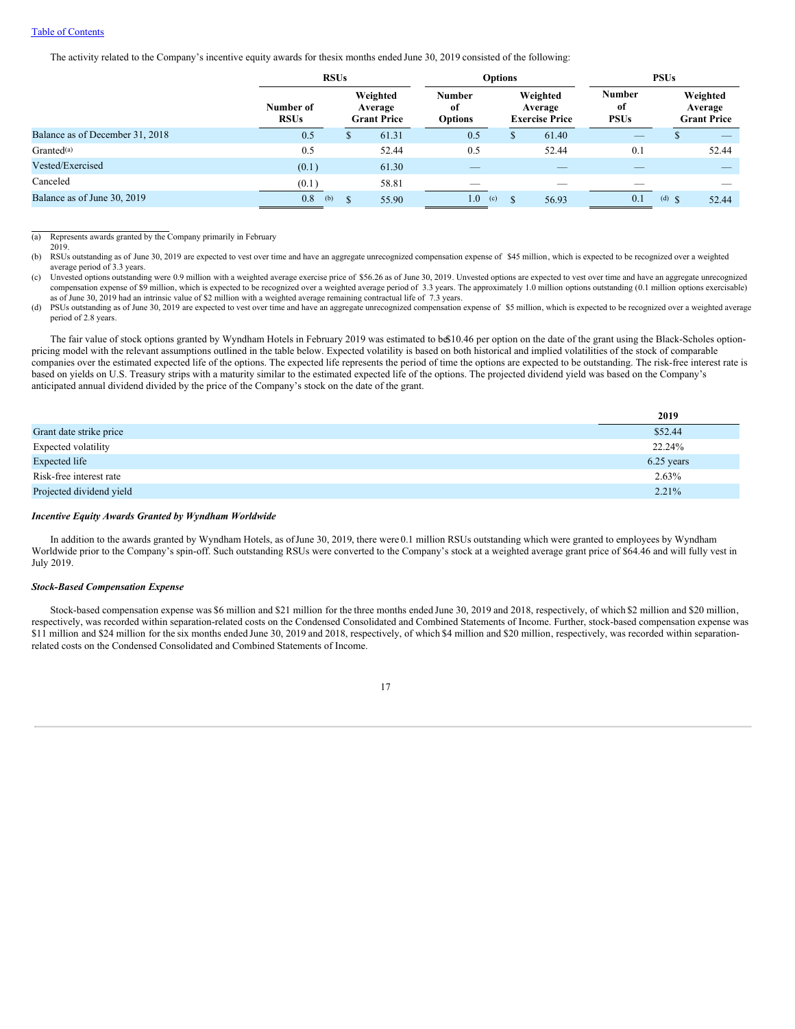The activity related to the Company's incentive equity awards for the six months ended June 30, 2019 consisted of the following:

| | RSUs | | Options | | PSUs | |
|---|---|---|---|---|---|---|
| | Number of RSUs | Weighted Average Grant Price | Number of Options | Weighted Average Exercise Price | Number of PSUs | Weighted Average Grant Price |
| Balance as of December 31, 2018 | 0.5 | $ 61.31 | 0.5 | $ 61.40 | — | $ — |
| Granted[(a)] | 0.5 | 52.44 | 0.5 | 52.44 | 0.1 | 52.44 |
| Vested/Exercised | (0.1) | 61.30 | — | — | — | — |
| Canceled | (0.1) | 58.81 | — | — | — | — |
| Balance as of June 30, 2019 | 0.8 [(b)] | $ 55.90 | 1.0 [(c)] | $ 56.93 | 0.1 [(d)] | $ 52.44 |

(a) Represents awards granted by the Company primarily in February 2019.

(b) RSUs outstanding as of June 30, 2019 are expected to vest over time and have an aggregate unrecognized compensation expense of $45 million, which is expected to be recognized over a weighted average period of 3.3 years.

(c) Unvested options outstanding were 0.9 million with a weighted average exercise price of $56.26 as of June 30, 2019. Unvested options are expected to vest over time and have an aggregate unrecognized compensation expense of $9 million, which is expected to be recognized over a weighted average period of 3.3 years. The approximately 1.0 million options outstanding (0.1 million options exercisable) as of June 30, 2019 had an intrinsic value of $2 million with a weighted average remaining contractual life of 7.3 years.

(d) PSUs outstanding as of June 30, 2019 are expected to vest over time and have an aggregate unrecognized compensation expense of $5 million, which is expected to be recognized over a weighted average period of 2.8 years.

The fair value of stock options granted by Wyndham Hotels in February 2019 was estimated to be $10.46 per option on the date of the grant using the Black-Scholes option-pricing model with the relevant assumptions outlined in the table below. Expected volatility is based on both historical and implied volatilities of the stock of comparable companies over the estimated expected life of the options. The expected life represents the period of time the options are expected to be outstanding. The risk-free interest rate is based on yields on U.S. Treasury strips with a maturity similar to the estimated expected life of the options. The projected dividend yield was based on the Company's anticipated annual dividend divided by the price of the Company's stock on the date of the grant.

| | 2019 |
|---|---|
| Grant date strike price | $52.44 |
| Expected volatility | 22.24% |
| Expected life | 6.25 years |
| Risk-free interest rate | 2.63% |
| Projected dividend yield | 2.21% |

***Incentive Equity Awards Granted by Wyndham Worldwide***

In addition to the awards granted by Wyndham Hotels, as of June 30, 2019, there were 0.1 million RSUs outstanding which were granted to employees by Wyndham Worldwide prior to the Company's spin-off. Such outstanding RSUs were converted to the Company's stock at a weighted average grant price of $64.46 and will fully vest in July 2019.

***Stock-Based Compensation Expense***

Stock-based compensation expense was $6 million and $21 million for the three months ended June 30, 2019 and 2018, respectively, of which $2 million and $20 million, respectively, was recorded within separation-related costs on the Condensed Consolidated and Combined Statements of Income. Further, stock-based compensation expense was $11 million and $24 million for the six months ended June 30, 2019 and 2018, respectively, of which $4 million and $20 million, respectively, was recorded within separation-related costs on the Condensed Consolidated and Combined Statements of Income.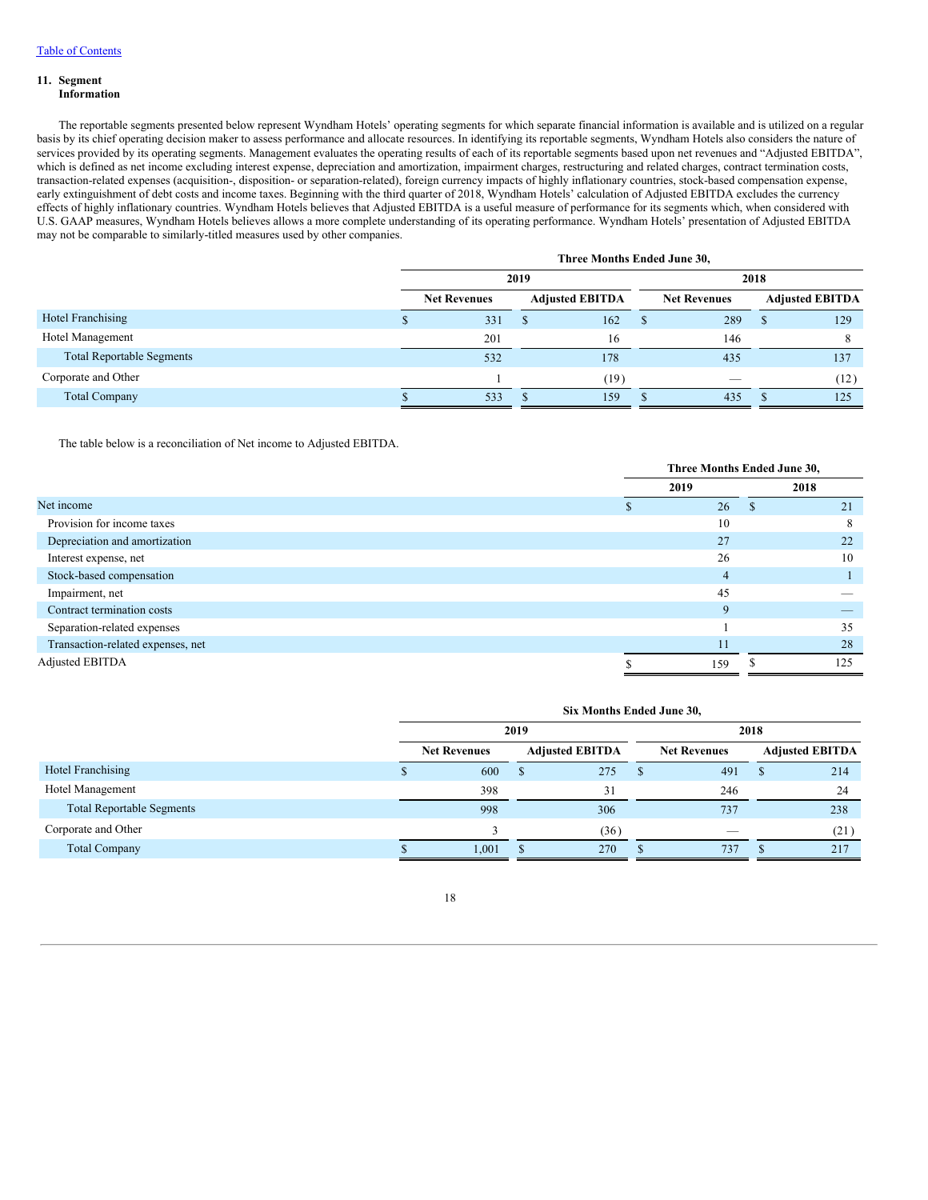[Table of Contents]

## 11. Segment Information

The reportable segments presented below represent Wyndham Hotels' operating segments for which separate financial information is available and is utilized on a regular basis by its chief operating decision maker to assess performance and allocate resources. In identifying its reportable segments, Wyndham Hotels also considers the nature of services provided by its operating segments. Management evaluates the operating results of each of its reportable segments based upon net revenues and "Adjusted EBITDA", which is defined as net income excluding interest expense, depreciation and amortization, impairment charges, restructuring and related charges, contract termination costs, transaction-related expenses (acquisition-, disposition- or separation-related), foreign currency impacts of highly inflationary countries, stock-based compensation expense, early extinguishment of debt costs and income taxes. Beginning with the third quarter of 2018, Wyndham Hotels' calculation of Adjusted EBITDA excludes the currency effects of highly inflationary countries. Wyndham Hotels believes that Adjusted EBITDA is a useful measure of performance for its segments which, when considered with U.S. GAAP measures, Wyndham Hotels believes allows a more complete understanding of its operating performance. Wyndham Hotels' presentation of Adjusted EBITDA may not be comparable to similarly-titled measures used by other companies.

| | Three Months Ended June 30, | | | |
|---|---|---|---|---|
| | 2019 | | 2018 | |
| | Net Revenues | Adjusted EBITDA | Net Revenues | Adjusted EBITDA |
| Hotel Franchising | $ 331 | $ 162 | $ 289 | $ 129 |
| Hotel Management | 201 | 16 | 146 | 8 |
| Total Reportable Segments | 532 | 178 | 435 | 137 |
| Corporate and Other | 1 | (19) | — | (12) |
| Total Company | $ 533 | $ 159 | $ 435 | $ 125 |

The table below is a reconciliation of Net income to Adjusted EBITDA.

| | Three Months Ended June 30, | |
|---|---|---|
| | 2019 | 2018 |
| Net income | $ 26 | $ 21 |
| Provision for income taxes | 10 | 8 |
| Depreciation and amortization | 27 | 22 |
| Interest expense, net | 26 | 10 |
| Stock-based compensation | 4 | 1 |
| Impairment, net | 45 | — |
| Contract termination costs | 9 | — |
| Separation-related expenses | 1 | 35 |
| Transaction-related expenses, net | 11 | 28 |
| Adjusted EBITDA | $ 159 | $ 125 |

| | Six Months Ended June 30, | | | |
|---|---|---|---|---|
| | 2019 | | 2018 | |
| | Net Revenues | Adjusted EBITDA | Net Revenues | Adjusted EBITDA |
| Hotel Franchising | $ 600 | $ 275 | $ 491 | $ 214 |
| Hotel Management | 398 | 31 | 246 | 24 |
| Total Reportable Segments | 998 | 306 | 737 | 238 |
| Corporate and Other | 3 | (36) | — | (21) |
| Total Company | $ 1,001 | $ 270 | $ 737 | $ 217 |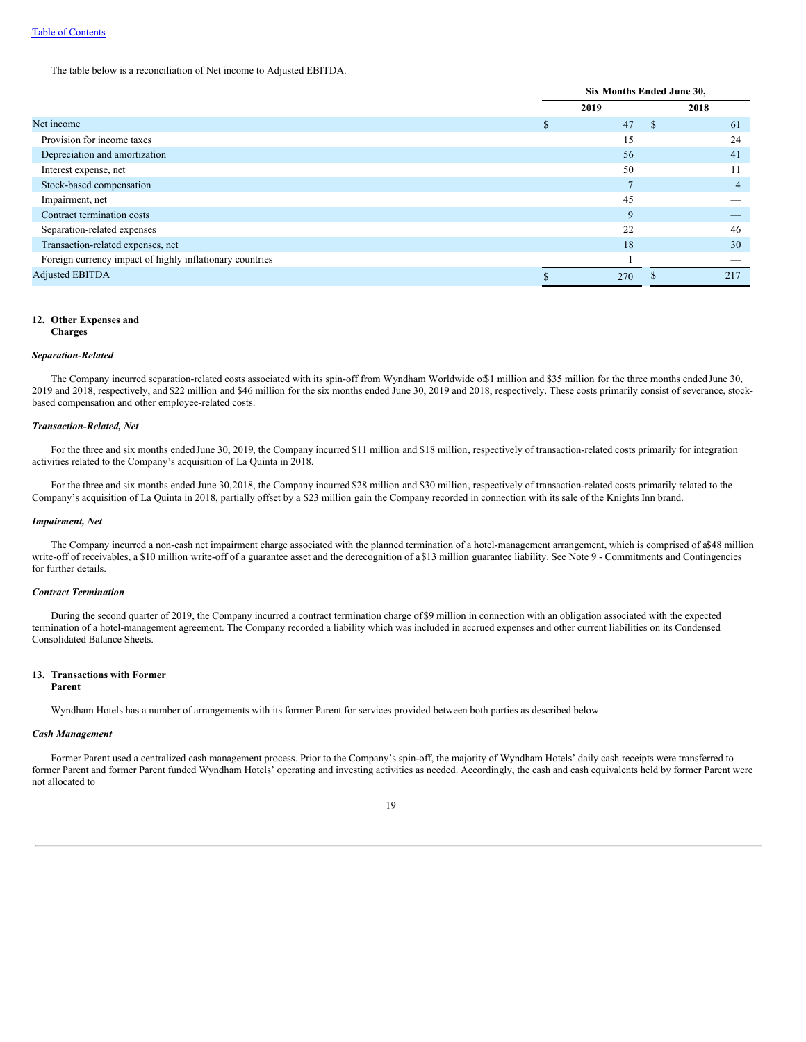[Table of Contents](#)

The table below is a reconciliation of Net income to Adjusted EBITDA.

| | Six Months Ended June 30, | |
|---|---|---|
| | 2019 | 2018 |
| Net income | $ 47 | $ 61 |
| Provision for income taxes | 15 | 24 |
| Depreciation and amortization | 56 | 41 |
| Interest expense, net | 50 | 11 |
| Stock-based compensation | 7 | 4 |
| Impairment, net | 45 | — |
| Contract termination costs | 9 | — |
| Separation-related expenses | 22 | 46 |
| Transaction-related expenses, net | 18 | 30 |
| Foreign currency impact of highly inflationary countries | 1 | — |
| Adjusted EBITDA | $ 270 | $ 217 |

## 12. Other Expenses and Charges

***Separation-Related***

The Company incurred separation-related costs associated with its spin-off from Wyndham Worldwide of $1 million and $35 million for the three months ended June 30, 2019 and 2018, respectively, and $22 million and $46 million for the six months ended June 30, 2019 and 2018, respectively. These costs primarily consist of severance, stock-based compensation and other employee-related costs.

***Transaction-Related, Net***

For the three and six months ended June 30, 2019, the Company incurred $11 million and $18 million, respectively of transaction-related costs primarily for integration activities related to the Company's acquisition of La Quinta in 2018.

For the three and six months ended June 30, 2018, the Company incurred $28 million and $30 million, respectively of transaction-related costs primarily related to the Company's acquisition of La Quinta in 2018, partially offset by a $23 million gain the Company recorded in connection with its sale of the Knights Inn brand.

***Impairment, Net***

The Company incurred a non-cash net impairment charge associated with the planned termination of a hotel-management arrangement, which is comprised of a $48 million write-off of receivables, a $10 million write-off of a guarantee asset and the derecognition of a $13 million guarantee liability. See Note 9 - Commitments and Contingencies for further details.

***Contract Termination***

During the second quarter of 2019, the Company incurred a contract termination charge of $9 million in connection with an obligation associated with the expected termination of a hotel-management agreement. The Company recorded a liability which was included in accrued expenses and other current liabilities on its Condensed Consolidated Balance Sheets.

## 13. Transactions with Former Parent

Wyndham Hotels has a number of arrangements with its former Parent for services provided between both parties as described below.

***Cash Management***

Former Parent used a centralized cash management process. Prior to the Company's spin-off, the majority of Wyndham Hotels' daily cash receipts were transferred to former Parent and former Parent funded Wyndham Hotels' operating and investing activities as needed. Accordingly, the cash and cash equivalents held by former Parent were not allocated to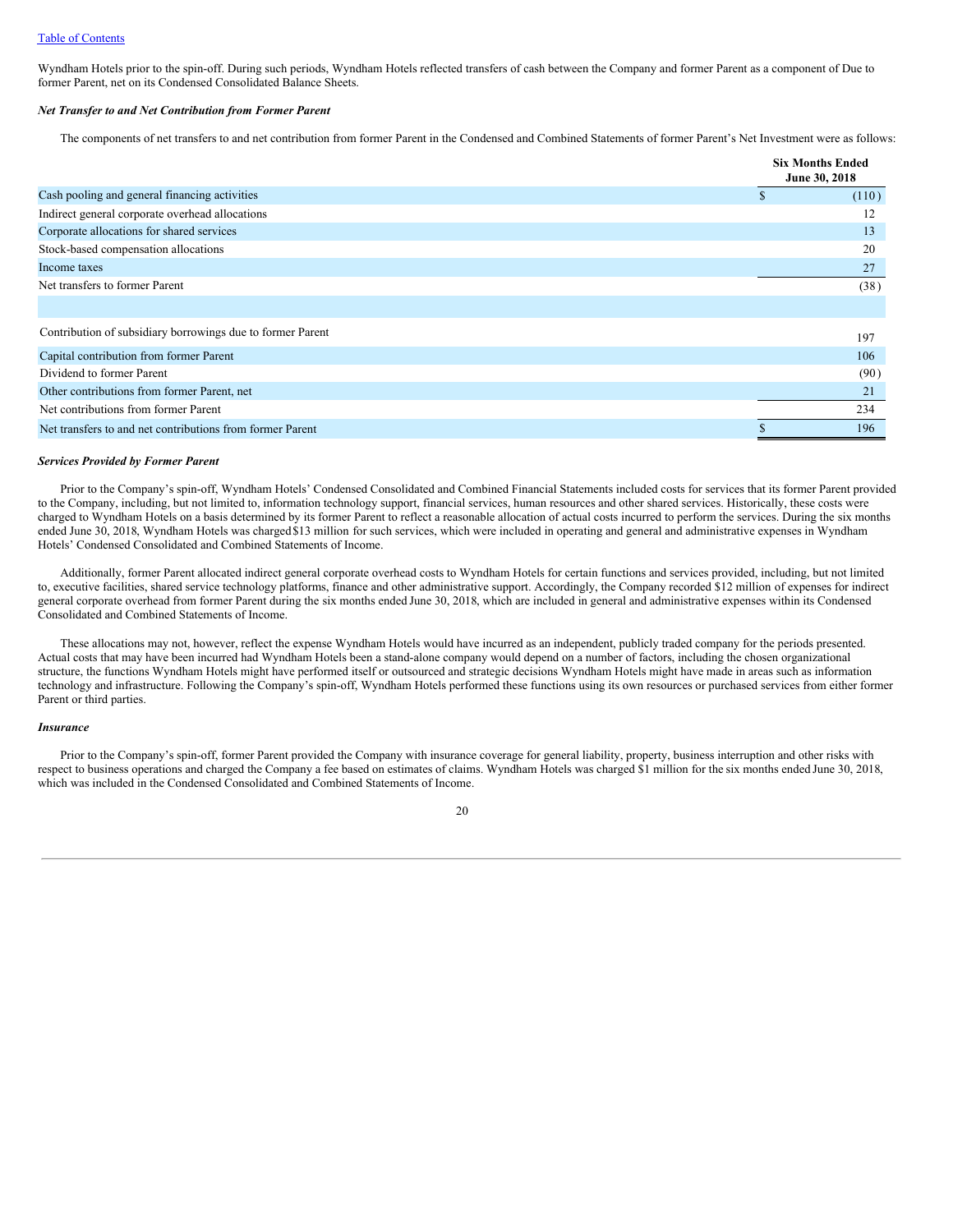Wyndham Hotels prior to the spin-off. During such periods, Wyndham Hotels reflected transfers of cash between the Company and former Parent as a component of Due to former Parent, net on its Condensed Consolidated Balance Sheets.

***Net Transfer to and Net Contribution from Former Parent***

The components of net transfers to and net contribution from former Parent in the Condensed and Combined Statements of former Parent's Net Investment were as follows:

| | Six Months Ended June 30, 2018 |
|---|---|
| Cash pooling and general financing activities | $ (110) |
| Indirect general corporate overhead allocations | 12 |
| Corporate allocations for shared services | 13 |
| Stock-based compensation allocations | 20 |
| Income taxes | 27 |
| Net transfers to former Parent | (38) |
| | |
| Contribution of subsidiary borrowings due to former Parent | 197 |
| Capital contribution from former Parent | 106 |
| Dividend to former Parent | (90) |
| Other contributions from former Parent, net | 21 |
| Net contributions from former Parent | 234 |
| Net transfers to and net contributions from former Parent | $ 196 |

***Services Provided by Former Parent***

Prior to the Company's spin-off, Wyndham Hotels' Condensed Consolidated and Combined Financial Statements included costs for services that its former Parent provided to the Company, including, but not limited to, information technology support, financial services, human resources and other shared services. Historically, these costs were charged to Wyndham Hotels on a basis determined by its former Parent to reflect a reasonable allocation of actual costs incurred to perform the services. During the six months ended June 30, 2018, Wyndham Hotels was charged $13 million for such services, which were included in operating and general and administrative expenses in Wyndham Hotels' Condensed Consolidated and Combined Statements of Income.

Additionally, former Parent allocated indirect general corporate overhead costs to Wyndham Hotels for certain functions and services provided, including, but not limited to, executive facilities, shared service technology platforms, finance and other administrative support. Accordingly, the Company recorded $12 million of expenses for indirect general corporate overhead from former Parent during the six months ended June 30, 2018, which are included in general and administrative expenses within its Condensed Consolidated and Combined Statements of Income.

These allocations may not, however, reflect the expense Wyndham Hotels would have incurred as an independent, publicly traded company for the periods presented. Actual costs that may have been incurred had Wyndham Hotels been a stand-alone company would depend on a number of factors, including the chosen organizational structure, the functions Wyndham Hotels might have performed itself or outsourced and strategic decisions Wyndham Hotels might have made in areas such as information technology and infrastructure. Following the Company's spin-off, Wyndham Hotels performed these functions using its own resources or purchased services from either former Parent or third parties.

***Insurance***

Prior to the Company's spin-off, former Parent provided the Company with insurance coverage for general liability, property, business interruption and other risks with respect to business operations and charged the Company a fee based on estimates of claims. Wyndham Hotels was charged $1 million for the six months ended June 30, 2018, which was included in the Condensed Consolidated and Combined Statements of Income.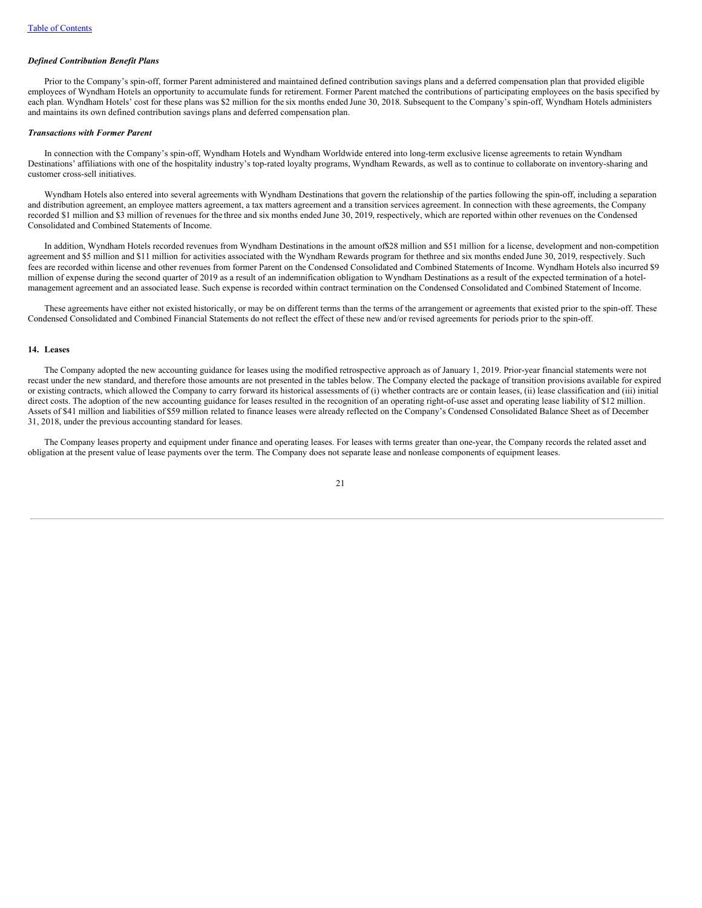### *Defined Contribution Benefit Plans*

Prior to the Company's spin-off, former Parent administered and maintained defined contribution savings plans and a deferred compensation plan that provided eligible employees of Wyndham Hotels an opportunity to accumulate funds for retirement. Former Parent matched the contributions of participating employees on the basis specified by each plan. Wyndham Hotels' cost for these plans was $2 million for the six months ended June 30, 2018. Subsequent to the Company's spin-off, Wyndham Hotels administers and maintains its own defined contribution savings plans and deferred compensation plan.

### *Transactions with Former Parent*

In connection with the Company's spin-off, Wyndham Hotels and Wyndham Worldwide entered into long-term exclusive license agreements to retain Wyndham Destinations' affiliations with one of the hospitality industry's top-rated loyalty programs, Wyndham Rewards, as well as to continue to collaborate on inventory-sharing and customer cross-sell initiatives.

Wyndham Hotels also entered into several agreements with Wyndham Destinations that govern the relationship of the parties following the spin-off, including a separation and distribution agreement, an employee matters agreement, a tax matters agreement and a transition services agreement. In connection with these agreements, the Company recorded $1 million and $3 million of revenues for the three and six months ended June 30, 2019, respectively, which are reported within other revenues on the Condensed Consolidated and Combined Statements of Income.

In addition, Wyndham Hotels recorded revenues from Wyndham Destinations in the amount of $28 million and $51 million for a license, development and non-competition agreement and $5 million and $11 million for activities associated with the Wyndham Rewards program for the three and six months ended June 30, 2019, respectively. Such fees are recorded within license and other revenues from former Parent on the Condensed Consolidated and Combined Statements of Income. Wyndham Hotels also incurred $9 million of expense during the second quarter of 2019 as a result of an indemnification obligation to Wyndham Destinations as a result of the expected termination of a hotel-management agreement and an associated lease. Such expense is recorded within contract termination on the Condensed Consolidated and Combined Statement of Income.

These agreements have either not existed historically, or may be on different terms than the terms of the arrangement or agreements that existed prior to the spin-off. These Condensed Consolidated and Combined Financial Statements do not reflect the effect of these new and/or revised agreements for periods prior to the spin-off.

## 14. Leases

The Company adopted the new accounting guidance for leases using the modified retrospective approach as of January 1, 2019. Prior-year financial statements were not recast under the new standard, and therefore those amounts are not presented in the tables below. The Company elected the package of transition provisions available for expired or existing contracts, which allowed the Company to carry forward its historical assessments of (i) whether contracts are or contain leases, (ii) lease classification and (iii) initial direct costs. The adoption of the new accounting guidance for leases resulted in the recognition of an operating right-of-use asset and operating lease liability of $12 million. Assets of $41 million and liabilities of $59 million related to finance leases were already reflected on the Company's Condensed Consolidated Balance Sheet as of December 31, 2018, under the previous accounting standard for leases.

The Company leases property and equipment under finance and operating leases. For leases with terms greater than one-year, the Company records the related asset and obligation at the present value of lease payments over the term. The Company does not separate lease and nonlease components of equipment leases.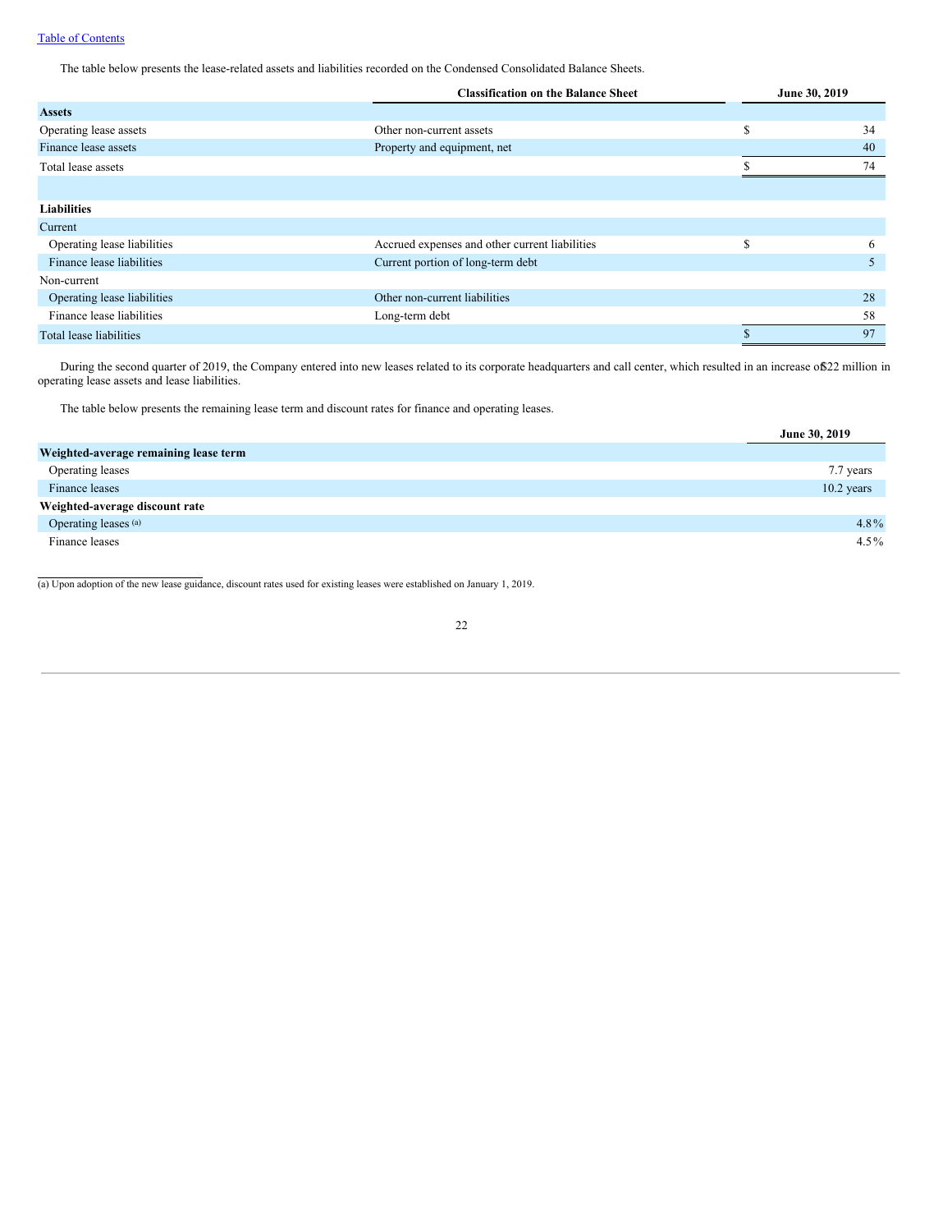The table below presents the lease-related assets and liabilities recorded on the Condensed Consolidated Balance Sheets.

| | Classification on the Balance Sheet | June 30, 2019 |
|---|---|---|
| **Assets** | | |
| Operating lease assets | Other non-current assets | $ 34 |
| Finance lease assets | Property and equipment, net | 40 |
| Total lease assets | | $ 74 |
| | | |
| **Liabilities** | | |
| Current | | |
| Operating lease liabilities | Accrued expenses and other current liabilities | $ 6 |
| Finance lease liabilities | Current portion of long-term debt | 5 |
| Non-current | | |
| Operating lease liabilities | Other non-current liabilities | 28 |
| Finance lease liabilities | Long-term debt | 58 |
| Total lease liabilities | | $ 97 |

During the second quarter of 2019, the Company entered into new leases related to its corporate headquarters and call center, which resulted in an increase of $22 million in operating lease assets and lease liabilities.

The table below presents the remaining lease term and discount rates for finance and operating leases.

| | June 30, 2019 |
|---|---|
| **Weighted-average remaining lease term** | |
| Operating leases | 7.7 years |
| Finance leases | 10.2 years |
| **Weighted-average discount rate** | |
| Operating leases [(a)] | 4.8% |
| Finance leases | 4.5% |

(a) Upon adoption of the new lease guidance, discount rates used for existing leases were established on January 1, 2019.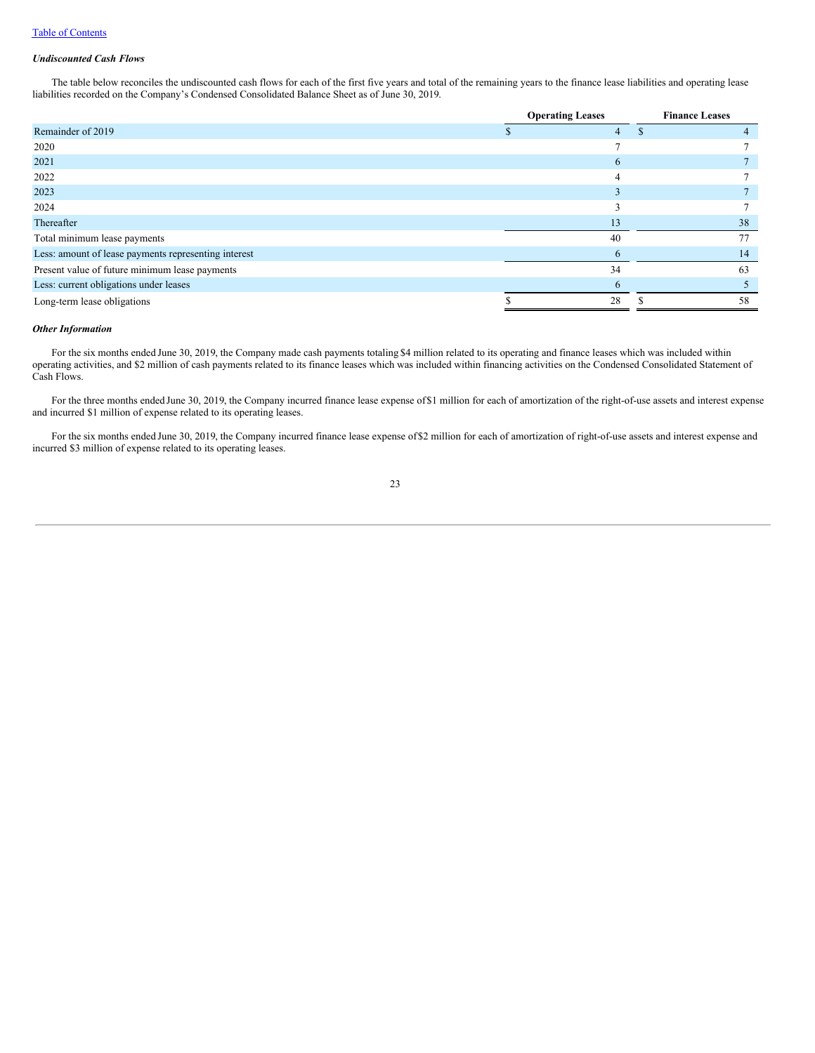Table of Contents

***Undiscounted Cash Flows***

The table below reconciles the undiscounted cash flows for each of the first five years and total of the remaining years to the finance lease liabilities and operating lease liabilities recorded on the Company's Condensed Consolidated Balance Sheet as of June 30, 2019.

| | Operating Leases | Finance Leases |
|---|---|---|
| Remainder of 2019 | $ 4 | $ 4 |
| 2020 | 7 | 7 |
| 2021 | 6 | 7 |
| 2022 | 4 | 7 |
| 2023 | 3 | 7 |
| 2024 | 3 | 7 |
| Thereafter | 13 | 38 |
| Total minimum lease payments | 40 | 77 |
| Less: amount of lease payments representing interest | 6 | 14 |
| Present value of future minimum lease payments | 34 | 63 |
| Less: current obligations under leases | 6 | 5 |
| Long-term lease obligations | $ 28 | $ 58 |

***Other Information***

For the six months ended June 30, 2019, the Company made cash payments totaling $4 million related to its operating and finance leases which was included within operating activities, and $2 million of cash payments related to its finance leases which was included within financing activities on the Condensed Consolidated Statement of Cash Flows.

For the three months ended June 30, 2019, the Company incurred finance lease expense of $1 million for each of amortization of the right-of-use assets and interest expense and incurred $1 million of expense related to its operating leases.

For the six months ended June 30, 2019, the Company incurred finance lease expense of $2 million for each of amortization of right-of-use assets and interest expense and incurred $3 million of expense related to its operating leases.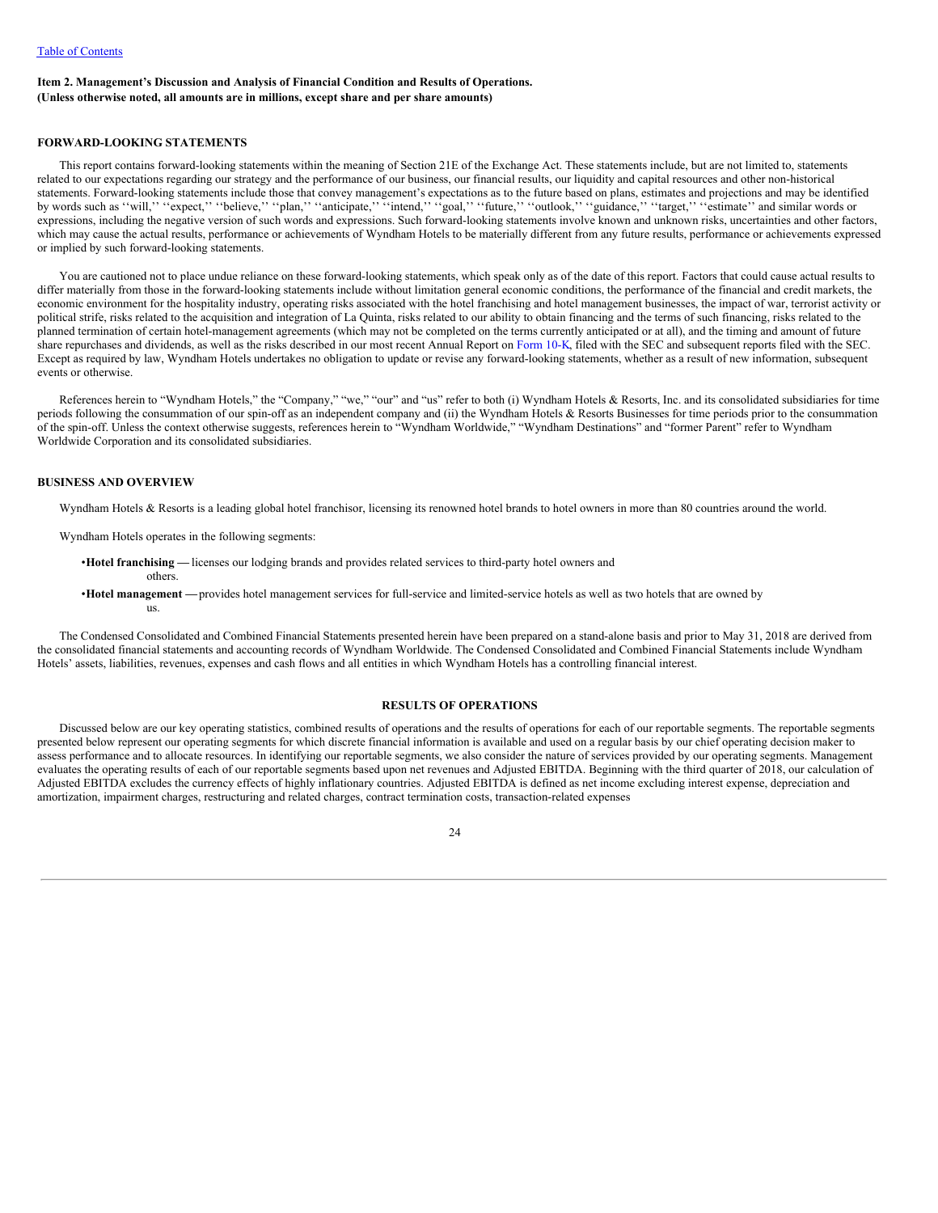[Table of Contents](#)

**Item 2. Management's Discussion and Analysis of Financial Condition and Results of Operations.**
**(Unless otherwise noted, all amounts are in millions, except share and per share amounts)**

## FORWARD-LOOKING STATEMENTS

This report contains forward-looking statements within the meaning of Section 21E of the Exchange Act. These statements include, but are not limited to, statements related to our expectations regarding our strategy and the performance of our business, our financial results, our liquidity and capital resources and other non-historical statements. Forward-looking statements include those that convey management's expectations as to the future based on plans, estimates and projections and may be identified by words such as ''will,'' ''expect,'' ''believe,'' ''plan,'' ''anticipate,'' ''intend,'' ''goal,'' ''future,'' ''outlook,'' ''guidance,'' ''target,'' ''estimate'' and similar words or expressions, including the negative version of such words and expressions. Such forward-looking statements involve known and unknown risks, uncertainties and other factors, which may cause the actual results, performance or achievements of Wyndham Hotels to be materially different from any future results, performance or achievements expressed or implied by such forward-looking statements.

You are cautioned not to place undue reliance on these forward-looking statements, which speak only as of the date of this report. Factors that could cause actual results to differ materially from those in the forward-looking statements include without limitation general economic conditions, the performance of the financial and credit markets, the economic environment for the hospitality industry, operating risks associated with the hotel franchising and hotel management businesses, the impact of war, terrorist activity or political strife, risks related to the acquisition and integration of La Quinta, risks related to our ability to obtain financing and the terms of such financing, risks related to the planned termination of certain hotel-management agreements (which may not be completed on the terms currently anticipated or at all), and the timing and amount of future share repurchases and dividends, as well as the risks described in our most recent Annual Report on Form 10-K, filed with the SEC and subsequent reports filed with the SEC. Except as required by law, Wyndham Hotels undertakes no obligation to update or revise any forward-looking statements, whether as a result of new information, subsequent events or otherwise.

References herein to "Wyndham Hotels," the "Company," "we," "our" and "us" refer to both (i) Wyndham Hotels & Resorts, Inc. and its consolidated subsidiaries for time periods following the consummation of our spin-off as an independent company and (ii) the Wyndham Hotels & Resorts Businesses for time periods prior to the consummation of the spin-off. Unless the context otherwise suggests, references herein to "Wyndham Worldwide," "Wyndham Destinations" and "former Parent" refer to Wyndham Worldwide Corporation and its consolidated subsidiaries.

## BUSINESS AND OVERVIEW

Wyndham Hotels & Resorts is a leading global hotel franchisor, licensing its renowned hotel brands to hotel owners in more than 80 countries around the world.

Wyndham Hotels operates in the following segments:

- **Hotel franchising —** licenses our lodging brands and provides related services to third-party hotel owners and others.
- **Hotel management —** provides hotel management services for full-service and limited-service hotels as well as two hotels that are owned by us.

The Condensed Consolidated and Combined Financial Statements presented herein have been prepared on a stand-alone basis and prior to May 31, 2018 are derived from the consolidated financial statements and accounting records of Wyndham Worldwide. The Condensed Consolidated and Combined Financial Statements include Wyndham Hotels' assets, liabilities, revenues, expenses and cash flows and all entities in which Wyndham Hotels has a controlling financial interest.

## RESULTS OF OPERATIONS

Discussed below are our key operating statistics, combined results of operations and the results of operations for each of our reportable segments. The reportable segments presented below represent our operating segments for which discrete financial information is available and used on a regular basis by our chief operating decision maker to assess performance and to allocate resources. In identifying our reportable segments, we also consider the nature of services provided by our operating segments. Management evaluates the operating results of each of our reportable segments based upon net revenues and Adjusted EBITDA. Beginning with the third quarter of 2018, our calculation of Adjusted EBITDA excludes the currency effects of highly inflationary countries. Adjusted EBITDA is defined as net income excluding interest expense, depreciation and amortization, impairment charges, restructuring and related charges, contract termination costs, transaction-related expenses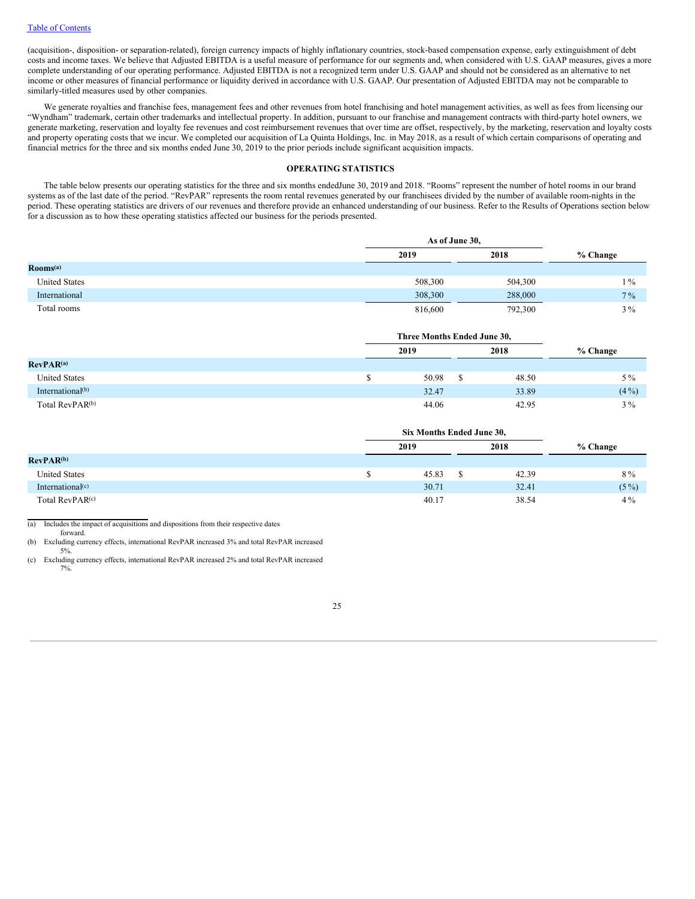(acquisition-, disposition- or separation-related), foreign currency impacts of highly inflationary countries, stock-based compensation expense, early extinguishment of debt costs and income taxes. We believe that Adjusted EBITDA is a useful measure of performance for our segments and, when considered with U.S. GAAP measures, gives a more complete understanding of our operating performance. Adjusted EBITDA is not a recognized term under U.S. GAAP and should not be considered as an alternative to net income or other measures of financial performance or liquidity derived in accordance with U.S. GAAP. Our presentation of Adjusted EBITDA may not be comparable to similarly-titled measures used by other companies.

We generate royalties and franchise fees, management fees and other revenues from hotel franchising and hotel management activities, as well as fees from licensing our "Wyndham" trademark, certain other trademarks and intellectual property. In addition, pursuant to our franchise and management contracts with third-party hotel owners, we generate marketing, reservation and loyalty fee revenues and cost reimbursement revenues that over time are offset, respectively, by the marketing, reservation and loyalty costs and property operating costs that we incur. We completed our acquisition of La Quinta Holdings, Inc. in May 2018, as a result of which certain comparisons of operating and financial metrics for the three and six months ended June 30, 2019 to the prior periods include significant acquisition impacts.

## OPERATING STATISTICS

The table below presents our operating statistics for the three and six months endedJune 30, 2019 and 2018. "Rooms" represent the number of hotel rooms in our brand systems as of the last date of the period. "RevPAR" represents the room rental revenues generated by our franchisees divided by the number of available room-nights in the period. These operating statistics are drivers of our revenues and therefore provide an enhanced understanding of our business. Refer to the Results of Operations section below for a discussion as to how these operating statistics affected our business for the periods presented.

| | As of June 30, | | |
|---|---|---|---|
| | 2019 | 2018 | % Change |
| **Rooms**[(a)] | | | |
| United States | 508,300 | 504,300 | 1 % |
| International | 308,300 | 288,000 | 7 % |
| Total rooms | 816,600 | 792,300 | 3 % |

| | Three Months Ended June 30, | | |
|---|---|---|---|
| | 2019 | 2018 | % Change |
| **RevPAR**[(a)] | | | |
| United States | $ 50.98 | $ 48.50 | 5 % |
| International[(b)] | 32.47 | 33.89 | (4 %) |
| Total RevPAR[(b)] | 44.06 | 42.95 | 3 % |

| | Six Months Ended June 30, | | |
|---|---|---|---|
| | 2019 | 2018 | % Change |
| **RevPAR**[(b)] | | | |
| United States | $ 45.83 | $ 42.39 | 8 % |
| International[(c)] | 30.71 | 32.41 | (5 %) |
| Total RevPAR[(c)] | 40.17 | 38.54 | 4 % |

(a) Includes the impact of acquisitions and dispositions from their respective dates forward.

(b) Excluding currency effects, international RevPAR increased 3% and total RevPAR increased 5%.

(c) Excluding currency effects, international RevPAR increased 2% and total RevPAR increased 7%.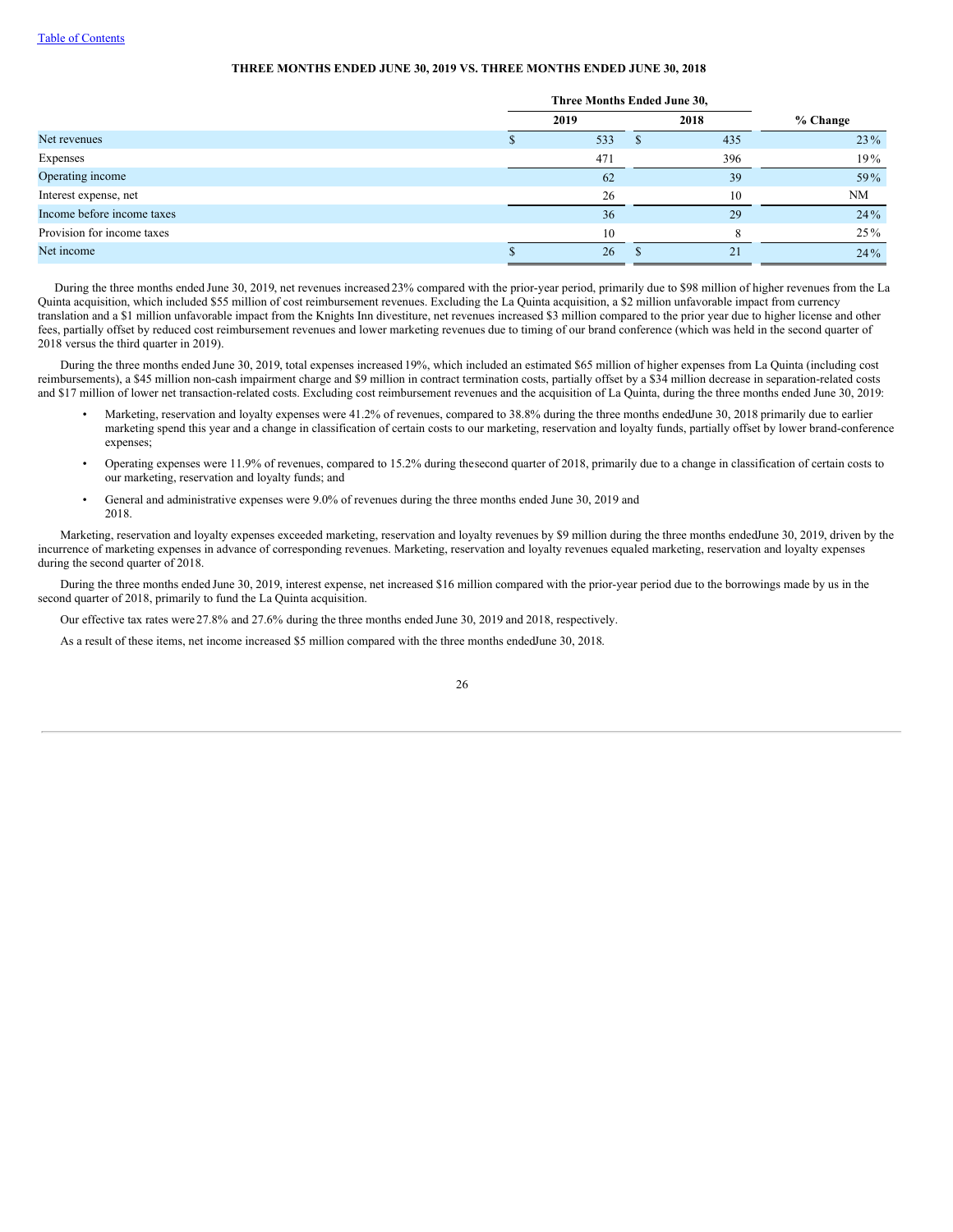**THREE MONTHS ENDED JUNE 30, 2019 VS. THREE MONTHS ENDED JUNE 30, 2018**

| | Three Months Ended June 30, | | % Change |
|---|---|---|---|
| | 2019 | 2018 | |
| Net revenues | $ 533 | $ 435 | 23% |
| Expenses | 471 | 396 | 19% |
| Operating income | 62 | 39 | 59% |
| Interest expense, net | 26 | 10 | NM |
| Income before income taxes | 36 | 29 | 24% |
| Provision for income taxes | 10 | 8 | 25% |
| Net income | $ 26 | $ 21 | 24% |

During the three months ended June 30, 2019, net revenues increased 23% compared with the prior-year period, primarily due to $98 million of higher revenues from the La Quinta acquisition, which included $55 million of cost reimbursement revenues. Excluding the La Quinta acquisition, a $2 million unfavorable impact from currency translation and a $1 million unfavorable impact from the Knights Inn divestiture, net revenues increased $3 million compared to the prior year due to higher license and other fees, partially offset by reduced cost reimbursement revenues and lower marketing revenues due to timing of our brand conference (which was held in the second quarter of 2018 versus the third quarter in 2019).

During the three months ended June 30, 2019, total expenses increased 19%, which included an estimated $65 million of higher expenses from La Quinta (including cost reimbursements), a $45 million non-cash impairment charge and $9 million in contract termination costs, partially offset by a $34 million decrease in separation-related costs and $17 million of lower net transaction-related costs. Excluding cost reimbursement revenues and the acquisition of La Quinta, during the three months ended June 30, 2019:

- Marketing, reservation and loyalty expenses were 41.2% of revenues, compared to 38.8% during the three months ended June 30, 2018 primarily due to earlier marketing spend this year and a change in classification of certain costs to our marketing, reservation and loyalty funds, partially offset by lower brand-conference expenses;
- Operating expenses were 11.9% of revenues, compared to 15.2% during the second quarter of 2018, primarily due to a change in classification of certain costs to our marketing, reservation and loyalty funds; and
- General and administrative expenses were 9.0% of revenues during the three months ended June 30, 2019 and 2018.

Marketing, reservation and loyalty expenses exceeded marketing, reservation and loyalty revenues by $9 million during the three months ended June 30, 2019, driven by the incurrence of marketing expenses in advance of corresponding revenues. Marketing, reservation and loyalty revenues equaled marketing, reservation and loyalty expenses during the second quarter of 2018.

During the three months ended June 30, 2019, interest expense, net increased $16 million compared with the prior-year period due to the borrowings made by us in the second quarter of 2018, primarily to fund the La Quinta acquisition.

Our effective tax rates were 27.8% and 27.6% during the three months ended June 30, 2019 and 2018, respectively.

As a result of these items, net income increased $5 million compared with the three months ended June 30, 2018.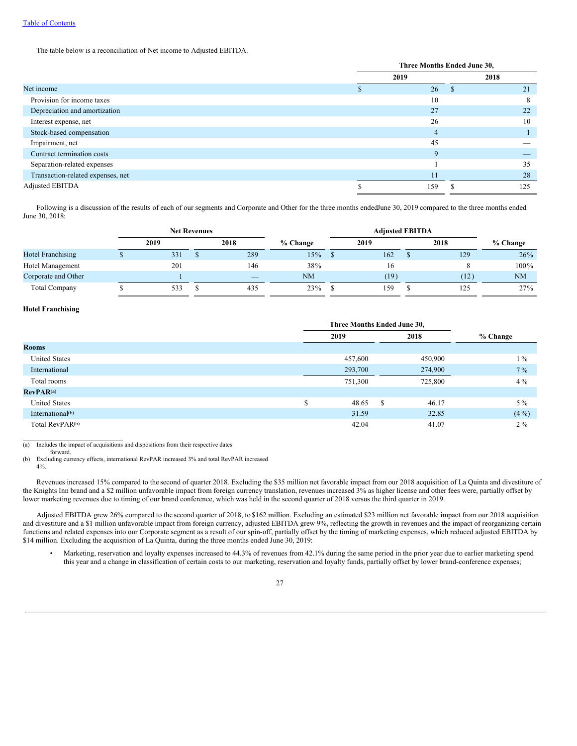[Table of Contents](#)

The table below is a reconciliation of Net income to Adjusted EBITDA.

| | Three Months Ended June 30, | |
|---|---|---|
| | 2019 | 2018 |
| Net income | $ 26 | $ 21 |
| Provision for income taxes | 10 | 8 |
| Depreciation and amortization | 27 | 22 |
| Interest expense, net | 26 | 10 |
| Stock-based compensation | 4 | 1 |
| Impairment, net | 45 | — |
| Contract termination costs | 9 | — |
| Separation-related expenses | 1 | 35 |
| Transaction-related expenses, net | 11 | 28 |
| Adjusted EBITDA | $ 159 | $ 125 |

Following is a discussion of the results of each of our segments and Corporate and Other for the three months ended June 30, 2019 compared to the three months ended June 30, 2018:

| | Net Revenues | | | Adjusted EBITDA | | |
|---|---|---|---|---|---|---|
| | 2019 | 2018 | % Change | 2019 | 2018 | % Change |
| Hotel Franchising | $ 331 | $ 289 | 15% | $ 162 | $ 129 | 26% |
| Hotel Management | 201 | 146 | 38% | 16 | 8 | 100% |
| Corporate and Other | 1 | — | NM | (19) | (12) | NM |
| Total Company | $ 533 | $ 435 | 23% | $ 159 | $ 125 | 27% |

**Hotel Franchising**

| | Three Months Ended June 30, | | |
|---|---|---|---|
| | 2019 | 2018 | % Change |
| **Rooms** | | | |
| United States | 457,600 | 450,900 | 1% |
| International | 293,700 | 274,900 | 7% |
| Total rooms | 751,300 | 725,800 | 4% |
| **RevPAR**[(a)] | | | |
| United States | $ 48.65 | $ 46.17 | 5% |
| International[(b)] | 31.59 | 32.85 | (4%) |
| Total RevPAR[(b)] | 42.04 | 41.07 | 2% |

(a) Includes the impact of acquisitions and dispositions from their respective dates forward.
(b) Excluding currency effects, international RevPAR increased 3% and total RevPAR increased 4%.

Revenues increased 15% compared to the second of quarter 2018. Excluding the $35 million net favorable impact from our 2018 acquisition of La Quinta and divestiture of the Knights Inn brand and a $2 million unfavorable impact from foreign currency translation, revenues increased 3% as higher license and other fees were, partially offset by lower marketing revenues due to timing of our brand conference, which was held in the second quarter of 2018 versus the third quarter in 2019.

Adjusted EBITDA grew 26% compared to the second quarter of 2018, to $162 million. Excluding an estimated $23 million net favorable impact from our 2018 acquisition and divestiture and a $1 million unfavorable impact from foreign currency, adjusted EBITDA grew 9%, reflecting the growth in revenues and the impact of reorganizing certain functions and related expenses into our Corporate segment as a result of our spin-off, partially offset by the timing of marketing expenses, which reduced adjusted EBITDA by $14 million. Excluding the acquisition of La Quinta, during the three months ended June 30, 2019:

- Marketing, reservation and loyalty expenses increased to 44.3% of revenues from 42.1% during the same period in the prior year due to earlier marketing spend this year and a change in classification of certain costs to our marketing, reservation and loyalty funds, partially offset by lower brand-conference expenses;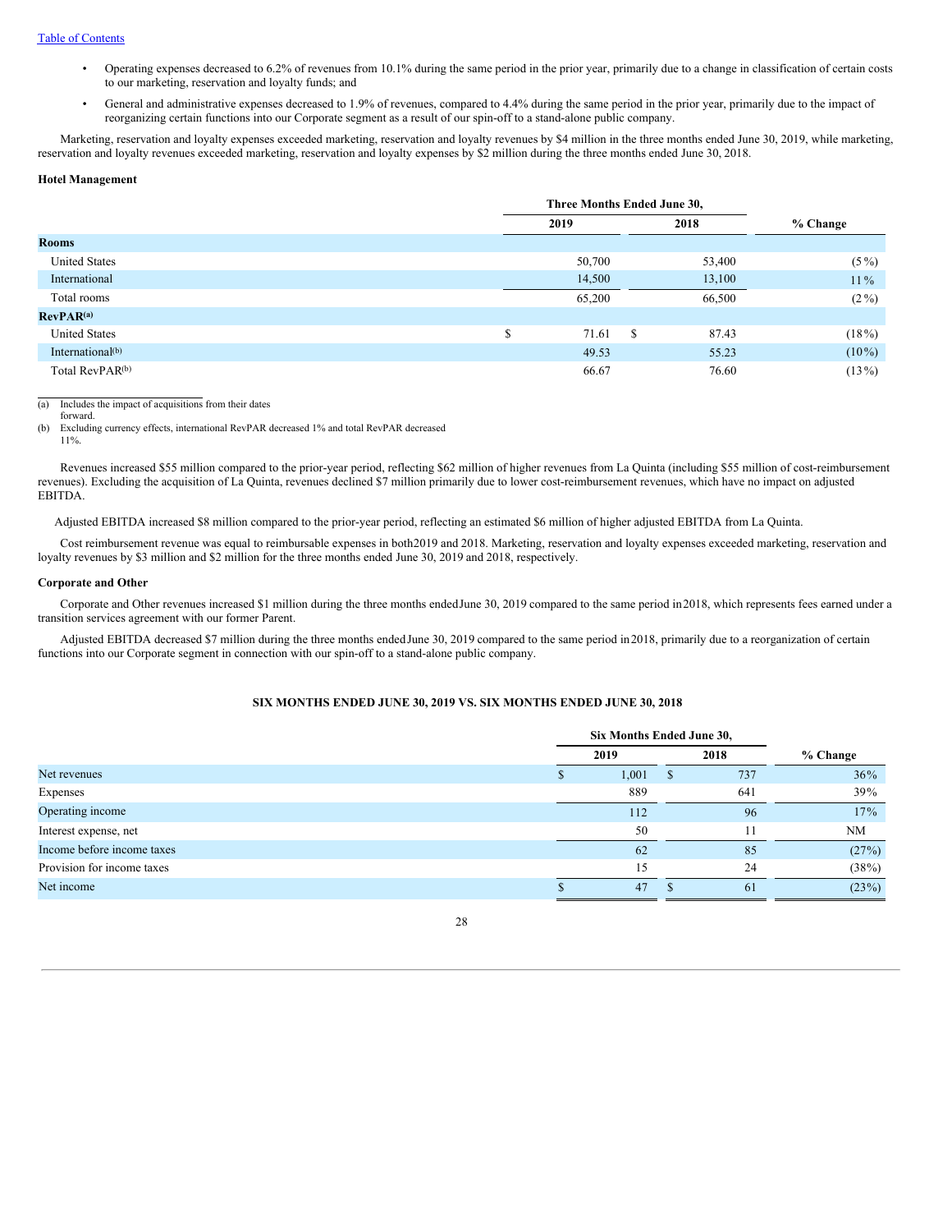- Operating expenses decreased to 6.2% of revenues from 10.1% during the same period in the prior year, primarily due to a change in classification of certain costs to our marketing, reservation and loyalty funds; and
- General and administrative expenses decreased to 1.9% of revenues, compared to 4.4% during the same period in the prior year, primarily due to the impact of reorganizing certain functions into our Corporate segment as a result of our spin-off to a stand-alone public company.

Marketing, reservation and loyalty expenses exceeded marketing, reservation and loyalty revenues by $4 million in the three months ended June 30, 2019, while marketing, reservation and loyalty revenues exceeded marketing, reservation and loyalty expenses by $2 million during the three months ended June 30, 2018.

**Hotel Management**

| | Three Months Ended June 30, | | |
|---|---|---|---|
| | 2019 | 2018 | % Change |
| **Rooms** | | | |
| United States | 50,700 | 53,400 | (5%) |
| International | 14,500 | 13,100 | 11% |
| Total rooms | 65,200 | 66,500 | (2%) |
| **RevPAR**[(a)] | | | |
| United States | $ 71.61 | $ 87.43 | (18%) |
| International[(b)] | 49.53 | 55.23 | (10%) |
| Total RevPAR[(b)] | 66.67 | 76.60 | (13%) |

(a) Includes the impact of acquisitions from their dates forward.

(b) Excluding currency effects, international RevPAR decreased 1% and total RevPAR decreased 11%.

Revenues increased $55 million compared to the prior-year period, reflecting $62 million of higher revenues from La Quinta (including $55 million of cost-reimbursement revenues). Excluding the acquisition of La Quinta, revenues declined $7 million primarily due to lower cost-reimbursement revenues, which have no impact on adjusted EBITDA.

Adjusted EBITDA increased $8 million compared to the prior-year period, reflecting an estimated $6 million of higher adjusted EBITDA from La Quinta.

Cost reimbursement revenue was equal to reimbursable expenses in both 2019 and 2018. Marketing, reservation and loyalty expenses exceeded marketing, reservation and loyalty revenues by $3 million and $2 million for the three months ended June 30, 2019 and 2018, respectively.

**Corporate and Other**

Corporate and Other revenues increased $1 million during the three months ended June 30, 2019 compared to the same period in 2018, which represents fees earned under a transition services agreement with our former Parent.

Adjusted EBITDA decreased $7 million during the three months ended June 30, 2019 compared to the same period in 2018, primarily due to a reorganization of certain functions into our Corporate segment in connection with our spin-off to a stand-alone public company.

**SIX MONTHS ENDED JUNE 30, 2019 VS. SIX MONTHS ENDED JUNE 30, 2018**

| | Six Months Ended June 30, | | |
|---|---|---|---|
| | 2019 | 2018 | % Change |
| Net revenues | $ 1,001 | $ 737 | 36% |
| Expenses | 889 | 641 | 39% |
| Operating income | 112 | 96 | 17% |
| Interest expense, net | 50 | 11 | NM |
| Income before income taxes | 62 | 85 | (27%) |
| Provision for income taxes | 15 | 24 | (38%) |
| Net income | $ 47 | $ 61 | (23%) |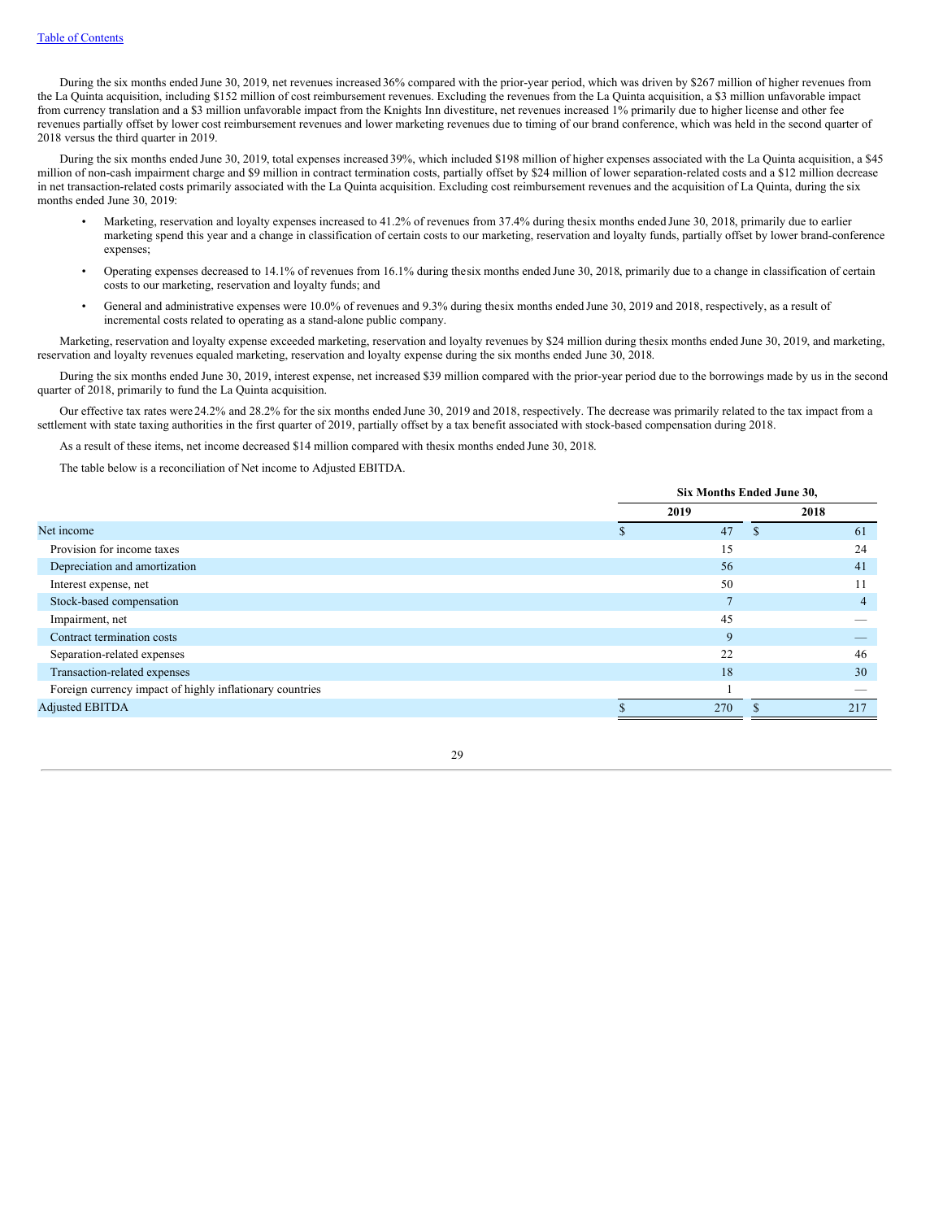During the six months ended June 30, 2019, net revenues increased 36% compared with the prior-year period, which was driven by $267 million of higher revenues from the La Quinta acquisition, including $152 million of cost reimbursement revenues. Excluding the revenues from the La Quinta acquisition, a $3 million unfavorable impact from currency translation and a $3 million unfavorable impact from the Knights Inn divestiture, net revenues increased 1% primarily due to higher license and other fee revenues partially offset by lower cost reimbursement revenues and lower marketing revenues due to timing of our brand conference, which was held in the second quarter of 2018 versus the third quarter in 2019.

During the six months ended June 30, 2019, total expenses increased 39%, which included $198 million of higher expenses associated with the La Quinta acquisition, a $45 million of non-cash impairment charge and $9 million in contract termination costs, partially offset by $24 million of lower separation-related costs and a $12 million decrease in net transaction-related costs primarily associated with the La Quinta acquisition. Excluding cost reimbursement revenues and the acquisition of La Quinta, during the six months ended June 30, 2019:

- Marketing, reservation and loyalty expenses increased to 41.2% of revenues from 37.4% during the six months ended June 30, 2018, primarily due to earlier marketing spend this year and a change in classification of certain costs to our marketing, reservation and loyalty funds, partially offset by lower brand-conference expenses;
- Operating expenses decreased to 14.1% of revenues from 16.1% during the six months ended June 30, 2018, primarily due to a change in classification of certain costs to our marketing, reservation and loyalty funds; and
- General and administrative expenses were 10.0% of revenues and 9.3% during the six months ended June 30, 2019 and 2018, respectively, as a result of incremental costs related to operating as a stand-alone public company.

Marketing, reservation and loyalty expense exceeded marketing, reservation and loyalty revenues by $24 million during the six months ended June 30, 2019, and marketing, reservation and loyalty revenues equaled marketing, reservation and loyalty expense during the six months ended June 30, 2018.

During the six months ended June 30, 2019, interest expense, net increased $39 million compared with the prior-year period due to the borrowings made by us in the second quarter of 2018, primarily to fund the La Quinta acquisition.

Our effective tax rates were 24.2% and 28.2% for the six months ended June 30, 2019 and 2018, respectively. The decrease was primarily related to the tax impact from a settlement with state taxing authorities in the first quarter of 2019, partially offset by a tax benefit associated with stock-based compensation during 2018.

As a result of these items, net income decreased $14 million compared with the six months ended June 30, 2018.

The table below is a reconciliation of Net income to Adjusted EBITDA.

| | Six Months Ended June 30, | |
|---|---|---|
| | 2019 | 2018 |
| Net income | $ 47 | $ 61 |
| Provision for income taxes | 15 | 24 |
| Depreciation and amortization | 56 | 41 |
| Interest expense, net | 50 | 11 |
| Stock-based compensation | 7 | 4 |
| Impairment, net | 45 | — |
| Contract termination costs | 9 | — |
| Separation-related expenses | 22 | 46 |
| Transaction-related expenses | 18 | 30 |
| Foreign currency impact of highly inflationary countries | 1 | — |
| Adjusted EBITDA | $ 270 | $ 217 |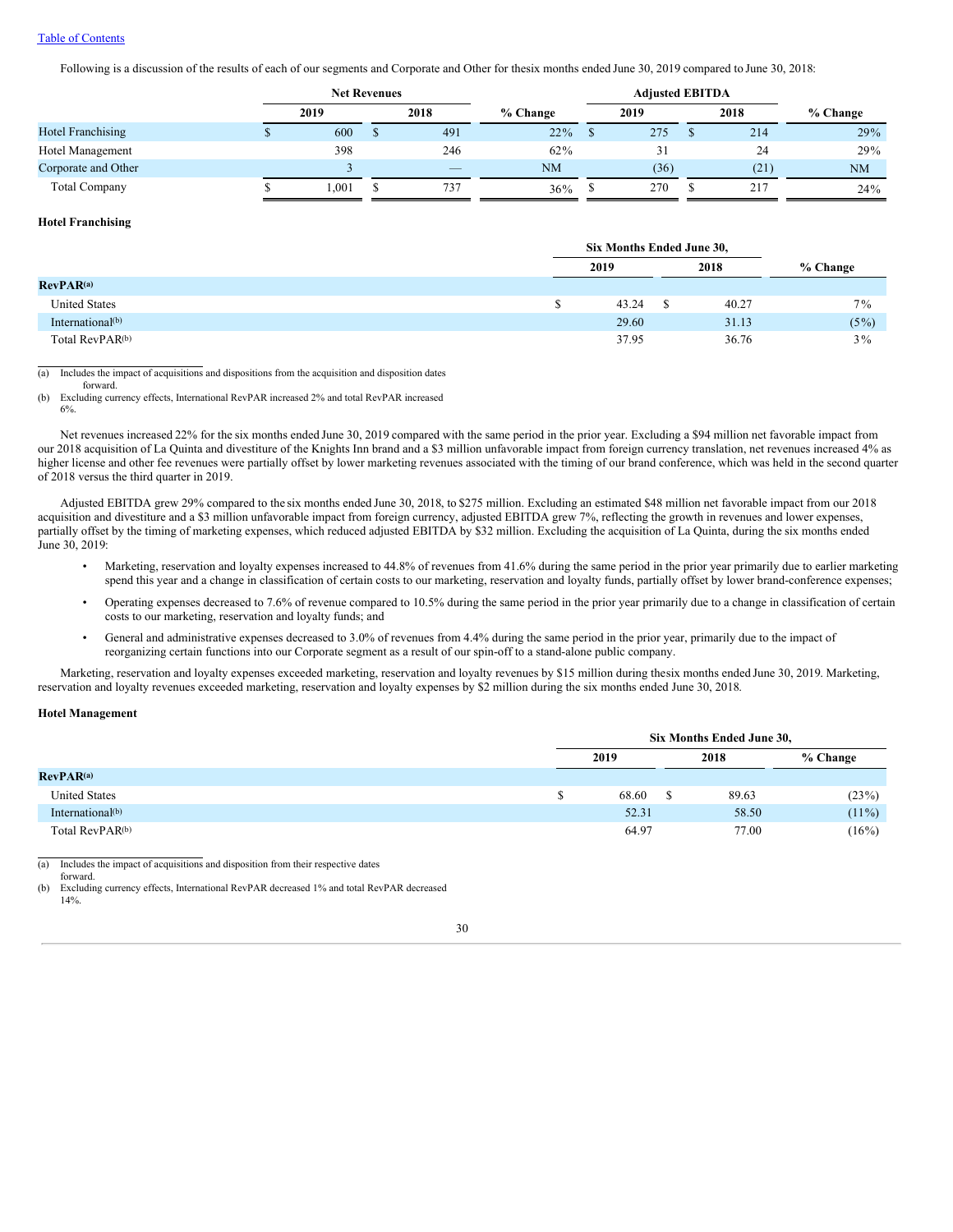Following is a discussion of the results of each of our segments and Corporate and Other for the six months ended June 30, 2019 compared to June 30, 2018:

| | Net Revenues | | | Adjusted EBITDA | | |
|---|---|---|---|---|---|---|
| | 2019 | 2018 | % Change | 2019 | 2018 | % Change |
| Hotel Franchising | $ 600 | $ 491 | 22% | $ 275 | $ 214 | 29% |
| Hotel Management | 398 | 246 | 62% | 31 | 24 | 29% |
| Corporate and Other | 3 | — | NM | (36) | (21) | NM |
| Total Company | $ 1,001 | $ 737 | 36% | $ 270 | $ 217 | 24% |

**Hotel Franchising**

| | Six Months Ended June 30, | | |
|---|---|---|---|
| | 2019 | 2018 | % Change |
| **RevPAR**[(a)] | | | |
| United States | $ 43.24 | $ 40.27 | 7% |
| International[(b)] | 29.60 | 31.13 | (5%) |
| Total RevPAR[(b)] | 37.95 | 36.76 | 3% |

(a) Includes the impact of acquisitions and dispositions from the acquisition and disposition dates forward.

(b) Excluding currency effects, International RevPAR increased 2% and total RevPAR increased 6%.

Net revenues increased 22% for the six months ended June 30, 2019 compared with the same period in the prior year. Excluding a $94 million net favorable impact from our 2018 acquisition of La Quinta and divestiture of the Knights Inn brand and a $3 million unfavorable impact from foreign currency translation, net revenues increased 4% as higher license and other fee revenues were partially offset by lower marketing revenues associated with the timing of our brand conference, which was held in the second quarter of 2018 versus the third quarter in 2019.

Adjusted EBITDA grew 29% compared to the six months ended June 30, 2018, to $275 million. Excluding an estimated $48 million net favorable impact from our 2018 acquisition and divestiture and a $3 million unfavorable impact from foreign currency, adjusted EBITDA grew 7%, reflecting the growth in revenues and lower expenses, partially offset by the timing of marketing expenses, which reduced adjusted EBITDA by $32 million. Excluding the acquisition of La Quinta, during the six months ended June 30, 2019:

- Marketing, reservation and loyalty expenses increased to 44.8% of revenues from 41.6% during the same period in the prior year primarily due to earlier marketing spend this year and a change in classification of certain costs to our marketing, reservation and loyalty funds, partially offset by lower brand-conference expenses;
- Operating expenses decreased to 7.6% of revenue compared to 10.5% during the same period in the prior year primarily due to a change in classification of certain costs to our marketing, reservation and loyalty funds; and
- General and administrative expenses decreased to 3.0% of revenues from 4.4% during the same period in the prior year, primarily due to the impact of reorganizing certain functions into our Corporate segment as a result of our spin-off to a stand-alone public company.

Marketing, reservation and loyalty expenses exceeded marketing, reservation and loyalty revenues by $15 million during the six months ended June 30, 2019. Marketing, reservation and loyalty revenues exceeded marketing, reservation and loyalty expenses by $2 million during the six months ended June 30, 2018.

**Hotel Management**

| | Six Months Ended June 30, | | |
|---|---|---|---|
| | 2019 | 2018 | % Change |
| **RevPAR**[(a)] | | | |
| United States | $ 68.60 | $ 89.63 | (23%) |
| International[(b)] | 52.31 | 58.50 | (11%) |
| Total RevPAR[(b)] | 64.97 | 77.00 | (16%) |

(a) Includes the impact of acquisitions and disposition from their respective dates forward.

(b) Excluding currency effects, International RevPAR decreased 1% and total RevPAR decreased 14%.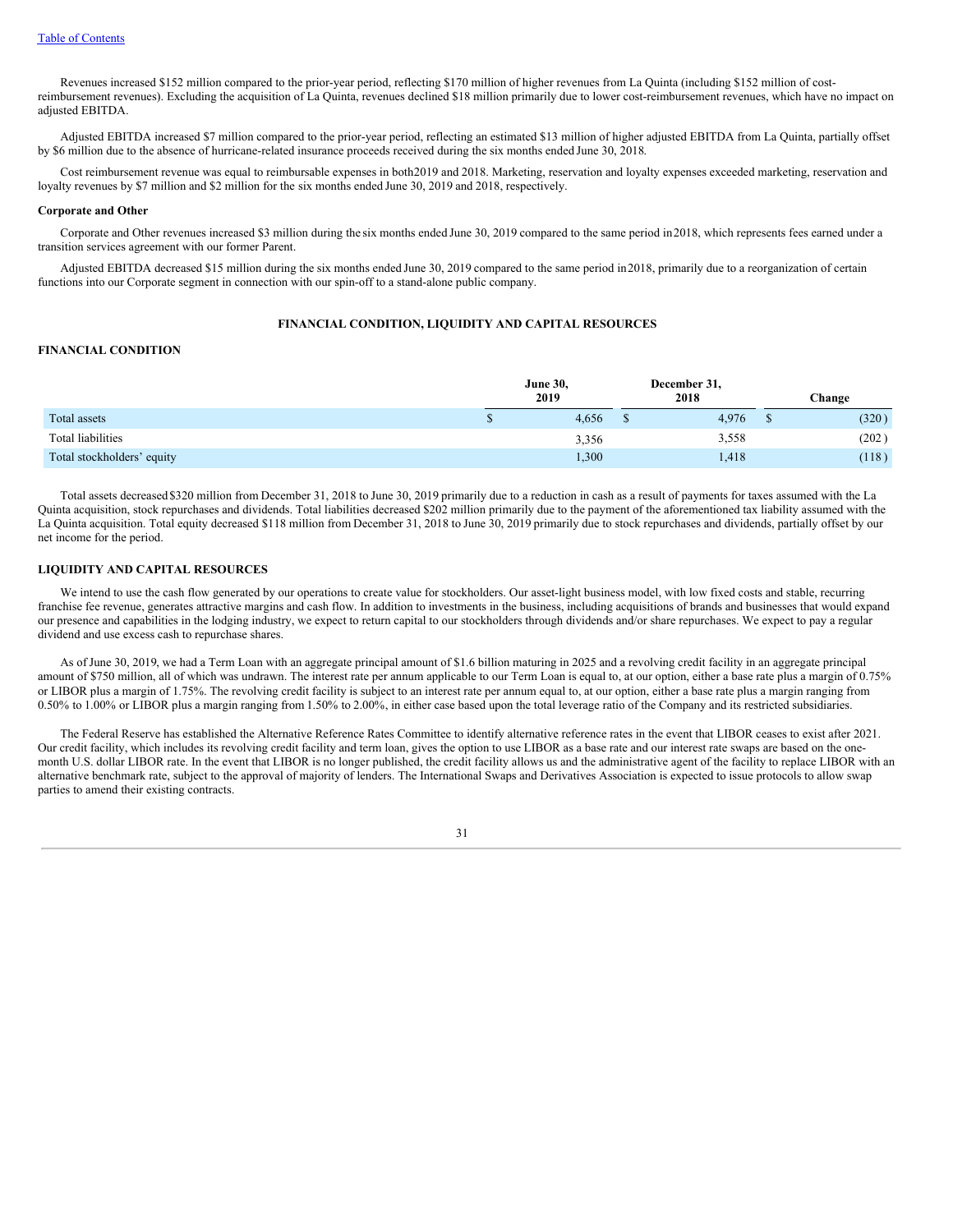Revenues increased $152 million compared to the prior-year period, reflecting $170 million of higher revenues from La Quinta (including $152 million of cost-reimbursement revenues). Excluding the acquisition of La Quinta, revenues declined $18 million primarily due to lower cost-reimbursement revenues, which have no impact on adjusted EBITDA.

Adjusted EBITDA increased $7 million compared to the prior-year period, reflecting an estimated $13 million of higher adjusted EBITDA from La Quinta, partially offset by $6 million due to the absence of hurricane-related insurance proceeds received during the six months ended June 30, 2018.

Cost reimbursement revenue was equal to reimbursable expenses in both 2019 and 2018. Marketing, reservation and loyalty expenses exceeded marketing, reservation and loyalty revenues by $7 million and $2 million for the six months ended June 30, 2019 and 2018, respectively.

**Corporate and Other**

Corporate and Other revenues increased $3 million during the six months ended June 30, 2019 compared to the same period in 2018, which represents fees earned under a transition services agreement with our former Parent.

Adjusted EBITDA decreased $15 million during the six months ended June 30, 2019 compared to the same period in 2018, primarily due to a reorganization of certain functions into our Corporate segment in connection with our spin-off to a stand-alone public company.

## FINANCIAL CONDITION, LIQUIDITY AND CAPITAL RESOURCES

### FINANCIAL CONDITION

| | June 30, 2019 | December 31, 2018 | Change |
|---|---|---|---|
| Total assets | $ 4,656 | $ 4,976 | $ (320) |
| Total liabilities | 3,356 | 3,558 | (202) |
| Total stockholders' equity | 1,300 | 1,418 | (118) |

Total assets decreased $320 million from December 31, 2018 to June 30, 2019 primarily due to a reduction in cash as a result of payments for taxes assumed with the La Quinta acquisition, stock repurchases and dividends. Total liabilities decreased $202 million primarily due to the payment of the aforementioned tax liability assumed with the La Quinta acquisition. Total equity decreased $118 million from December 31, 2018 to June 30, 2019 primarily due to stock repurchases and dividends, partially offset by our net income for the period.

### LIQUIDITY AND CAPITAL RESOURCES

We intend to use the cash flow generated by our operations to create value for stockholders. Our asset-light business model, with low fixed costs and stable, recurring franchise fee revenue, generates attractive margins and cash flow. In addition to investments in the business, including acquisitions of brands and businesses that would expand our presence and capabilities in the lodging industry, we expect to return capital to our stockholders through dividends and/or share repurchases. We expect to pay a regular dividend and use excess cash to repurchase shares.

As of June 30, 2019, we had a Term Loan with an aggregate principal amount of $1.6 billion maturing in 2025 and a revolving credit facility in an aggregate principal amount of $750 million, all of which was undrawn. The interest rate per annum applicable to our Term Loan is equal to, at our option, either a base rate plus a margin of 0.75% or LIBOR plus a margin of 1.75%. The revolving credit facility is subject to an interest rate per annum equal to, at our option, either a base rate plus a margin ranging from 0.50% to 1.00% or LIBOR plus a margin ranging from 1.50% to 2.00%, in either case based upon the total leverage ratio of the Company and its restricted subsidiaries.

The Federal Reserve has established the Alternative Reference Rates Committee to identify alternative reference rates in the event that LIBOR ceases to exist after 2021. Our credit facility, which includes its revolving credit facility and term loan, gives the option to use LIBOR as a base rate and our interest rate swaps are based on the one-month U.S. dollar LIBOR rate. In the event that LIBOR is no longer published, the credit facility allows us and the administrative agent of the facility to replace LIBOR with an alternative benchmark rate, subject to the approval of majority of lenders. The International Swaps and Derivatives Association is expected to issue protocols to allow swap parties to amend their existing contracts.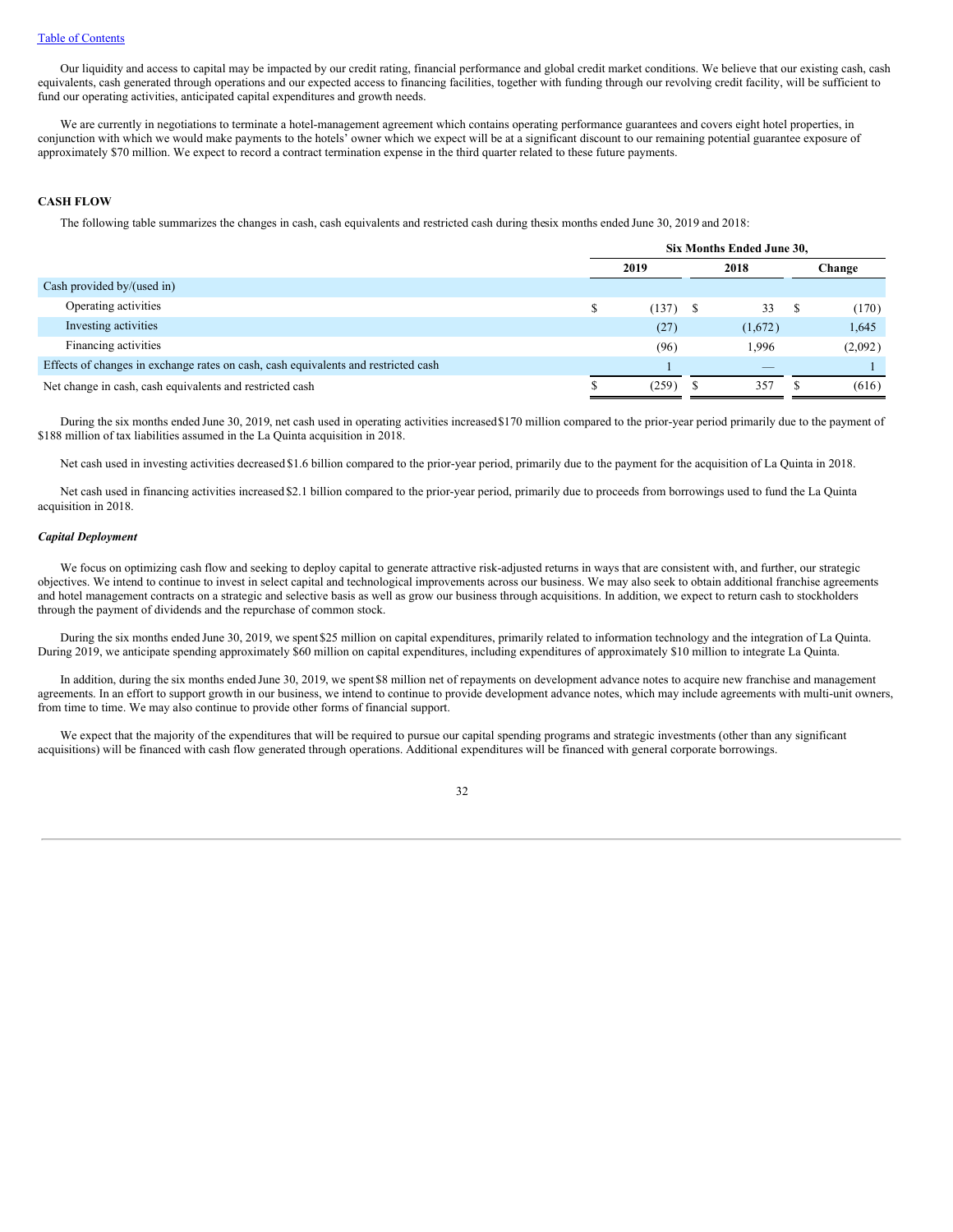Our liquidity and access to capital may be impacted by our credit rating, financial performance and global credit market conditions. We believe that our existing cash, cash equivalents, cash generated through operations and our expected access to financing facilities, together with funding through our revolving credit facility, will be sufficient to fund our operating activities, anticipated capital expenditures and growth needs.

We are currently in negotiations to terminate a hotel-management agreement which contains operating performance guarantees and covers eight hotel properties, in conjunction with which we would make payments to the hotels' owner which we expect will be at a significant discount to our remaining potential guarantee exposure of approximately $70 million. We expect to record a contract termination expense in the third quarter related to these future payments.

## CASH FLOW

The following table summarizes the changes in cash, cash equivalents and restricted cash during the six months ended June 30, 2019 and 2018:

| | Six Months Ended June 30, | | |
|---|---|---|---|
| | 2019 | 2018 | Change |
| Cash provided by/(used in) | | | |
| Operating activities | $ (137) | $ 33 | $ (170) |
| Investing activities | (27) | (1,672) | 1,645 |
| Financing activities | (96) | 1,996 | (2,092) |
| Effects of changes in exchange rates on cash, cash equivalents and restricted cash | 1 | — | 1 |
| Net change in cash, cash equivalents and restricted cash | $ (259) | $ 357 | $ (616) |

During the six months ended June 30, 2019, net cash used in operating activities increased $170 million compared to the prior-year period primarily due to the payment of $188 million of tax liabilities assumed in the La Quinta acquisition in 2018.

Net cash used in investing activities decreased $1.6 billion compared to the prior-year period, primarily due to the payment for the acquisition of La Quinta in 2018.

Net cash used in financing activities increased $2.1 billion compared to the prior-year period, primarily due to proceeds from borrowings used to fund the La Quinta acquisition in 2018.

### *Capital Deployment*

We focus on optimizing cash flow and seeking to deploy capital to generate attractive risk-adjusted returns in ways that are consistent with, and further, our strategic objectives. We intend to continue to invest in select capital and technological improvements across our business. We may also seek to obtain additional franchise agreements and hotel management contracts on a strategic and selective basis as well as grow our business through acquisitions. In addition, we expect to return cash to stockholders through the payment of dividends and the repurchase of common stock.

During the six months ended June 30, 2019, we spent $25 million on capital expenditures, primarily related to information technology and the integration of La Quinta. During 2019, we anticipate spending approximately $60 million on capital expenditures, including expenditures of approximately $10 million to integrate La Quinta.

In addition, during the six months ended June 30, 2019, we spent $8 million net of repayments on development advance notes to acquire new franchise and management agreements. In an effort to support growth in our business, we intend to continue to provide development advance notes, which may include agreements with multi-unit owners, from time to time. We may also continue to provide other forms of financial support.

We expect that the majority of the expenditures that will be required to pursue our capital spending programs and strategic investments (other than any significant acquisitions) will be financed with cash flow generated through operations. Additional expenditures will be financed with general corporate borrowings.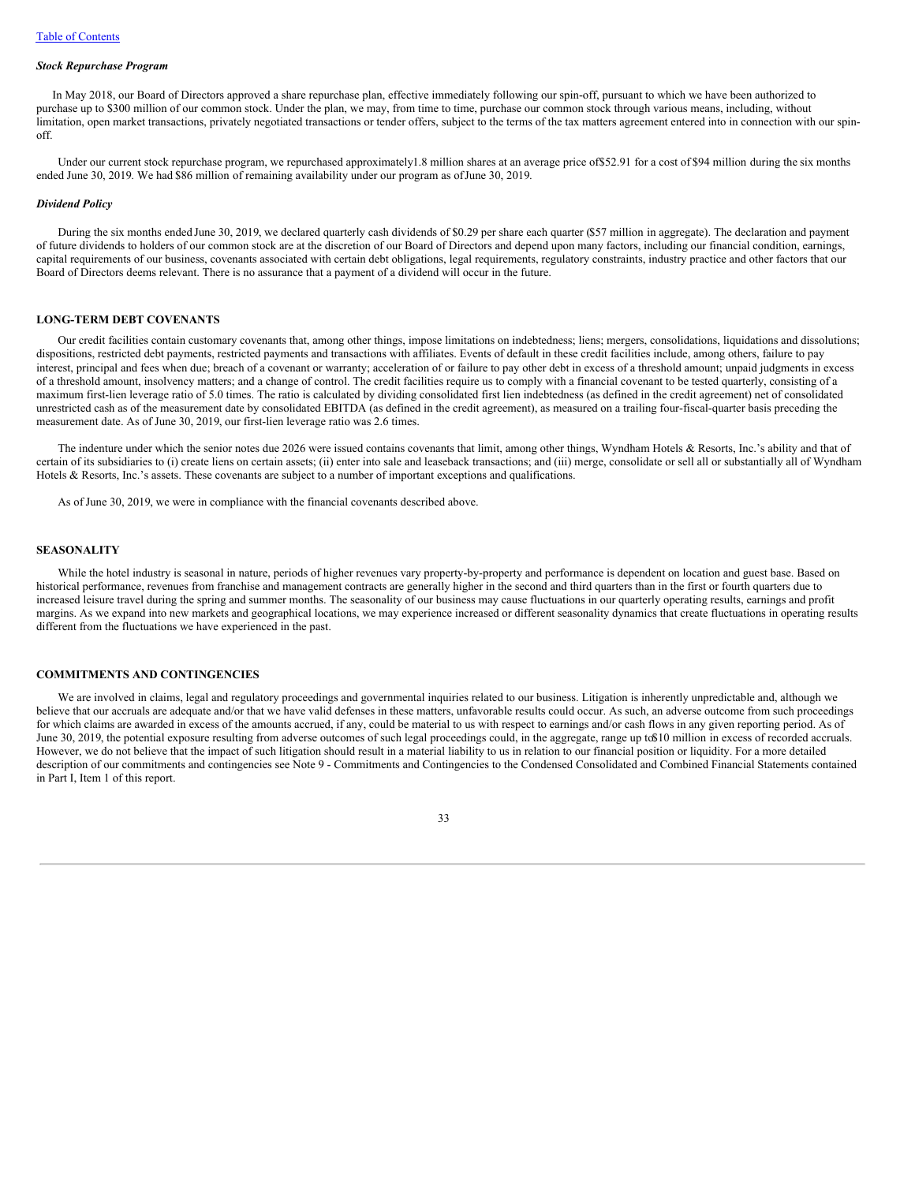### *Stock Repurchase Program*

In May 2018, our Board of Directors approved a share repurchase plan, effective immediately following our spin-off, pursuant to which we have been authorized to purchase up to $300 million of our common stock. Under the plan, we may, from time to time, purchase our common stock through various means, including, without limitation, open market transactions, privately negotiated transactions or tender offers, subject to the terms of the tax matters agreement entered into in connection with our spin-off.

Under our current stock repurchase program, we repurchased approximately 1.8 million shares at an average price of $52.91 for a cost of $94 million during the six months ended June 30, 2019. We had $86 million of remaining availability under our program as of June 30, 2019.

### *Dividend Policy*

During the six months ended June 30, 2019, we declared quarterly cash dividends of $0.29 per share each quarter ($57 million in aggregate). The declaration and payment of future dividends to holders of our common stock are at the discretion of our Board of Directors and depend upon many factors, including our financial condition, earnings, capital requirements of our business, covenants associated with certain debt obligations, legal requirements, regulatory constraints, industry practice and other factors that our Board of Directors deems relevant. There is no assurance that a payment of a dividend will occur in the future.

## LONG-TERM DEBT COVENANTS

Our credit facilities contain customary covenants that, among other things, impose limitations on indebtedness; liens; mergers, consolidations, liquidations and dissolutions; dispositions, restricted debt payments, restricted payments and transactions with affiliates. Events of default in these credit facilities include, among others, failure to pay interest, principal and fees when due; breach of a covenant or warranty; acceleration of or failure to pay other debt in excess of a threshold amount; unpaid judgments in excess of a threshold amount, insolvency matters; and a change of control. The credit facilities require us to comply with a financial covenant to be tested quarterly, consisting of a maximum first-lien leverage ratio of 5.0 times. The ratio is calculated by dividing consolidated first lien indebtedness (as defined in the credit agreement) net of consolidated unrestricted cash as of the measurement date by consolidated EBITDA (as defined in the credit agreement), as measured on a trailing four-fiscal-quarter basis preceding the measurement date. As of June 30, 2019, our first-lien leverage ratio was 2.6 times.

The indenture under which the senior notes due 2026 were issued contains covenants that limit, among other things, Wyndham Hotels & Resorts, Inc.'s ability and that of certain of its subsidiaries to (i) create liens on certain assets; (ii) enter into sale and leaseback transactions; and (iii) merge, consolidate or sell all or substantially all of Wyndham Hotels & Resorts, Inc.'s assets. These covenants are subject to a number of important exceptions and qualifications.

As of June 30, 2019, we were in compliance with the financial covenants described above.

## SEASONALITY

While the hotel industry is seasonal in nature, periods of higher revenues vary property-by-property and performance is dependent on location and guest base. Based on historical performance, revenues from franchise and management contracts are generally higher in the second and third quarters than in the first or fourth quarters due to increased leisure travel during the spring and summer months. The seasonality of our business may cause fluctuations in our quarterly operating results, earnings and profit margins. As we expand into new markets and geographical locations, we may experience increased or different seasonality dynamics that create fluctuations in operating results different from the fluctuations we have experienced in the past.

## COMMITMENTS AND CONTINGENCIES

We are involved in claims, legal and regulatory proceedings and governmental inquiries related to our business. Litigation is inherently unpredictable and, although we believe that our accruals are adequate and/or that we have valid defenses in these matters, unfavorable results could occur. As such, an adverse outcome from such proceedings for which claims are awarded in excess of the amounts accrued, if any, could be material to us with respect to earnings and/or cash flows in any given reporting period. As of June 30, 2019, the potential exposure resulting from adverse outcomes of such legal proceedings could, in the aggregate, range up to $10 million in excess of recorded accruals. However, we do not believe that the impact of such litigation should result in a material liability to us in relation to our financial position or liquidity. For a more detailed description of our commitments and contingencies see Note 9 - Commitments and Contingencies to the Condensed Consolidated and Combined Financial Statements contained in Part I, Item 1 of this report.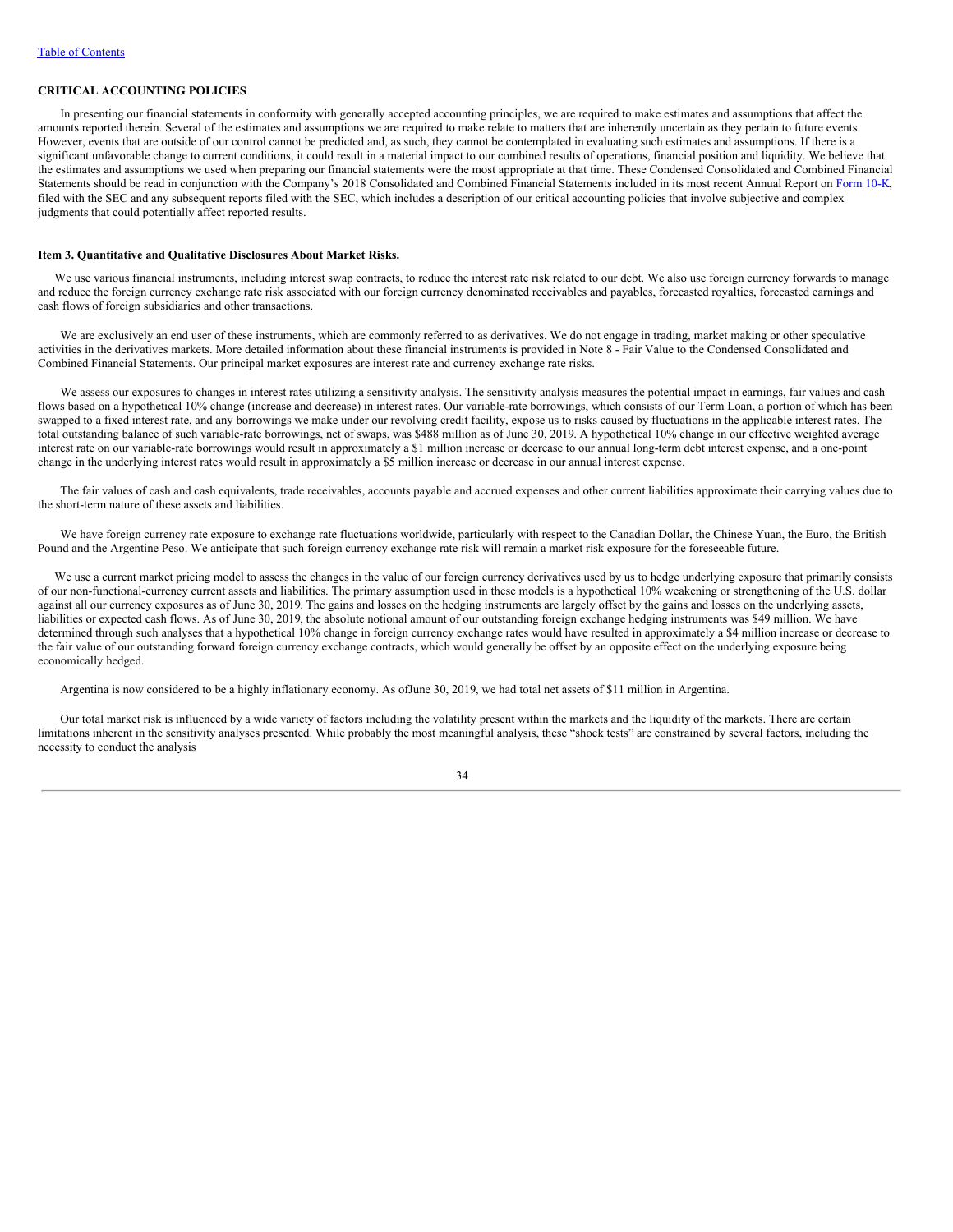### CRITICAL ACCOUNTING POLICIES

In presenting our financial statements in conformity with generally accepted accounting principles, we are required to make estimates and assumptions that affect the amounts reported therein. Several of the estimates and assumptions we are required to make relate to matters that are inherently uncertain as they pertain to future events. However, events that are outside of our control cannot be predicted and, as such, they cannot be contemplated in evaluating such estimates and assumptions. If there is a significant unfavorable change to current conditions, it could result in a material impact to our combined results of operations, financial position and liquidity. We believe that the estimates and assumptions we used when preparing our financial statements were the most appropriate at that time. These Condensed Consolidated and Combined Financial Statements should be read in conjunction with the Company's 2018 Consolidated and Combined Financial Statements included in its most recent Annual Report on Form 10-K, filed with the SEC and any subsequent reports filed with the SEC, which includes a description of our critical accounting policies that involve subjective and complex judgments that could potentially affect reported results.

### Item 3. Quantitative and Qualitative Disclosures About Market Risks.

We use various financial instruments, including interest swap contracts, to reduce the interest rate risk related to our debt. We also use foreign currency forwards to manage and reduce the foreign currency exchange rate risk associated with our foreign currency denominated receivables and payables, forecasted royalties, forecasted earnings and cash flows of foreign subsidiaries and other transactions.

We are exclusively an end user of these instruments, which are commonly referred to as derivatives. We do not engage in trading, market making or other speculative activities in the derivatives markets. More detailed information about these financial instruments is provided in Note 8 - Fair Value to the Condensed Consolidated and Combined Financial Statements. Our principal market exposures are interest rate and currency exchange rate risks.

We assess our exposures to changes in interest rates utilizing a sensitivity analysis. The sensitivity analysis measures the potential impact in earnings, fair values and cash flows based on a hypothetical 10% change (increase and decrease) in interest rates. Our variable-rate borrowings, which consists of our Term Loan, a portion of which has been swapped to a fixed interest rate, and any borrowings we make under our revolving credit facility, expose us to risks caused by fluctuations in the applicable interest rates. The total outstanding balance of such variable-rate borrowings, net of swaps, was $488 million as of June 30, 2019. A hypothetical 10% change in our effective weighted average interest rate on our variable-rate borrowings would result in approximately a $1 million increase or decrease to our annual long-term debt interest expense, and a one-point change in the underlying interest rates would result in approximately a $5 million increase or decrease in our annual interest expense.

The fair values of cash and cash equivalents, trade receivables, accounts payable and accrued expenses and other current liabilities approximate their carrying values due to the short-term nature of these assets and liabilities.

We have foreign currency rate exposure to exchange rate fluctuations worldwide, particularly with respect to the Canadian Dollar, the Chinese Yuan, the Euro, the British Pound and the Argentine Peso. We anticipate that such foreign currency exchange rate risk will remain a market risk exposure for the foreseeable future.

We use a current market pricing model to assess the changes in the value of our foreign currency derivatives used by us to hedge underlying exposure that primarily consists of our non-functional-currency current assets and liabilities. The primary assumption used in these models is a hypothetical 10% weakening or strengthening of the U.S. dollar against all our currency exposures as of June 30, 2019. The gains and losses on the hedging instruments are largely offset by the gains and losses on the underlying assets, liabilities or expected cash flows. As of June 30, 2019, the absolute notional amount of our outstanding foreign exchange hedging instruments was $49 million. We have determined through such analyses that a hypothetical 10% change in foreign currency exchange rates would have resulted in approximately a $4 million increase or decrease to the fair value of our outstanding forward foreign currency exchange contracts, which would generally be offset by an opposite effect on the underlying exposure being economically hedged.

Argentina is now considered to be a highly inflationary economy. As ofJune 30, 2019, we had total net assets of $11 million in Argentina.

Our total market risk is influenced by a wide variety of factors including the volatility present within the markets and the liquidity of the markets. There are certain limitations inherent in the sensitivity analyses presented. While probably the most meaningful analysis, these "shock tests" are constrained by several factors, including the necessity to conduct the analysis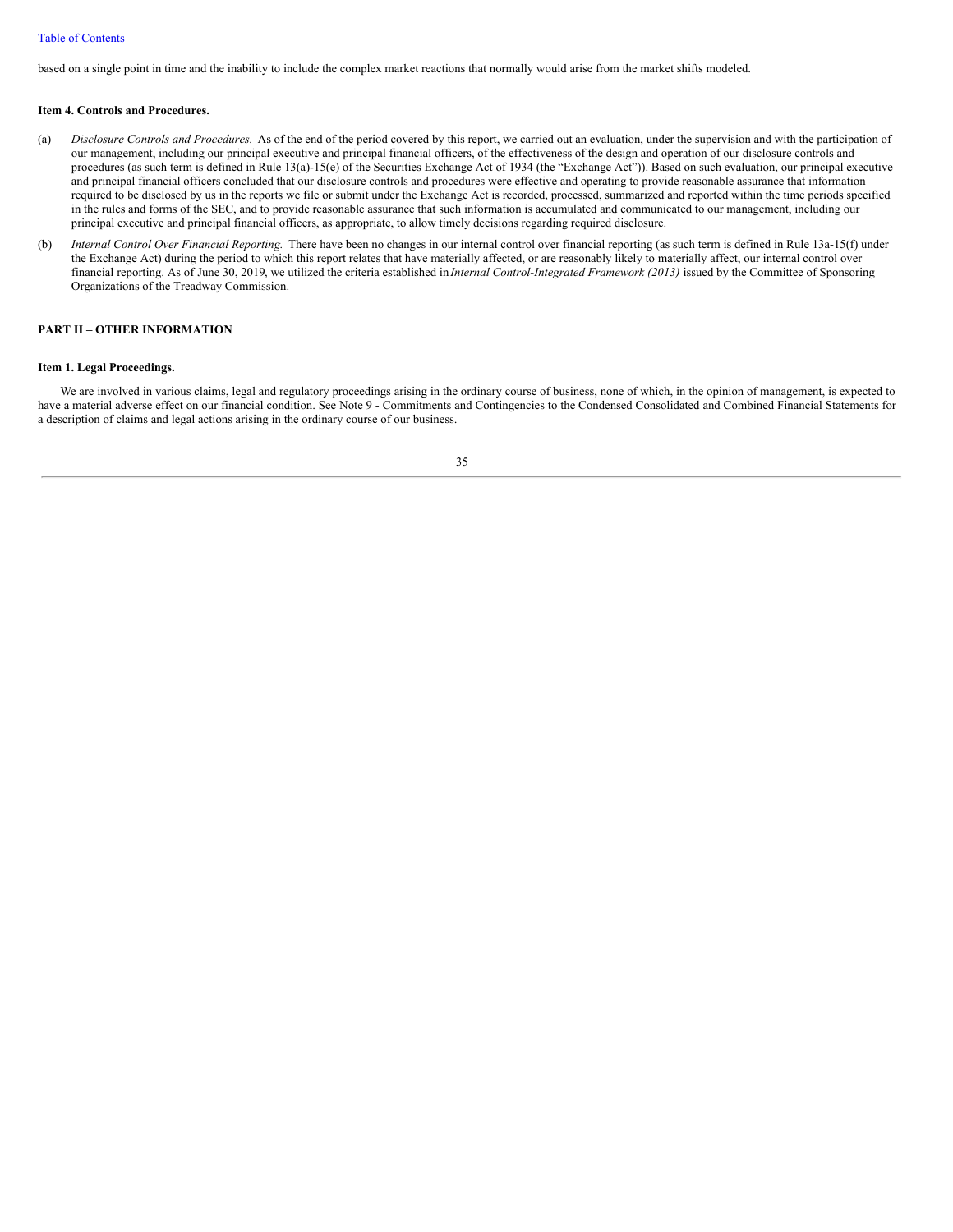based on a single point in time and the inability to include the complex market reactions that normally would arise from the market shifts modeled.

### Item 4. Controls and Procedures.

(a) *Disclosure Controls and Procedures.* As of the end of the period covered by this report, we carried out an evaluation, under the supervision and with the participation of our management, including our principal executive and principal financial officers, of the effectiveness of the design and operation of our disclosure controls and procedures (as such term is defined in Rule 13(a)-15(e) of the Securities Exchange Act of 1934 (the "Exchange Act")). Based on such evaluation, our principal executive and principal financial officers concluded that our disclosure controls and procedures were effective and operating to provide reasonable assurance that information required to be disclosed by us in the reports we file or submit under the Exchange Act is recorded, processed, summarized and reported within the time periods specified in the rules and forms of the SEC, and to provide reasonable assurance that such information is accumulated and communicated to our management, including our principal executive and principal financial officers, as appropriate, to allow timely decisions regarding required disclosure.

(b) *Internal Control Over Financial Reporting.* There have been no changes in our internal control over financial reporting (as such term is defined in Rule 13a-15(f) under the Exchange Act) during the period to which this report relates that have materially affected, or are reasonably likely to materially affect, our internal control over financial reporting. As of June 30, 2019, we utilized the criteria established in *Internal Control-Integrated Framework (2013)* issued by the Committee of Sponsoring Organizations of the Treadway Commission.

## PART II – OTHER INFORMATION

### Item 1. Legal Proceedings.

We are involved in various claims, legal and regulatory proceedings arising in the ordinary course of business, none of which, in the opinion of management, is expected to have a material adverse effect on our financial condition. See Note 9 - Commitments and Contingencies to the Condensed Consolidated and Combined Financial Statements for a description of claims and legal actions arising in the ordinary course of our business.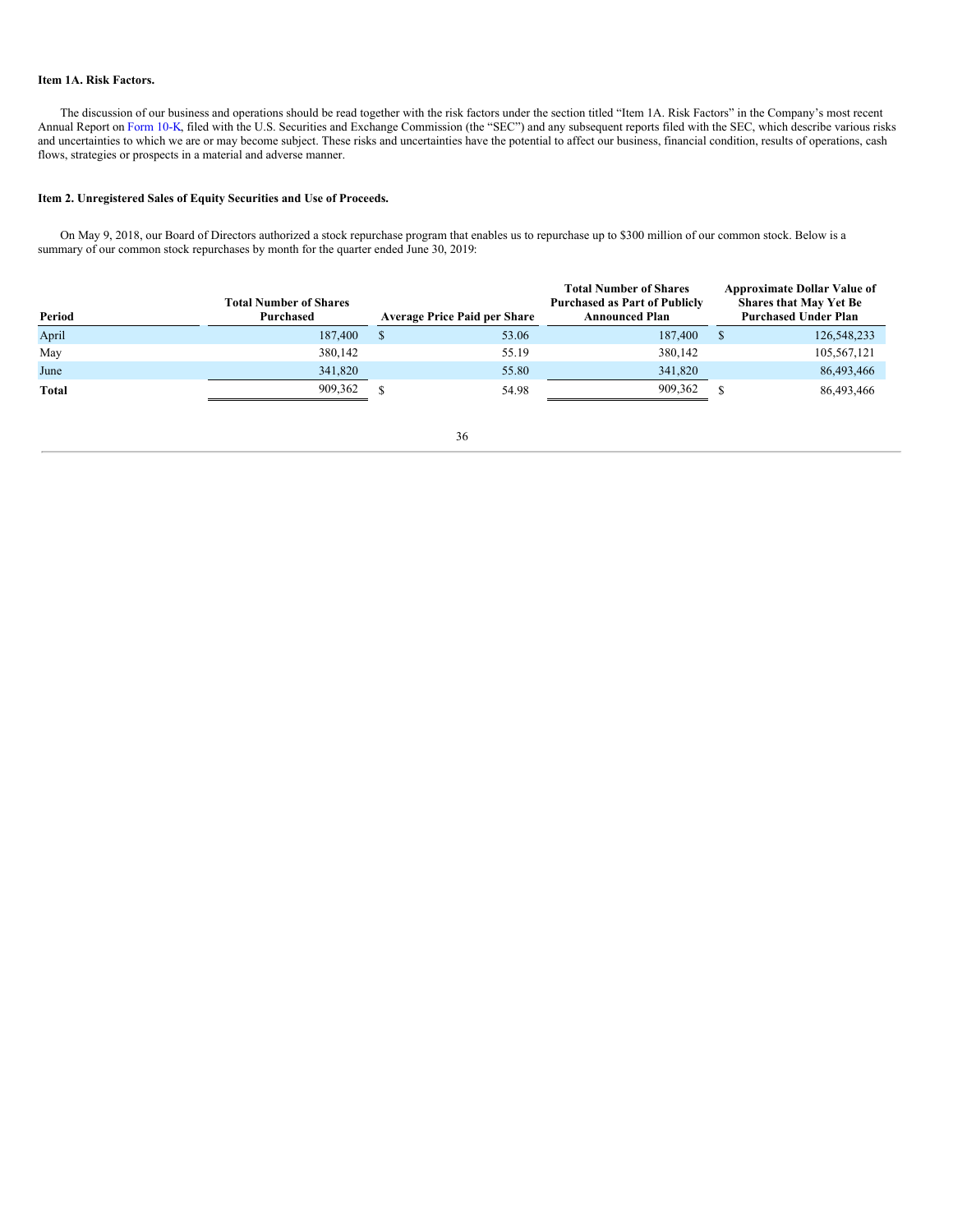**Item 1A. Risk Factors.**

The discussion of our business and operations should be read together with the risk factors under the section titled "Item 1A. Risk Factors" in the Company's most recent Annual Report on Form 10-K, filed with the U.S. Securities and Exchange Commission (the "SEC") and any subsequent reports filed with the SEC, which describe various risks and uncertainties to which we are or may become subject. These risks and uncertainties have the potential to affect our business, financial condition, results of operations, cash flows, strategies or prospects in a material and adverse manner.

**Item 2. Unregistered Sales of Equity Securities and Use of Proceeds.**

On May 9, 2018, our Board of Directors authorized a stock repurchase program that enables us to repurchase up to $300 million of our common stock. Below is a summary of our common stock repurchases by month for the quarter ended June 30, 2019:

| Period | Total Number of Shares Purchased | Average Price Paid per Share | Total Number of Shares Purchased as Part of Publicly Announced Plan | Approximate Dollar Value of Shares that May Yet Be Purchased Under Plan |
|---|---|---|---|---|
| April | 187,400 | $ 53.06 | 187,400 | $ 126,548,233 |
| May | 380,142 | 55.19 | 380,142 | 105,567,121 |
| June | 341,820 | 55.80 | 341,820 | 86,493,466 |
| **Total** | 909,362 | $ 54.98 | 909,362 | $ 86,493,466 |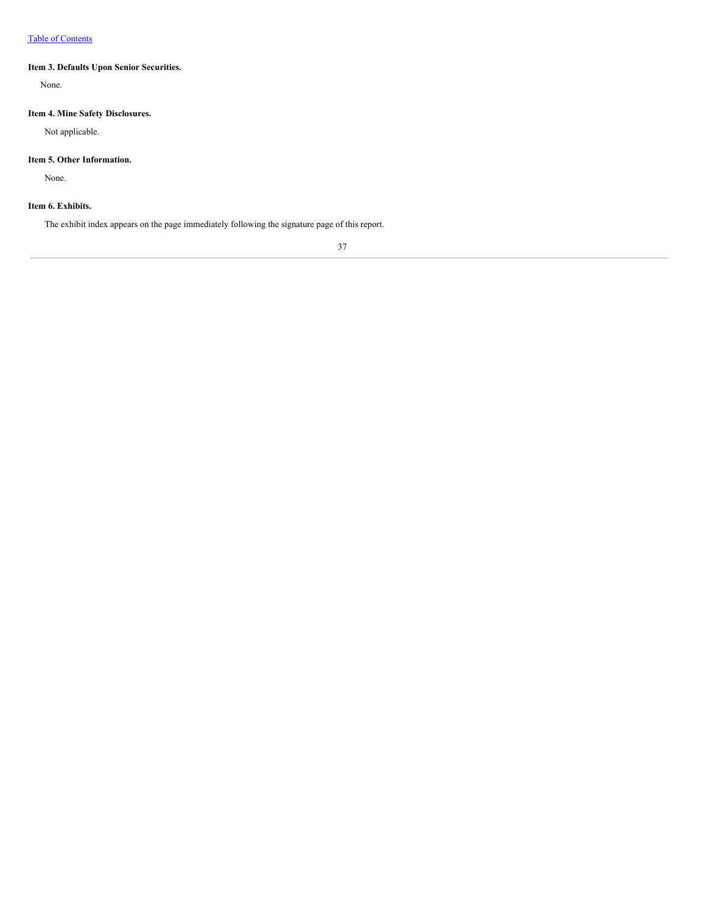### Item 3. Defaults Upon Senior Securities.

None.

### Item 4. Mine Safety Disclosures.

Not applicable.

### Item 5. Other Information.

None.

### Item 6. Exhibits.

The exhibit index appears on the page immediately following the signature page of this report.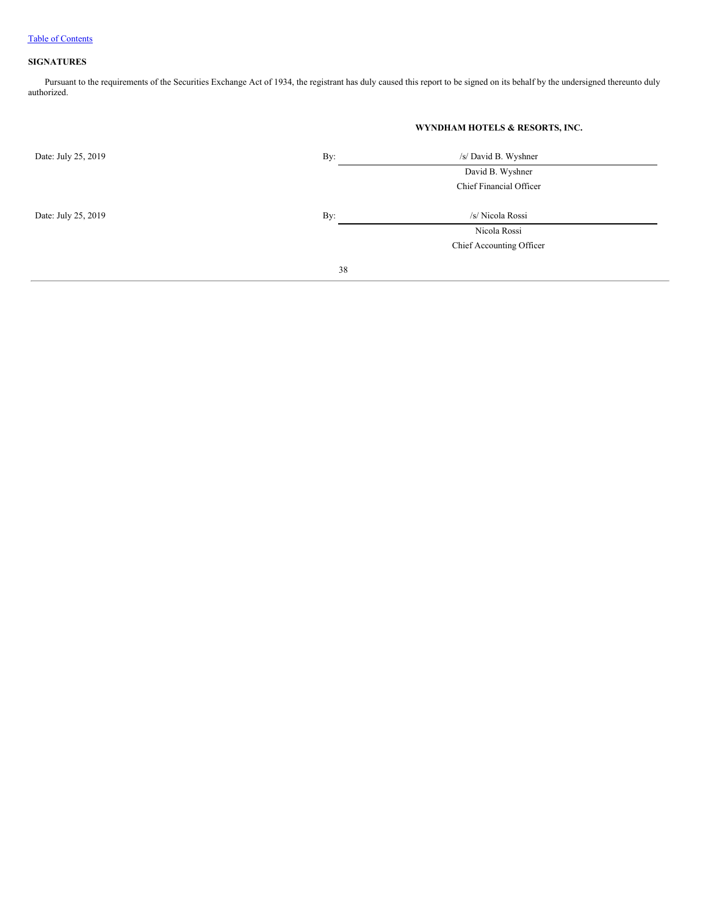[Table of Contents](#)

**SIGNATURES**

Pursuant to the requirements of the Securities Exchange Act of 1934, the registrant has duly caused this report to be signed on its behalf by the undersigned thereunto duly authorized.

**WYNDHAM HOTELS & RESORTS, INC.**

| | | |
|---|---|---|
| Date: July 25, 2019 | By: | /s/ David B. Wyshner |
| | | David B. Wyshner |
| | | Chief Financial Officer |
| | | |
| Date: July 25, 2019 | By: | /s/ Nicola Rossi |
| | | Nicola Rossi |
| | | Chief Accounting Officer |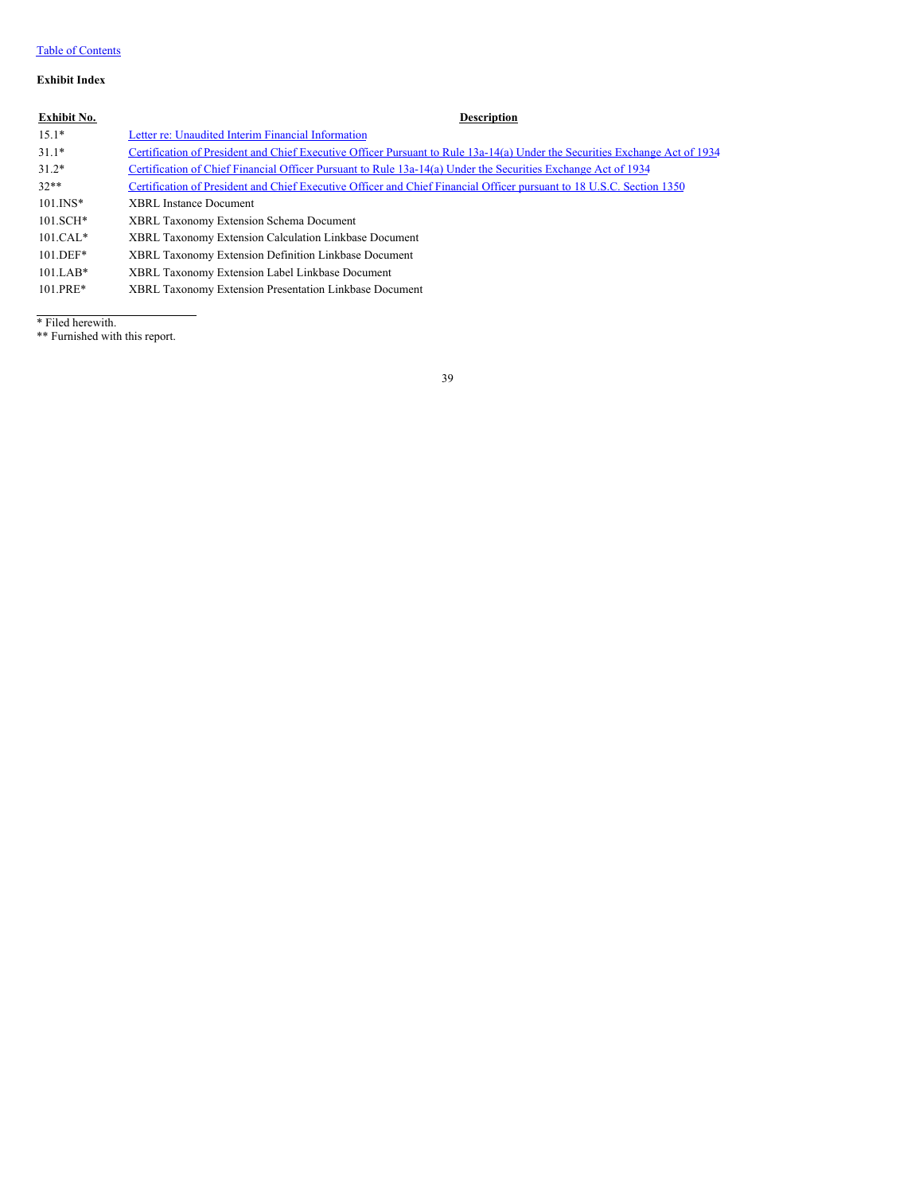Table of Contents

**Exhibit Index**

| Exhibit No. | Description |
| --- | --- |
| 15.1* | Letter re: Unaudited Interim Financial Information |
| 31.1* | Certification of President and Chief Executive Officer Pursuant to Rule 13a-14(a) Under the Securities Exchange Act of 1934 |
| 31.2* | Certification of Chief Financial Officer Pursuant to Rule 13a-14(a) Under the Securities Exchange Act of 1934 |
| 32** | Certification of President and Chief Executive Officer and Chief Financial Officer pursuant to 18 U.S.C. Section 1350 |
| 101.INS* | XBRL Instance Document |
| 101.SCH* | XBRL Taxonomy Extension Schema Document |
| 101.CAL* | XBRL Taxonomy Extension Calculation Linkbase Document |
| 101.DEF* | XBRL Taxonomy Extension Definition Linkbase Document |
| 101.LAB* | XBRL Taxonomy Extension Label Linkbase Document |
| 101.PRE* | XBRL Taxonomy Extension Presentation Linkbase Document |

* Filed herewith.
** Furnished with this report.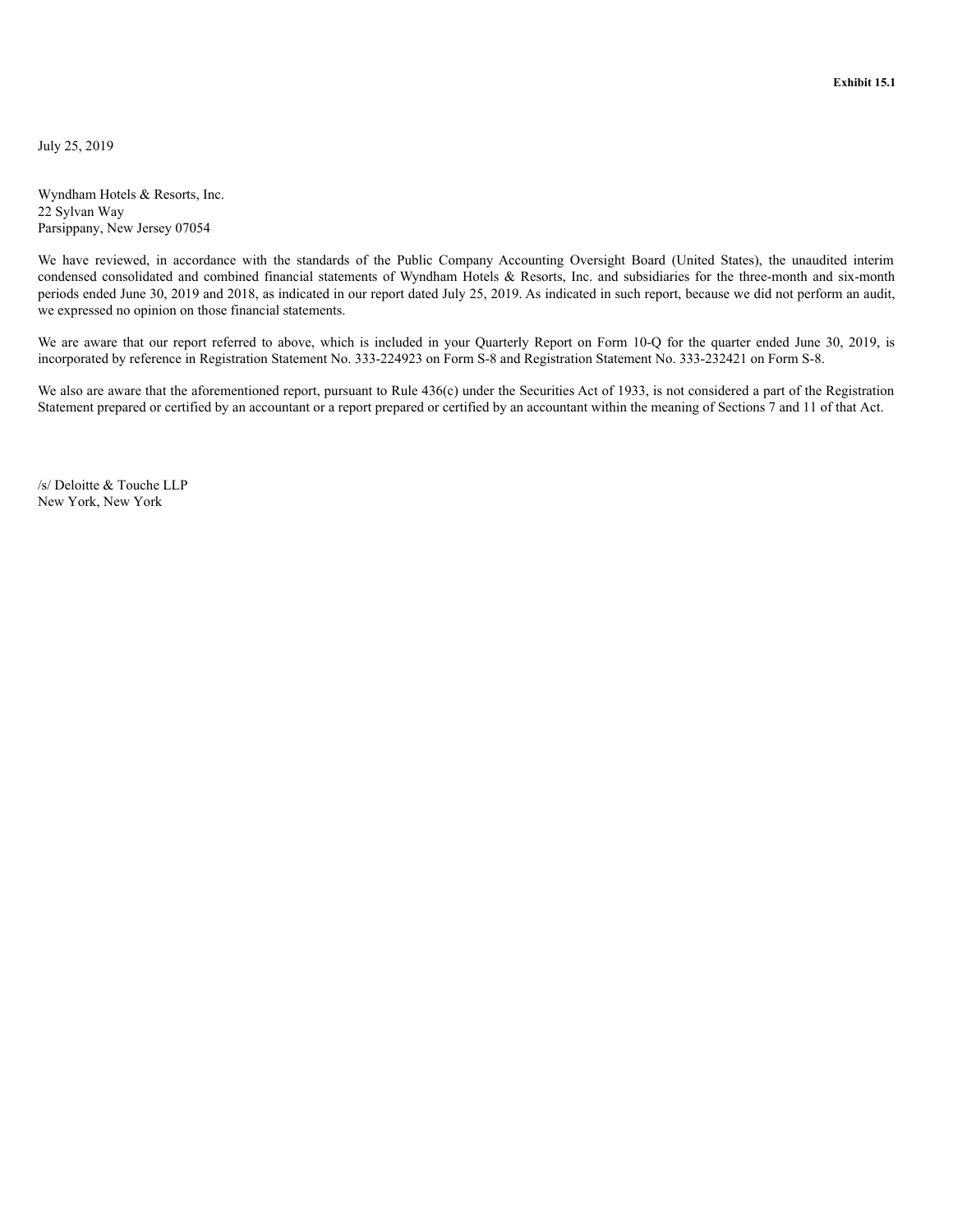**Exhibit 15.1**

July 25, 2019

Wyndham Hotels & Resorts, Inc.
22 Sylvan Way
Parsippany, New Jersey 07054

We have reviewed, in accordance with the standards of the Public Company Accounting Oversight Board (United States), the unaudited interim condensed consolidated and combined financial statements of Wyndham Hotels & Resorts, Inc. and subsidiaries for the three-month and six-month periods ended June 30, 2019 and 2018, as indicated in our report dated July 25, 2019. As indicated in such report, because we did not perform an audit, we expressed no opinion on those financial statements.

We are aware that our report referred to above, which is included in your Quarterly Report on Form 10-Q for the quarter ended June 30, 2019, is incorporated by reference in Registration Statement No. 333-224923 on Form S-8 and Registration Statement No. 333-232421 on Form S-8.

We also are aware that the aforementioned report, pursuant to Rule 436(c) under the Securities Act of 1933, is not considered a part of the Registration Statement prepared or certified by an accountant or a report prepared or certified by an accountant within the meaning of Sections 7 and 11 of that Act.

/s/ Deloitte & Touche LLP
New York, New York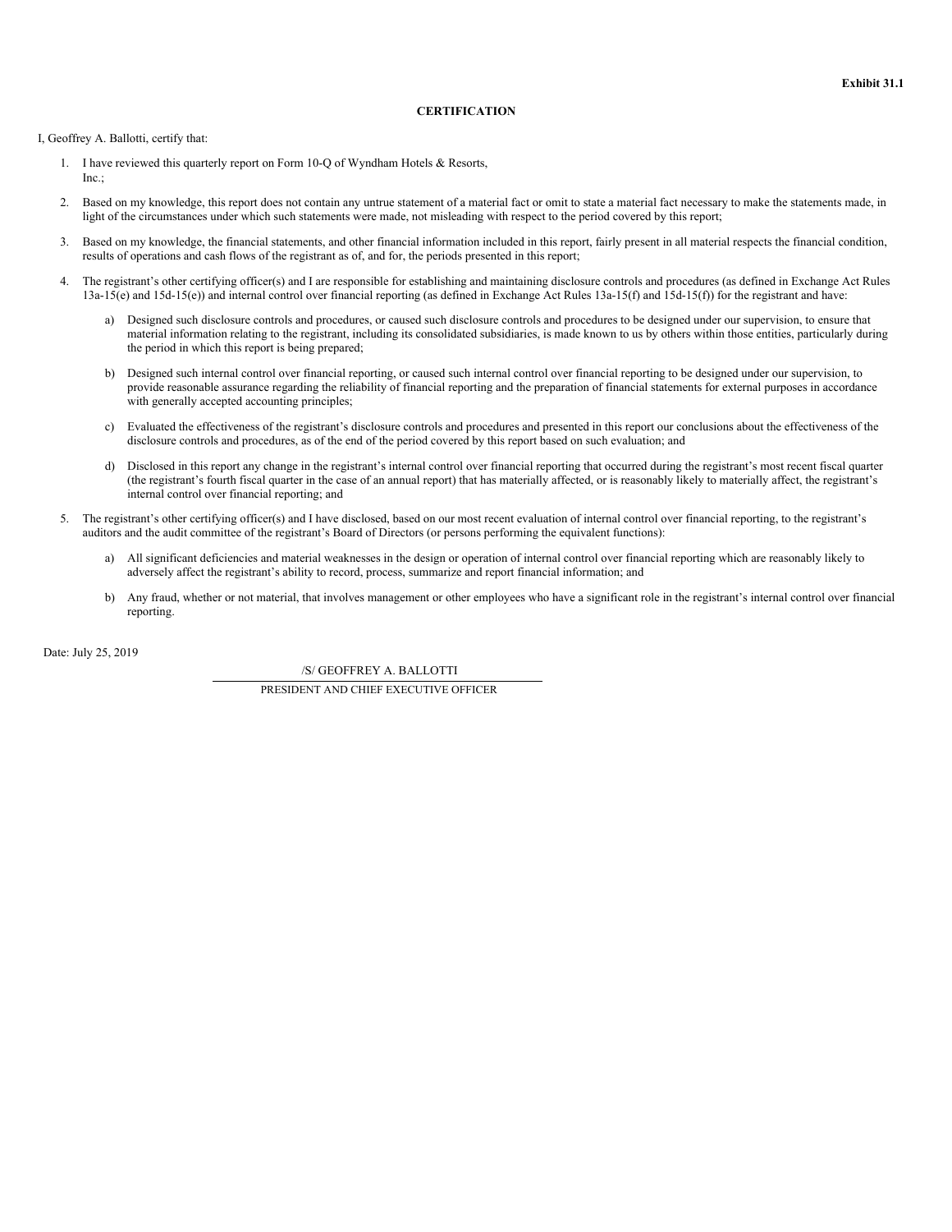**Exhibit 31.1**

**CERTIFICATION**

I, Geoffrey A. Ballotti, certify that:

1. I have reviewed this quarterly report on Form 10-Q of Wyndham Hotels & Resorts, Inc.;
2. Based on my knowledge, this report does not contain any untrue statement of a material fact or omit to state a material fact necessary to make the statements made, in light of the circumstances under which such statements were made, not misleading with respect to the period covered by this report;
3. Based on my knowledge, the financial statements, and other financial information included in this report, fairly present in all material respects the financial condition, results of operations and cash flows of the registrant as of, and for, the periods presented in this report;
4. The registrant's other certifying officer(s) and I are responsible for establishing and maintaining disclosure controls and procedures (as defined in Exchange Act Rules 13a-15(e) and 15d-15(e)) and internal control over financial reporting (as defined in Exchange Act Rules 13a-15(f) and 15d-15(f)) for the registrant and have:
   a) Designed such disclosure controls and procedures, or caused such disclosure controls and procedures to be designed under our supervision, to ensure that material information relating to the registrant, including its consolidated subsidiaries, is made known to us by others within those entities, particularly during the period in which this report is being prepared;
   b) Designed such internal control over financial reporting, or caused such internal control over financial reporting to be designed under our supervision, to provide reasonable assurance regarding the reliability of financial reporting and the preparation of financial statements for external purposes in accordance with generally accepted accounting principles;
   c) Evaluated the effectiveness of the registrant's disclosure controls and procedures and presented in this report our conclusions about the effectiveness of the disclosure controls and procedures, as of the end of the period covered by this report based on such evaluation; and
   d) Disclosed in this report any change in the registrant's internal control over financial reporting that occurred during the registrant's most recent fiscal quarter (the registrant's fourth fiscal quarter in the case of an annual report) that has materially affected, or is reasonably likely to materially affect, the registrant's internal control over financial reporting; and
5. The registrant's other certifying officer(s) and I have disclosed, based on our most recent evaluation of internal control over financial reporting, to the registrant's auditors and the audit committee of the registrant's Board of Directors (or persons performing the equivalent functions):
   a) All significant deficiencies and material weaknesses in the design or operation of internal control over financial reporting which are reasonably likely to adversely affect the registrant's ability to record, process, summarize and report financial information; and
   b) Any fraud, whether or not material, that involves management or other employees who have a significant role in the registrant's internal control over financial reporting.

Date: July 25, 2019

/S/ GEOFFREY A. BALLOTTI

PRESIDENT AND CHIEF EXECUTIVE OFFICER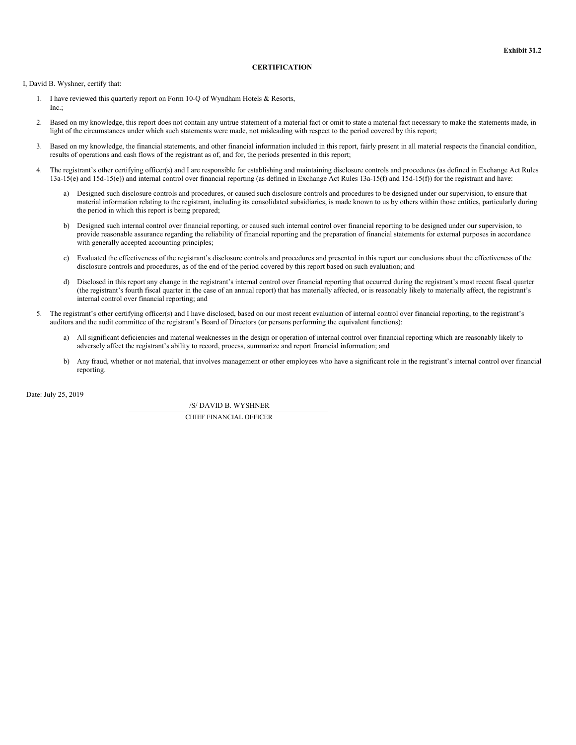**Exhibit 31.2**

**CERTIFICATION**

I, David B. Wyshner, certify that:

1. I have reviewed this quarterly report on Form 10-Q of Wyndham Hotels & Resorts, Inc.;
2. Based on my knowledge, this report does not contain any untrue statement of a material fact or omit to state a material fact necessary to make the statements made, in light of the circumstances under which such statements were made, not misleading with respect to the period covered by this report;
3. Based on my knowledge, the financial statements, and other financial information included in this report, fairly present in all material respects the financial condition, results of operations and cash flows of the registrant as of, and for, the periods presented in this report;
4. The registrant's other certifying officer(s) and I are responsible for establishing and maintaining disclosure controls and procedures (as defined in Exchange Act Rules 13a-15(e) and 15d-15(e)) and internal control over financial reporting (as defined in Exchange Act Rules 13a-15(f) and 15d-15(f)) for the registrant and have:
   a) Designed such disclosure controls and procedures, or caused such disclosure controls and procedures to be designed under our supervision, to ensure that material information relating to the registrant, including its consolidated subsidiaries, is made known to us by others within those entities, particularly during the period in which this report is being prepared;
   b) Designed such internal control over financial reporting, or caused such internal control over financial reporting to be designed under our supervision, to provide reasonable assurance regarding the reliability of financial reporting and the preparation of financial statements for external purposes in accordance with generally accepted accounting principles;
   c) Evaluated the effectiveness of the registrant's disclosure controls and procedures and presented in this report our conclusions about the effectiveness of the disclosure controls and procedures, as of the end of the period covered by this report based on such evaluation; and
   d) Disclosed in this report any change in the registrant's internal control over financial reporting that occurred during the registrant's most recent fiscal quarter (the registrant's fourth fiscal quarter in the case of an annual report) that has materially affected, or is reasonably likely to materially affect, the registrant's internal control over financial reporting; and
5. The registrant's other certifying officer(s) and I have disclosed, based on our most recent evaluation of internal control over financial reporting, to the registrant's auditors and the audit committee of the registrant's Board of Directors (or persons performing the equivalent functions):
   a) All significant deficiencies and material weaknesses in the design or operation of internal control over financial reporting which are reasonably likely to adversely affect the registrant's ability to record, process, summarize and report financial information; and
   b) Any fraud, whether or not material, that involves management or other employees who have a significant role in the registrant's internal control over financial reporting.

Date: July 25, 2019

/S/ DAVID B. WYSHNER

CHIEF FINANCIAL OFFICER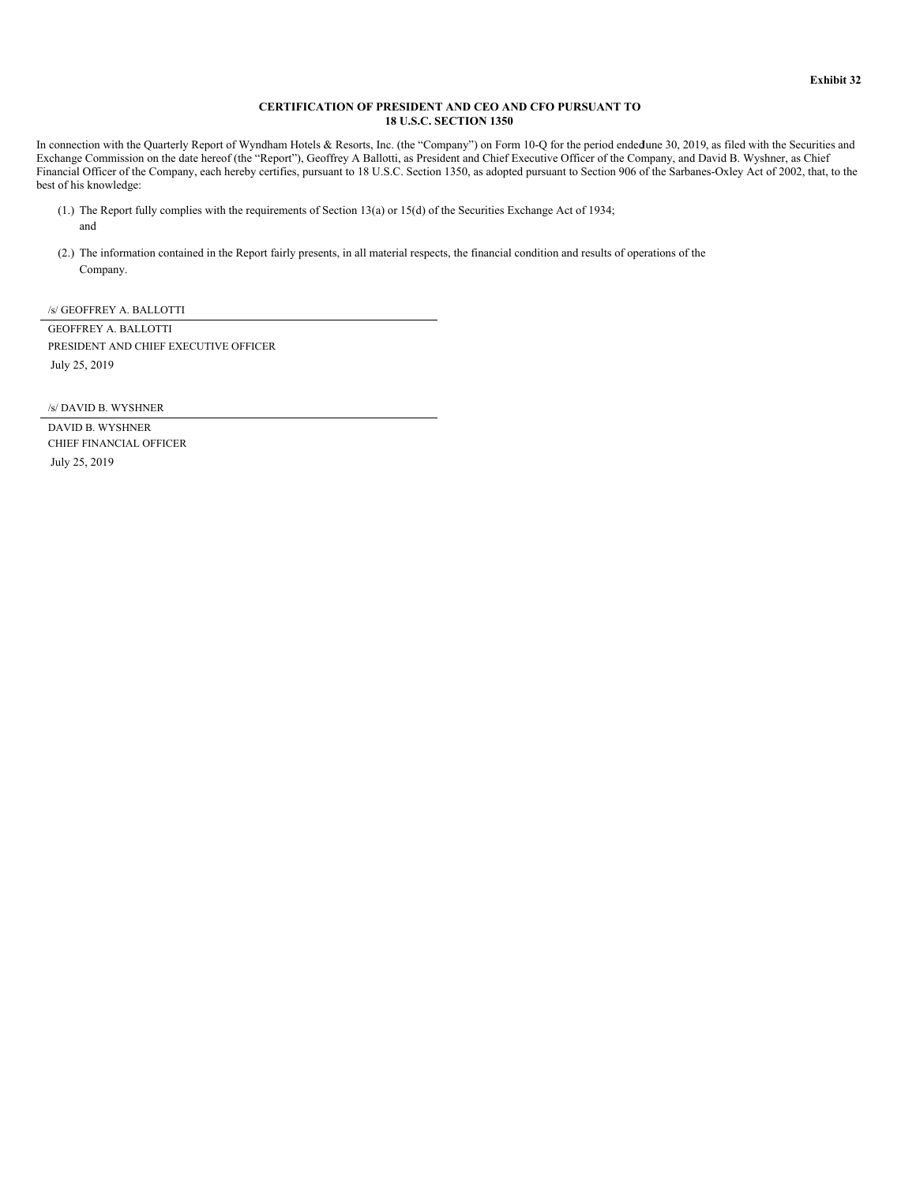**Exhibit 32**

**CERTIFICATION OF PRESIDENT AND CEO AND CFO PURSUANT TO 18 U.S.C. SECTION 1350**

In connection with the Quarterly Report of Wyndham Hotels & Resorts, Inc. (the "Company") on Form 10-Q for the period ended June 30, 2019, as filed with the Securities and Exchange Commission on the date hereof (the "Report"), Geoffrey A Ballotti, as President and Chief Executive Officer of the Company, and David B. Wyshner, as Chief Financial Officer of the Company, each hereby certifies, pursuant to 18 U.S.C. Section 1350, as adopted pursuant to Section 906 of the Sarbanes-Oxley Act of 2002, that, to the best of his knowledge:

(1.) The Report fully complies with the requirements of Section 13(a) or 15(d) of the Securities Exchange Act of 1934; and

(2.) The information contained in the Report fairly presents, in all material respects, the financial condition and results of operations of the Company.

/s/ GEOFFREY A. BALLOTTI

GEOFFREY A. BALLOTTI
PRESIDENT AND CHIEF EXECUTIVE OFFICER
July 25, 2019

/s/ DAVID B. WYSHNER

DAVID B. WYSHNER
CHIEF FINANCIAL OFFICER
July 25, 2019